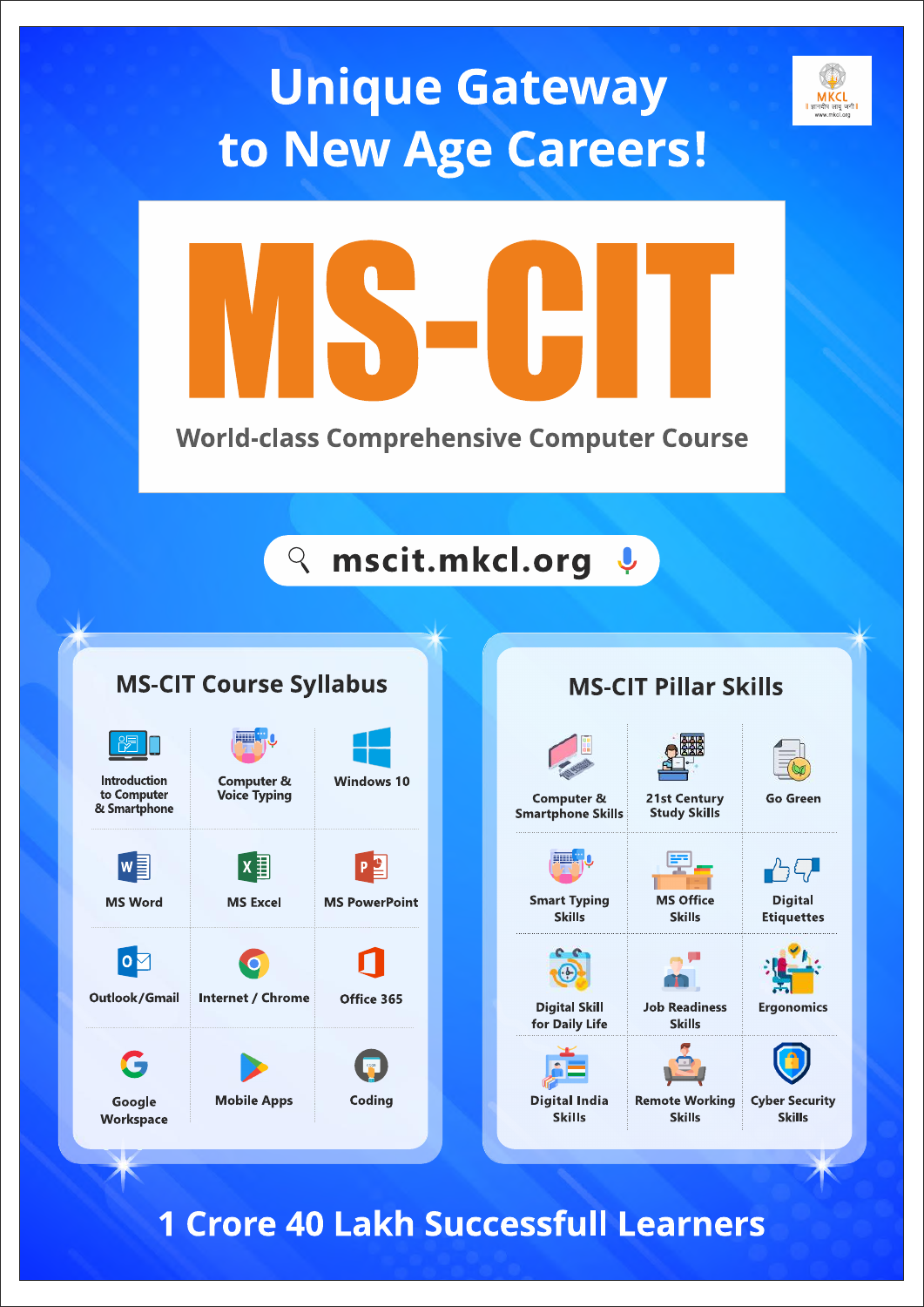# Unique Gateway to New Age Careers!

MKCL
ज्ञानदीप लावू जगी
www.mkcl.org

# MS-CIT

World-class Comprehensive Computer Course

mscit.mkcl.org

## MS-CIT Course Syllabus

| | | |
|---|---|---|
| Introduction to Computer & Smartphone | Computer & Voice Typing | Windows 10 |
| MS Word | MS Excel | MS PowerPoint |
| Outlook/Gmail | Internet / Chrome | Office 365 |
| Google Workspace | Mobile Apps | Coding |

## MS-CIT Pillar Skills

| | | |
|---|---|---|
| Computer & Smartphone Skills | 21st Century Study Skills | Go Green |
| Smart Typing Skills | MS Office Skills | Digital Etiquettes |
| Digital Skill for Daily Life | Job Readiness Skills | Ergonomics |
| Digital India Skills | Remote Working Skills | Cyber Security Skills |

**1 Crore 40 Lakh Successfull Learners**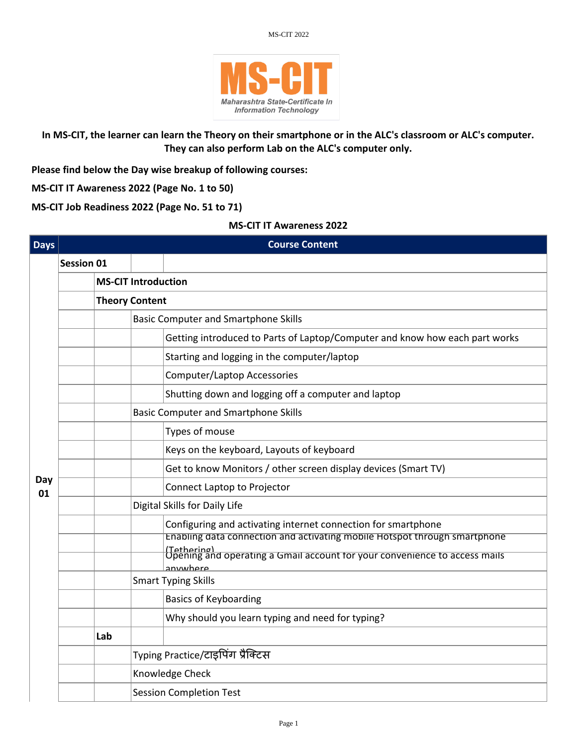In MS-CIT, the learner can learn the Theory on their smartphone or in the ALC's classroom or ALC's computer. They can also perform Lab on the ALC's computer only.

**Please find below the Day wise breakup of following courses:**

**MS-CIT IT Awareness 2022 (Page No. 1 to 50)**

**MS-CIT Job Readiness 2022 (Page No. 51 to 71)**

**MS-CIT IT Awareness 2022**

| Days | Course Content | | | |
|---|---|---|---|---|
| Day 01 | **Session 01** | | | |
| | | **MS-CIT Introduction** | | |
| | | **Theory Content** | | |
| | | | Basic Computer and Smartphone Skills | |
| | | | | Getting introduced to Parts of Laptop/Computer and know how each part works |
| | | | | Starting and logging in the computer/laptop |
| | | | | Computer/Laptop Accessories |
| | | | | Shutting down and logging off a computer and laptop |
| | | | Basic Computer and Smartphone Skills | |
| | | | | Types of mouse |
| | | | | Keys on the keyboard, Layouts of keyboard |
| | | | | Get to know Monitors / other screen display devices (Smart TV) |
| | | | | Connect Laptop to Projector |
| | | | Digital Skills for Daily Life | |
| | | | | Configuring and activating internet connection for smartphone |
| | | | | Enabling data connection and activating mobile Hotspot through smartphone (Tethering) |
| | | | | Opening and operating a Gmail account for your convenience to access mails anywhere |
| | | | Smart Typing Skills | |
| | | | | Basics of Keyboarding |
| | | | | Why should you learn typing and need for typing? |
| | | **Lab** | | |
| | | | Typing Practice/टाइपिंग प्रैक्टिस | |
| | | | Knowledge Check | |
| | | | Session Completion Test | |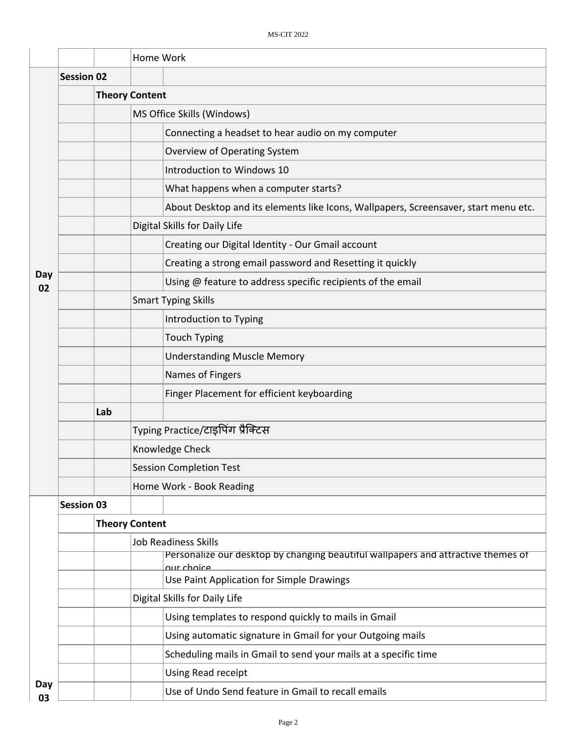| | | | |
|---|---|---|---|
| | | Home Work | |
| Day 02 | Session 02 | | |
| | | Theory Content | |
| | | MS Office Skills (Windows) | |
| | | | Connecting a headset to hear audio on my computer |
| | | | Overview of Operating System |
| | | | Introduction to Windows 10 |
| | | | What happens when a computer starts? |
| | | | About Desktop and its elements like Icons, Wallpapers, Screensaver, start menu etc. |
| | | Digital Skills for Daily Life | |
| | | | Creating our Digital Identity - Our Gmail account |
| | | | Creating a strong email password and Resetting it quickly |
| | | | Using @ feature to address specific recipients of the email |
| | | Smart Typing Skills | |
| | | | Introduction to Typing |
| | | | Touch Typing |
| | | | Understanding Muscle Memory |
| | | | Names of Fingers |
| | | | Finger Placement for efficient keyboarding |
| | | Lab | |
| | | Typing Practice/टाइपिंग प्रैक्टिस | |
| | | Knowledge Check | |
| | | Session Completion Test | |
| | | Home Work - Book Reading | |
| Day 03 | Session 03 | | |
| | | Theory Content | |
| | | Job Readiness Skills | |
| | | | Personalize our desktop by changing beautiful wallpapers and attractive themes of our choice |
| | | | Use Paint Application for Simple Drawings |
| | | Digital Skills for Daily Life | |
| | | | Using templates to respond quickly to mails in Gmail |
| | | | Using automatic signature in Gmail for your Outgoing mails |
| | | | Scheduling mails in Gmail to send your mails at a specific time |
| | | | Using Read receipt |
| | | | Use of Undo Send feature in Gmail to recall emails |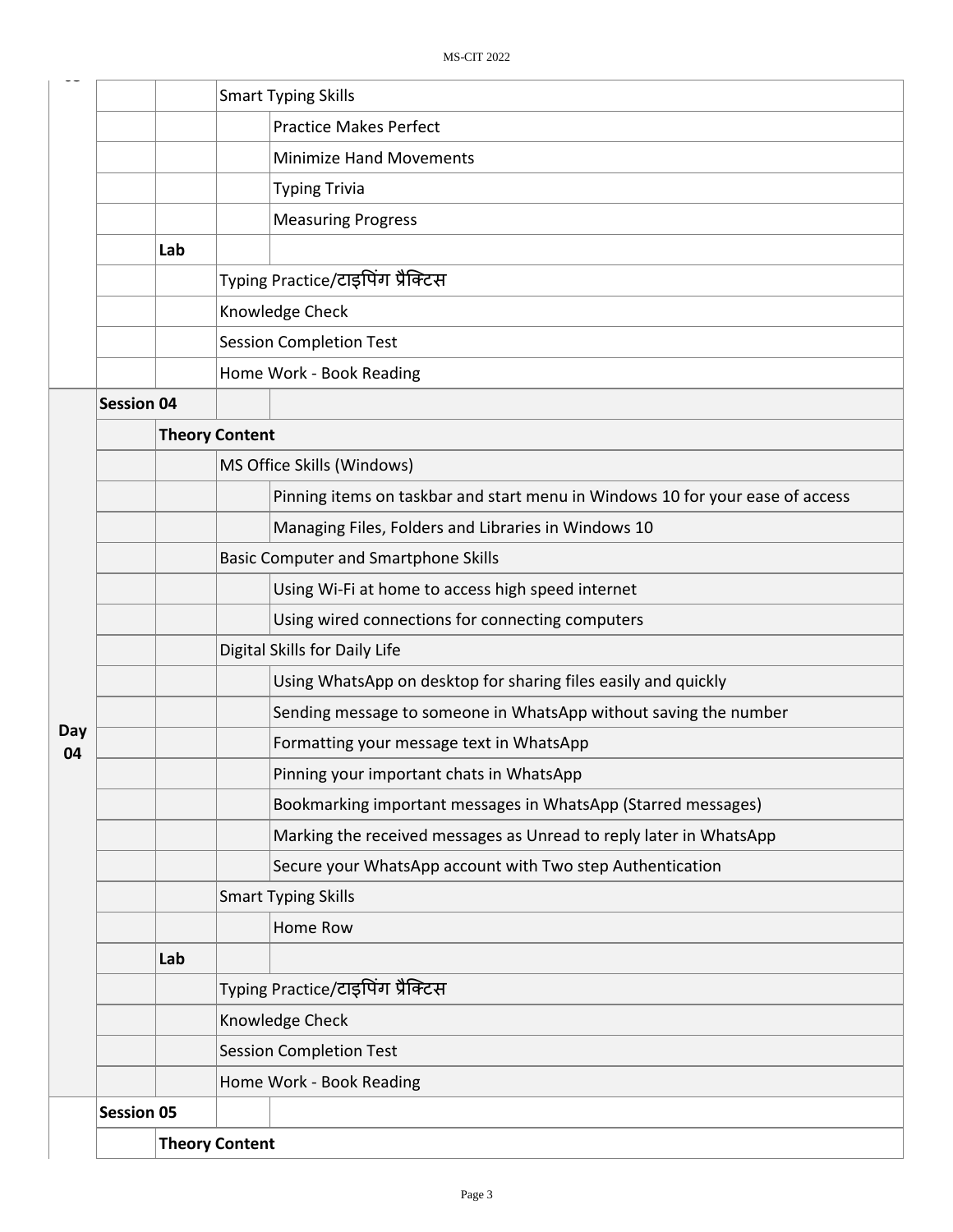| | | | | |
|---|---|---|---|---|
| | | | Smart Typing Skills | |
| | | | | Practice Makes Perfect |
| | | | | Minimize Hand Movements |
| | | | | Typing Trivia |
| | | | | Measuring Progress |
| | | **Lab** | | |
| | | | Typing Practice/टाइपिंग प्रैक्टिस | |
| | | | Knowledge Check | |
| | | | Session Completion Test | |
| | | | Home Work - Book Reading | |
| **Day 04** | **Session 04** | | | |
| | | **Theory Content** | | |
| | | | MS Office Skills (Windows) | |
| | | | | Pinning items on taskbar and start menu in Windows 10 for your ease of access |
| | | | | Managing Files, Folders and Libraries in Windows 10 |
| | | | Basic Computer and Smartphone Skills | |
| | | | | Using Wi-Fi at home to access high speed internet |
| | | | | Using wired connections for connecting computers |
| | | | Digital Skills for Daily Life | |
| | | | | Using WhatsApp on desktop for sharing files easily and quickly |
| | | | | Sending message to someone in WhatsApp without saving the number |
| | | | | Formatting your message text in WhatsApp |
| | | | | Pinning your important chats in WhatsApp |
| | | | | Bookmarking important messages in WhatsApp (Starred messages) |
| | | | | Marking the received messages as Unread to reply later in WhatsApp |
| | | | | Secure your WhatsApp account with Two step Authentication |
| | | | Smart Typing Skills | |
| | | | | Home Row |
| | | **Lab** | | |
| | | | Typing Practice/टाइपिंग प्रैक्टिस | |
| | | | Knowledge Check | |
| | | | Session Completion Test | |
| | | | Home Work - Book Reading | |
| | **Session 05** | | | |
| | | **Theory Content** | | |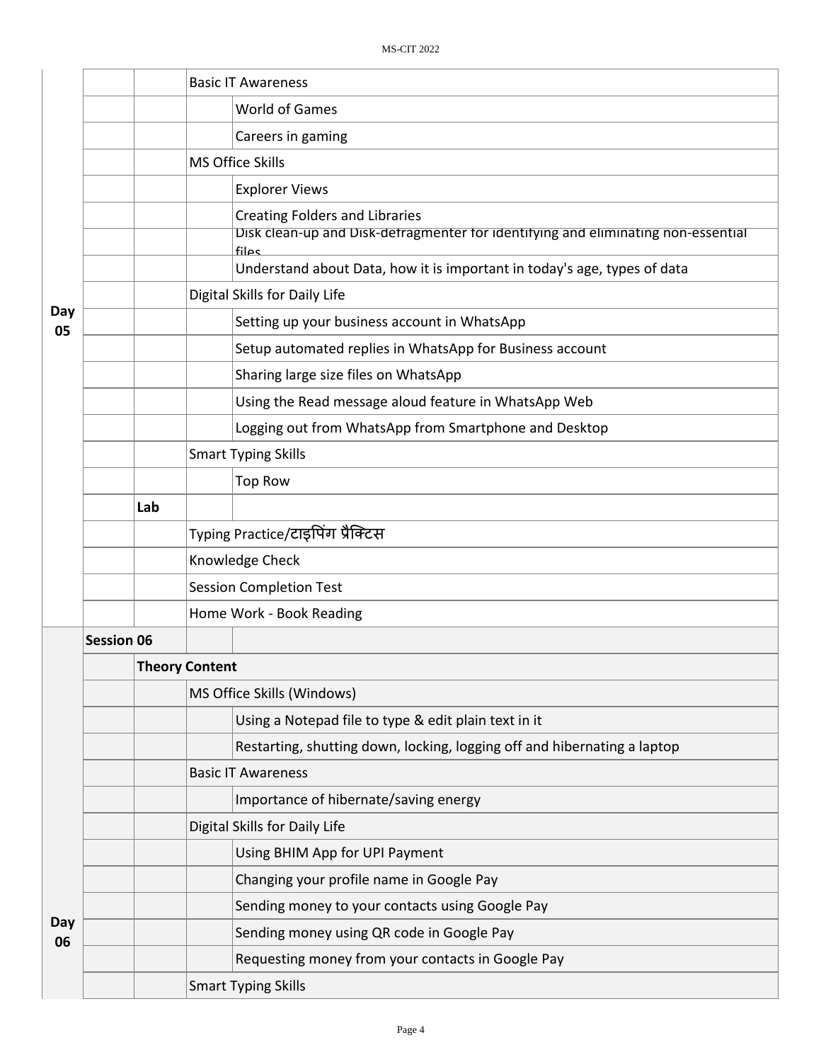| | | | | |
|---|---|---|---|---|
| Day 05 | | | Basic IT Awareness | |
| | | | | World of Games |
| | | | | Careers in gaming |
| | | | MS Office Skills | |
| | | | | Explorer Views |
| | | | | Creating Folders and Libraries |
| | | | | Disk clean-up and Disk-defragmenter for identifying and eliminating non-essential files |
| | | | | Understand about Data, how it is important in today's age, types of data |
| | | | Digital Skills for Daily Life | |
| | | | | Setting up your business account in WhatsApp |
| | | | | Setup automated replies in WhatsApp for Business account |
| | | | | Sharing large size files on WhatsApp |
| | | | | Using the Read message aloud feature in WhatsApp Web |
| | | | | Logging out from WhatsApp from Smartphone and Desktop |
| | | | Smart Typing Skills | |
| | | | | Top Row |
| | | **Lab** | | |
| | | | Typing Practice/टाइपिंग प्रैक्टिस | |
| | | | Knowledge Check | |
| | | | Session Completion Test | |
| | | | Home Work - Book Reading | |
| Day 06 | **Session 06** | | | |
| | | **Theory Content** | | |
| | | | MS Office Skills (Windows) | |
| | | | | Using a Notepad file to type & edit plain text in it |
| | | | | Restarting, shutting down, locking, logging off and hibernating a laptop |
| | | | Basic IT Awareness | |
| | | | | Importance of hibernate/saving energy |
| | | | Digital Skills for Daily Life | |
| | | | | Using BHIM App for UPI Payment |
| | | | | Changing your profile name in Google Pay |
| | | | | Sending money to your contacts using Google Pay |
| | | | | Sending money using QR code in Google Pay |
| | | | | Requesting money from your contacts in Google Pay |
| | | | Smart Typing Skills | |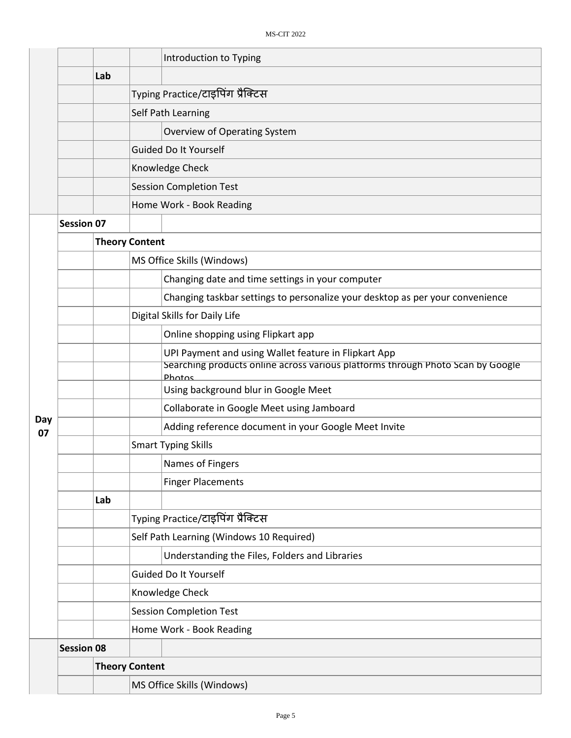| | | | | |
|---|---|---|---|---|
| | | | | Introduction to Typing |
| | | Lab | | |
| | | | Typing Practice/टाइपिंग प्रैक्टिस | |
| | | | Self Path Learning | |
| | | | | Overview of Operating System |
| | | | Guided Do It Yourself | |
| | | | Knowledge Check | |
| | | | Session Completion Test | |
| | | | Home Work - Book Reading | |
| Day 07 | **Session 07** | | | |
| | | **Theory Content** | | |
| | | | MS Office Skills (Windows) | |
| | | | | Changing date and time settings in your computer |
| | | | | Changing taskbar settings to personalize your desktop as per your convenience |
| | | | Digital Skills for Daily Life | |
| | | | | Online shopping using Flipkart app |
| | | | | UPI Payment and using Wallet feature in Flipkart App |
| | | | | Searching products online across various platforms through Photo Scan by Google Photos |
| | | | | Using background blur in Google Meet |
| | | | | Collaborate in Google Meet using Jamboard |
| | | | | Adding reference document in your Google Meet Invite |
| | | | Smart Typing Skills | |
| | | | | Names of Fingers |
| | | | | Finger Placements |
| | | **Lab** | | |
| | | | Typing Practice/टाइपिंग प्रैक्टिस | |
| | | | Self Path Learning (Windows 10 Required) | |
| | | | | Understanding the Files, Folders and Libraries |
| | | | Guided Do It Yourself | |
| | | | Knowledge Check | |
| | | | Session Completion Test | |
| | | | Home Work - Book Reading | |
| | **Session 08** | | | |
| | | **Theory Content** | | |
| | | | MS Office Skills (Windows) | |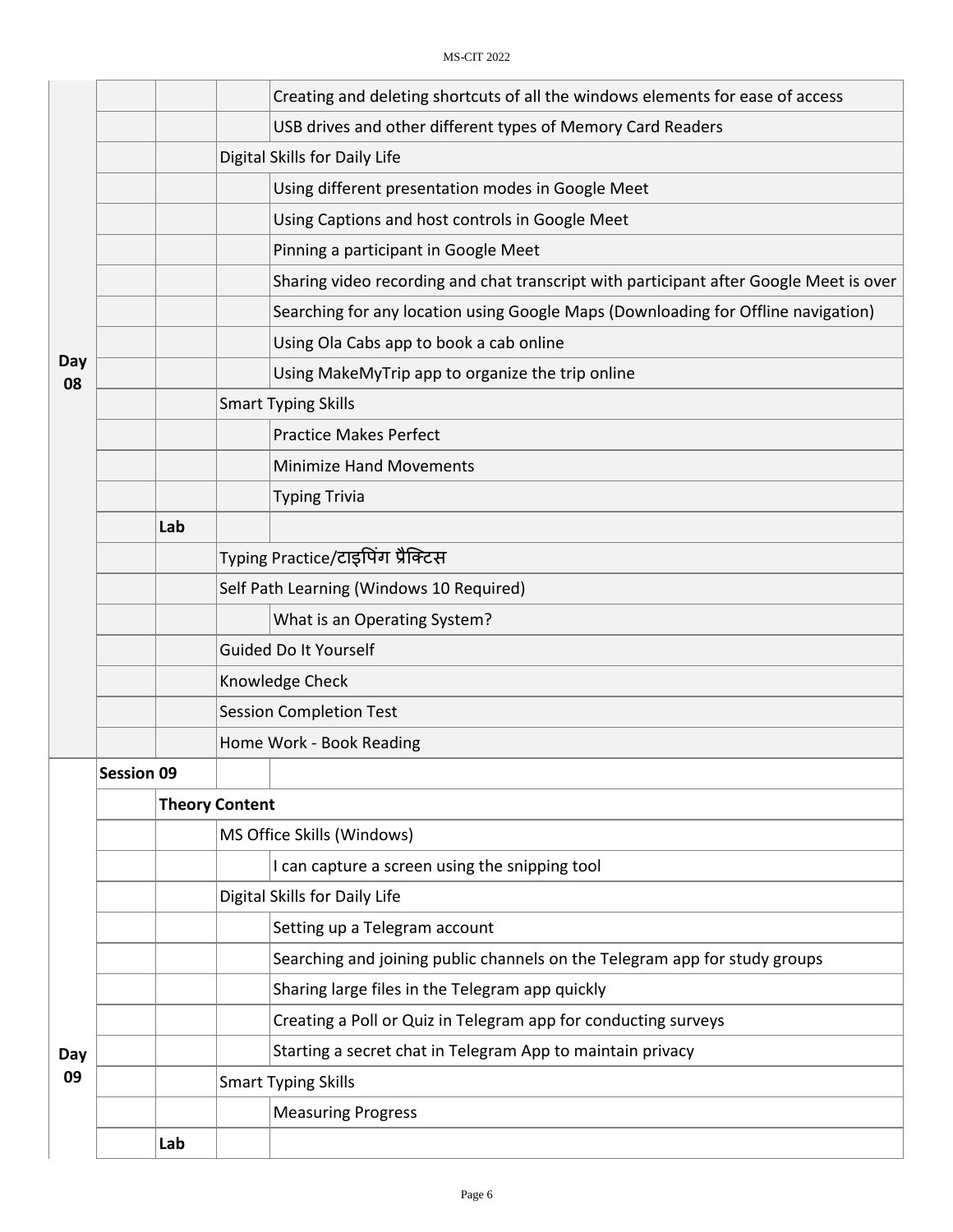| | | | | |
|---|---|---|---|---|
| Day 08 | | | | Creating and deleting shortcuts of all the windows elements for ease of access |
| | | | | USB drives and other different types of Memory Card Readers |
| | | | Digital Skills for Daily Life | |
| | | | | Using different presentation modes in Google Meet |
| | | | | Using Captions and host controls in Google Meet |
| | | | | Pinning a participant in Google Meet |
| | | | | Sharing video recording and chat transcript with participant after Google Meet is over |
| | | | | Searching for any location using Google Maps (Downloading for Offline navigation) |
| | | | | Using Ola Cabs app to book a cab online |
| | | | | Using MakeMyTrip app to organize the trip online |
| | | | Smart Typing Skills | |
| | | | | Practice Makes Perfect |
| | | | | Minimize Hand Movements |
| | | | | Typing Trivia |
| | | **Lab** | | |
| | | | Typing Practice/टाइपिंग प्रैक्टिस | |
| | | | Self Path Learning (Windows 10 Required) | |
| | | | | What is an Operating System? |
| | | | Guided Do It Yourself | |
| | | | Knowledge Check | |
| | | | Session Completion Test | |
| | | | Home Work - Book Reading | |
| Day 09 | **Session 09** | | | |
| | | **Theory Content** | | |
| | | | MS Office Skills (Windows) | |
| | | | | I can capture a screen using the snipping tool |
| | | | Digital Skills for Daily Life | |
| | | | | Setting up a Telegram account |
| | | | | Searching and joining public channels on the Telegram app for study groups |
| | | | | Sharing large files in the Telegram app quickly |
| | | | | Creating a Poll or Quiz in Telegram app for conducting surveys |
| | | | | Starting a secret chat in Telegram App to maintain privacy |
| | | | Smart Typing Skills | |
| | | | | Measuring Progress |
| | | **Lab** | | |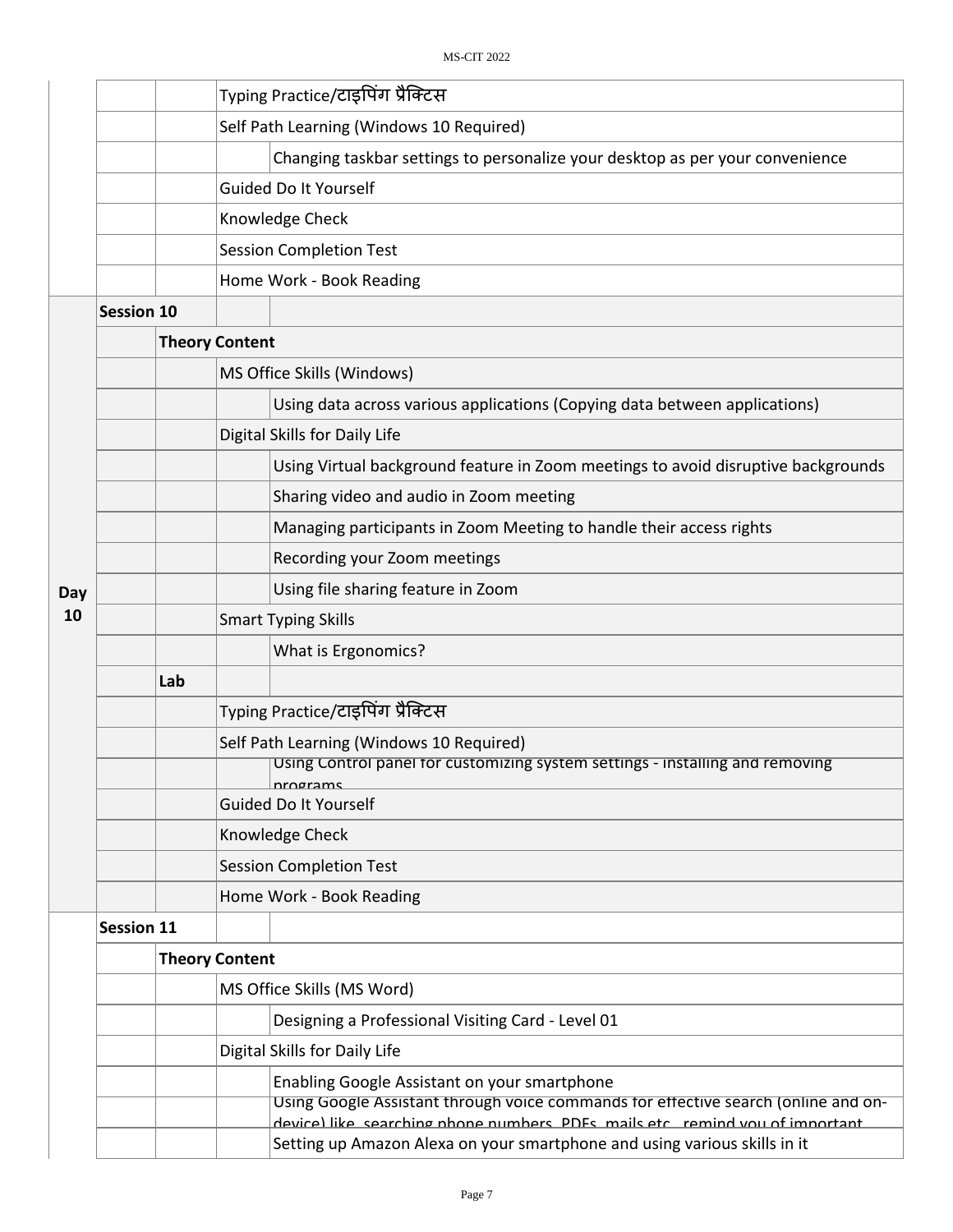| | | | | |
|---|---|---|---|---|
| | | | Typing Practice/टाइपिंग प्रैक्टिस | |
| | | | Self Path Learning (Windows 10 Required) | |
| | | | | Changing taskbar settings to personalize your desktop as per your convenience |
| | | | Guided Do It Yourself | |
| | | | Knowledge Check | |
| | | | Session Completion Test | |
| | | | Home Work - Book Reading | |
| **Day 10** | **Session 10** | | | |
| | | **Theory Content** | | |
| | | | MS Office Skills (Windows) | |
| | | | | Using data across various applications (Copying data between applications) |
| | | | Digital Skills for Daily Life | |
| | | | | Using Virtual background feature in Zoom meetings to avoid disruptive backgrounds |
| | | | | Sharing video and audio in Zoom meeting |
| | | | | Managing participants in Zoom Meeting to handle their access rights |
| | | | | Recording your Zoom meetings |
| | | | | Using file sharing feature in Zoom |
| | | | Smart Typing Skills | |
| | | | | What is Ergonomics? |
| | | **Lab** | | |
| | | | Typing Practice/टाइपिंग प्रैक्टिस | |
| | | | Self Path Learning (Windows 10 Required) | |
| | | | | Using Control panel for customizing system settings - Installing and removing programs |
| | | | Guided Do It Yourself | |
| | | | Knowledge Check | |
| | | | Session Completion Test | |
| | | | Home Work - Book Reading | |
| | **Session 11** | | | |
| | | **Theory Content** | | |
| | | | MS Office Skills (MS Word) | |
| | | | | Designing a Professional Visiting Card - Level 01 |
| | | | Digital Skills for Daily Life | |
| | | | | Enabling Google Assistant on your smartphone |
| | | | | Using Google Assistant through voice commands for effective search (online and on-device) like searching phone numbers, PDFs, mails etc., remind you of important |
| | | | | Setting up Amazon Alexa on your smartphone and using various skills in it |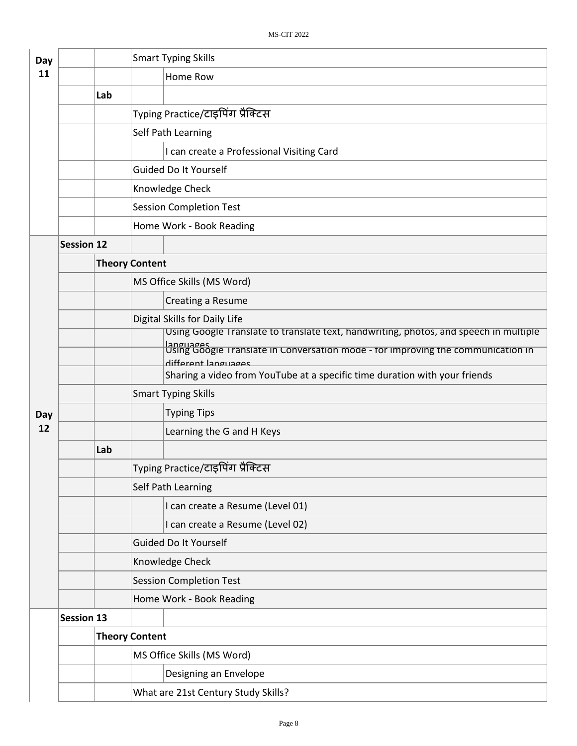| Day | | | | |
|---|---|---|---|---|
| Day 11 | | | Smart Typing Skills | |
| | | | | Home Row |
| | | Lab | | |
| | | | Typing Practice/टाइपिंग प्रैक्टिस | |
| | | | Self Path Learning | |
| | | | | I can create a Professional Visiting Card |
| | | | Guided Do It Yourself | |
| | | | Knowledge Check | |
| | | | Session Completion Test | |
| | | | Home Work - Book Reading | |
| Day 12 | Session 12 | | | |
| | | Theory Content | | |
| | | | MS Office Skills (MS Word) | |
| | | | | Creating a Resume |
| | | | Digital Skills for Daily Life | |
| | | | | Using Google Translate to translate text, handwriting, photos, and speech in multiple languages |
| | | | | Using Google Translate in Conversation mode - for improving the communication in different languages |
| | | | | Sharing a video from YouTube at a specific time duration with your friends |
| | | | Smart Typing Skills | |
| | | | | Typing Tips |
| | | | | Learning the G and H Keys |
| | | Lab | | |
| | | | Typing Practice/टाइपिंग प्रैक्टिस | |
| | | | Self Path Learning | |
| | | | | I can create a Resume (Level 01) |
| | | | | I can create a Resume (Level 02) |
| | | | Guided Do It Yourself | |
| | | | Knowledge Check | |
| | | | Session Completion Test | |
| | | | Home Work - Book Reading | |
| | Session 13 | | | |
| | | Theory Content | | |
| | | | MS Office Skills (MS Word) | |
| | | | | Designing an Envelope |
| | | | What are 21st Century Study Skills? | |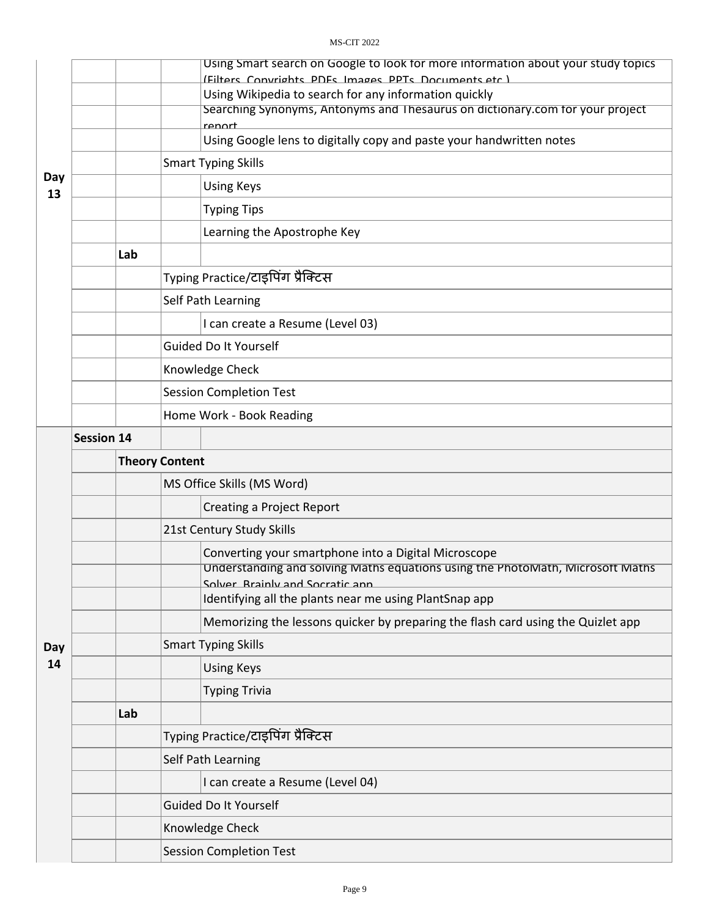| | | | | |
|---|---|---|---|---|
| Day 13 | | | | Using Smart search on Google to look for more information about your study topics (Filters, Copyrights, PDFs, Images, PPTs, Documents etc.) |
| | | | | Using Wikipedia to search for any information quickly |
| | | | | Searching Synonyms, Antonyms and Thesaurus on dictionary.com for your project report |
| | | | | Using Google lens to digitally copy and paste your handwritten notes |
| | | | Smart Typing Skills | |
| | | | | Using Keys |
| | | | | Typing Tips |
| | | | | Learning the Apostrophe Key |
| | | Lab | | |
| | | | Typing Practice/टाइपिंग प्रैक्टिस | |
| | | | Self Path Learning | |
| | | | | I can create a Resume (Level 03) |
| | | | Guided Do It Yourself | |
| | | | Knowledge Check | |
| | | | Session Completion Test | |
| | | | Home Work - Book Reading | |
| Day 14 | **Session 14** | | | |
| | | **Theory Content** | | |
| | | | MS Office Skills (MS Word) | |
| | | | | Creating a Project Report |
| | | | 21st Century Study Skills | |
| | | | | Converting your smartphone into a Digital Microscope |
| | | | | Understanding and solving Maths equations using the PhotoMath, Microsoft Maths Solver, Brainly and Socratic app |
| | | | | Identifying all the plants near me using PlantSnap app |
| | | | | Memorizing the lessons quicker by preparing the flash card using the Quizlet app |
| | | | Smart Typing Skills | |
| | | | | Using Keys |
| | | | | Typing Trivia |
| | | Lab | | |
| | | | Typing Practice/टाइपिंग प्रैक्टिस | |
| | | | Self Path Learning | |
| | | | | I can create a Resume (Level 04) |
| | | | Guided Do It Yourself | |
| | | | Knowledge Check | |
| | | | Session Completion Test | |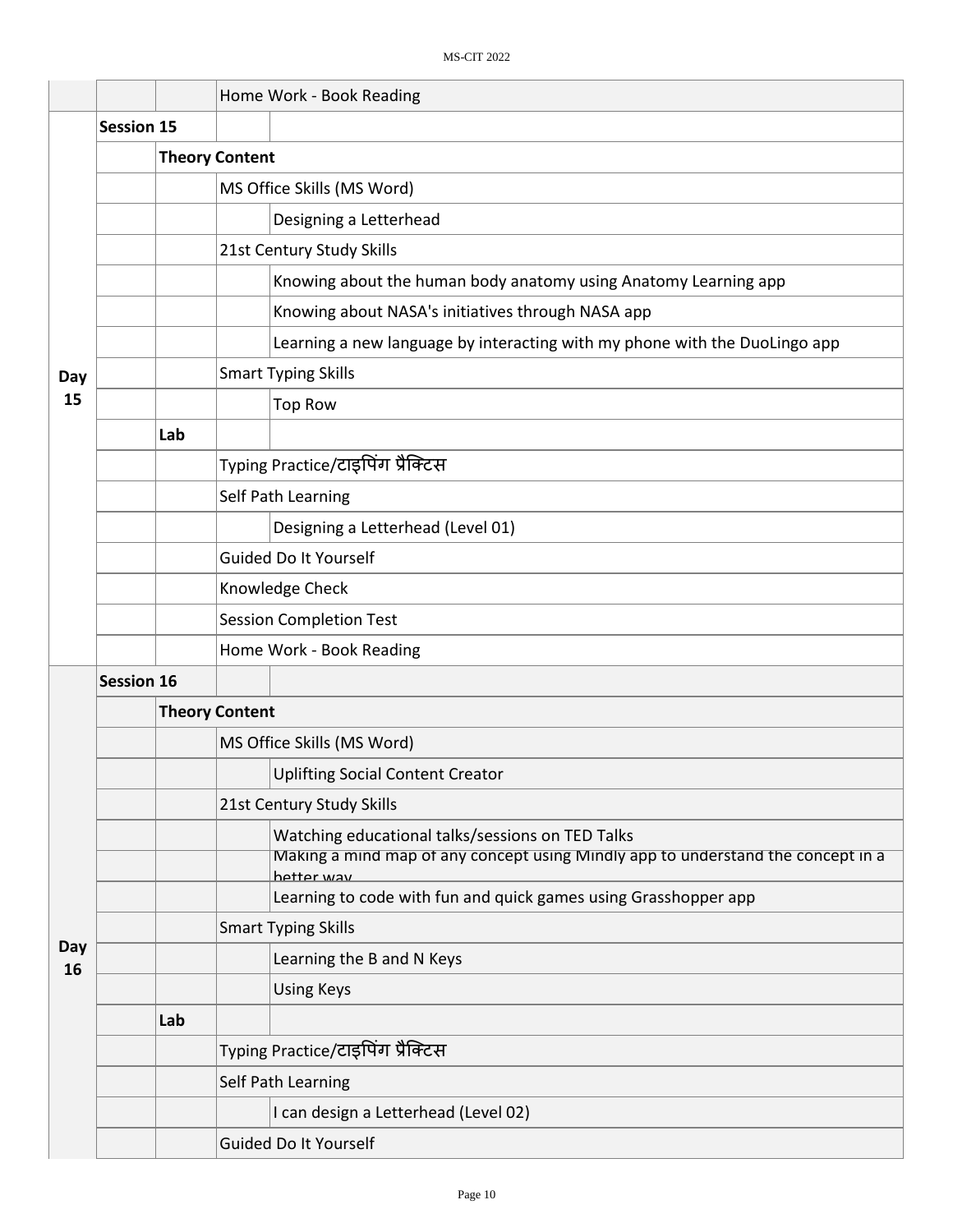| | | | | |
|---|---|---|---|---|
| | | | Home Work - Book Reading | |
| Day 15 | Session 15 | | | |
| | | Theory Content | | |
| | | | MS Office Skills (MS Word) | |
| | | | | Designing a Letterhead |
| | | | 21st Century Study Skills | |
| | | | | Knowing about the human body anatomy using Anatomy Learning app |
| | | | | Knowing about NASA's initiatives through NASA app |
| | | | | Learning a new language by interacting with my phone with the DuoLingo app |
| | | | Smart Typing Skills | |
| | | | | Top Row |
| | | Lab | | |
| | | | Typing Practice/टाइपिंग प्रैक्टिस | |
| | | | Self Path Learning | |
| | | | | Designing a Letterhead (Level 01) |
| | | | Guided Do It Yourself | |
| | | | Knowledge Check | |
| | | | Session Completion Test | |
| | | | Home Work - Book Reading | |
| Day 16 | Session 16 | | | |
| | | Theory Content | | |
| | | | MS Office Skills (MS Word) | |
| | | | | Uplifting Social Content Creator |
| | | | 21st Century Study Skills | |
| | | | | Watching educational talks/sessions on TED Talks |
| | | | | Making a mind map of any concept using Mindly app to understand the concept in a better way |
| | | | | Learning to code with fun and quick games using Grasshopper app |
| | | | Smart Typing Skills | |
| | | | | Learning the B and N Keys |
| | | | | Using Keys |
| | | Lab | | |
| | | | Typing Practice/टाइपिंग प्रैक्टिस | |
| | | | Self Path Learning | |
| | | | | I can design a Letterhead (Level 02) |
| | | | Guided Do It Yourself | |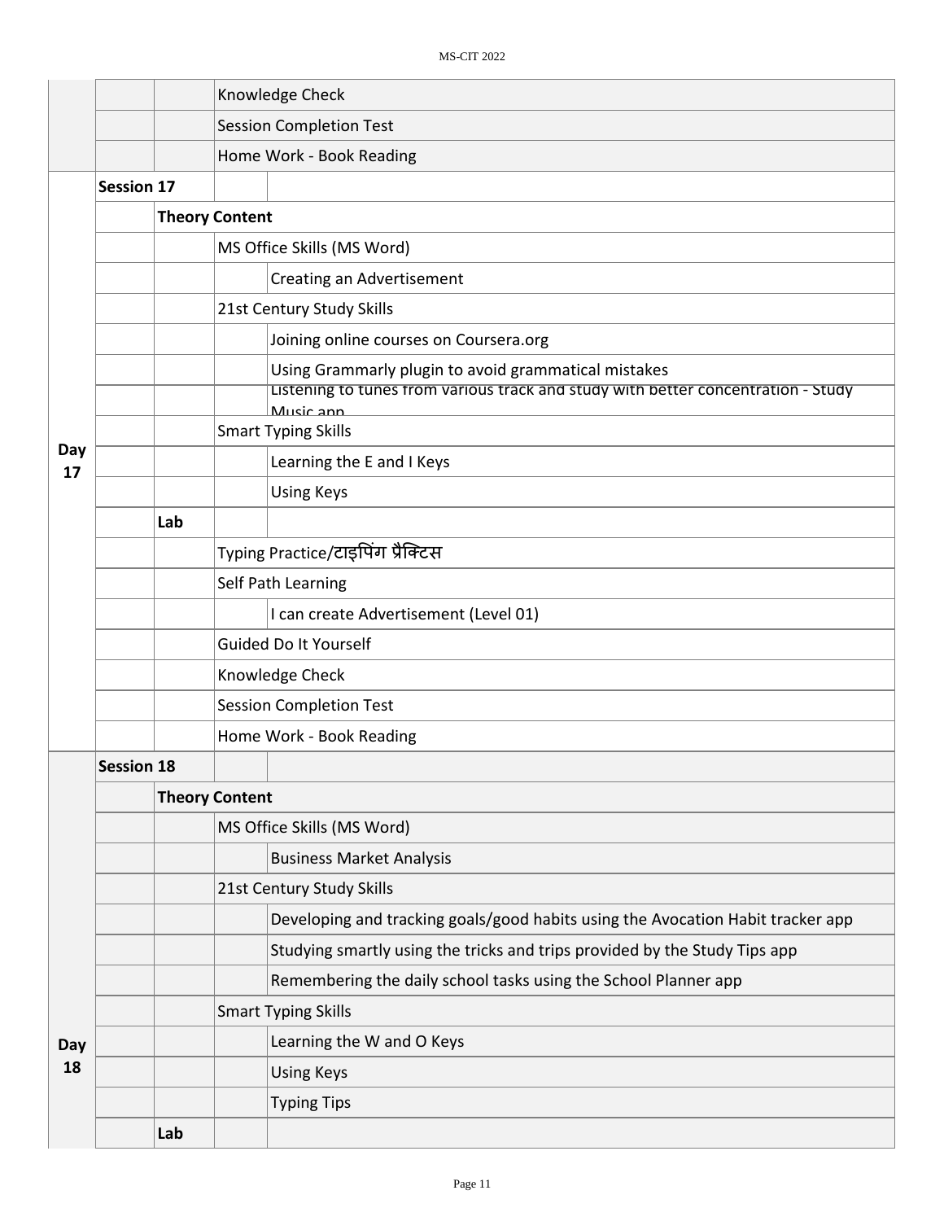| | | | | |
|---|---|---|---|---|
| | | | Knowledge Check | |
| | | | Session Completion Test | |
| | | | Home Work - Book Reading | |
| Day 17 | Session 17 | | | |
| | | Theory Content | | |
| | | | MS Office Skills (MS Word) | |
| | | | | Creating an Advertisement |
| | | | 21st Century Study Skills | |
| | | | | Joining online courses on Coursera.org |
| | | | | Using Grammarly plugin to avoid grammatical mistakes |
| | | | | Listening to tunes from various track and study with better concentration - Study Music app |
| | | | Smart Typing Skills | |
| | | | | Learning the E and I Keys |
| | | | | Using Keys |
| | | Lab | | |
| | | | Typing Practice/टाइपिंग प्रैक्टिस | |
| | | | Self Path Learning | |
| | | | | I can create Advertisement (Level 01) |
| | | | Guided Do It Yourself | |
| | | | Knowledge Check | |
| | | | Session Completion Test | |
| | | | Home Work - Book Reading | |
| Day 18 | Session 18 | | | |
| | | Theory Content | | |
| | | | MS Office Skills (MS Word) | |
| | | | | Business Market Analysis |
| | | | 21st Century Study Skills | |
| | | | | Developing and tracking goals/good habits using the Avocation Habit tracker app |
| | | | | Studying smartly using the tricks and trips provided by the Study Tips app |
| | | | | Remembering the daily school tasks using the School Planner app |
| | | | Smart Typing Skills | |
| | | | | Learning the W and O Keys |
| | | | | Using Keys |
| | | | | Typing Tips |
| | | Lab | | |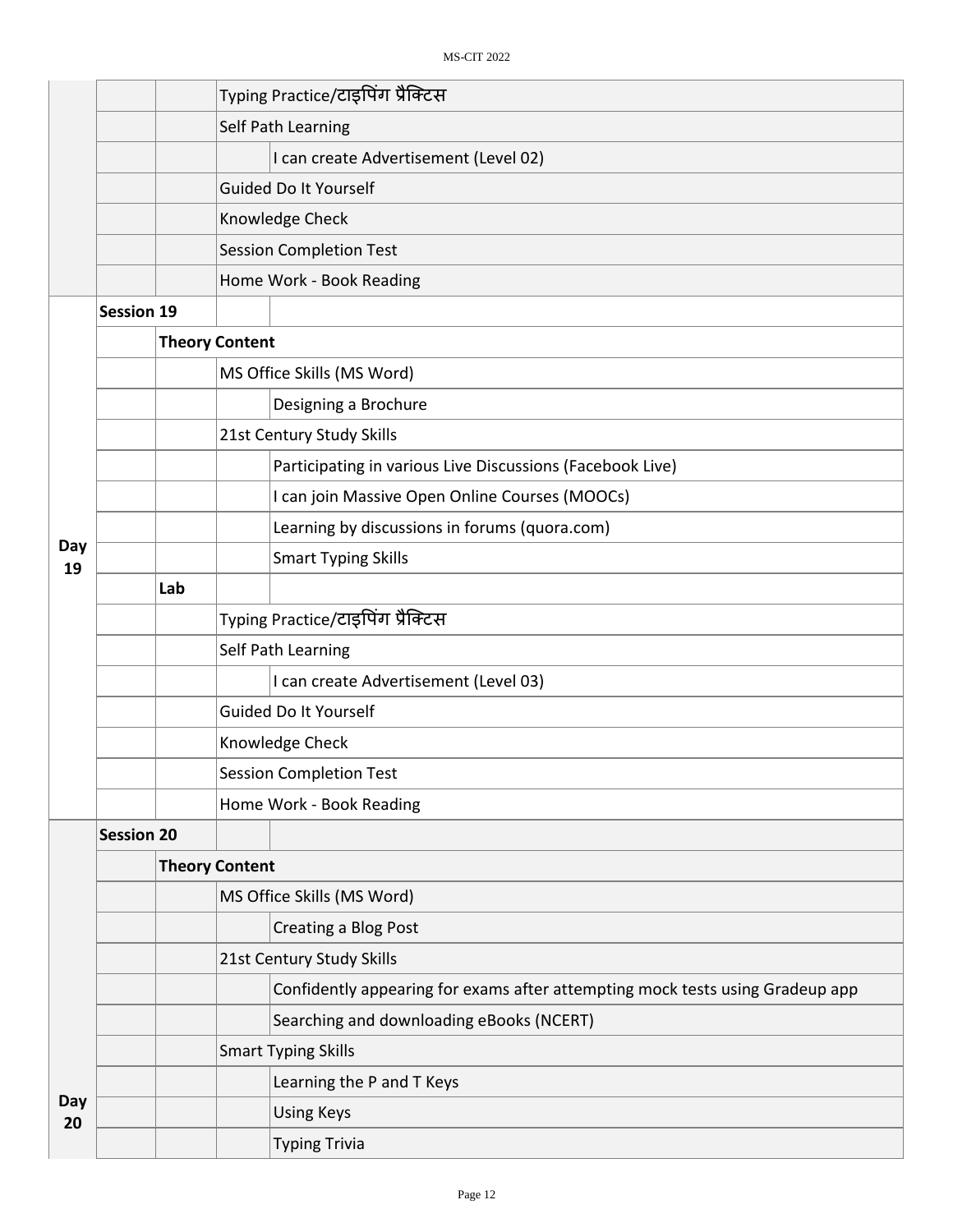| | | | | |
|---|---|---|---|---|
| | | | Typing Practice/टाइपिंग प्रैक्टिस | |
| | | | Self Path Learning | |
| | | | | I can create Advertisement (Level 02) |
| | | | Guided Do It Yourself | |
| | | | Knowledge Check | |
| | | | Session Completion Test | |
| | | | Home Work - Book Reading | |
| Day 19 | **Session 19** | | | |
| | | **Theory Content** | | |
| | | | MS Office Skills (MS Word) | |
| | | | | Designing a Brochure |
| | | | 21st Century Study Skills | |
| | | | | Participating in various Live Discussions (Facebook Live) |
| | | | | I can join Massive Open Online Courses (MOOCs) |
| | | | | Learning by discussions in forums (quora.com) |
| | | | | Smart Typing Skills |
| | | **Lab** | | |
| | | | Typing Practice/टाइपिंग प्रैक्टिस | |
| | | | Self Path Learning | |
| | | | | I can create Advertisement (Level 03) |
| | | | Guided Do It Yourself | |
| | | | Knowledge Check | |
| | | | Session Completion Test | |
| | | | Home Work - Book Reading | |
| Day 20 | **Session 20** | | | |
| | | **Theory Content** | | |
| | | | MS Office Skills (MS Word) | |
| | | | | Creating a Blog Post |
| | | | 21st Century Study Skills | |
| | | | | Confidently appearing for exams after attempting mock tests using Gradeup app |
| | | | | Searching and downloading eBooks (NCERT) |
| | | | Smart Typing Skills | |
| | | | | Learning the P and T Keys |
| | | | | Using Keys |
| | | | | Typing Trivia |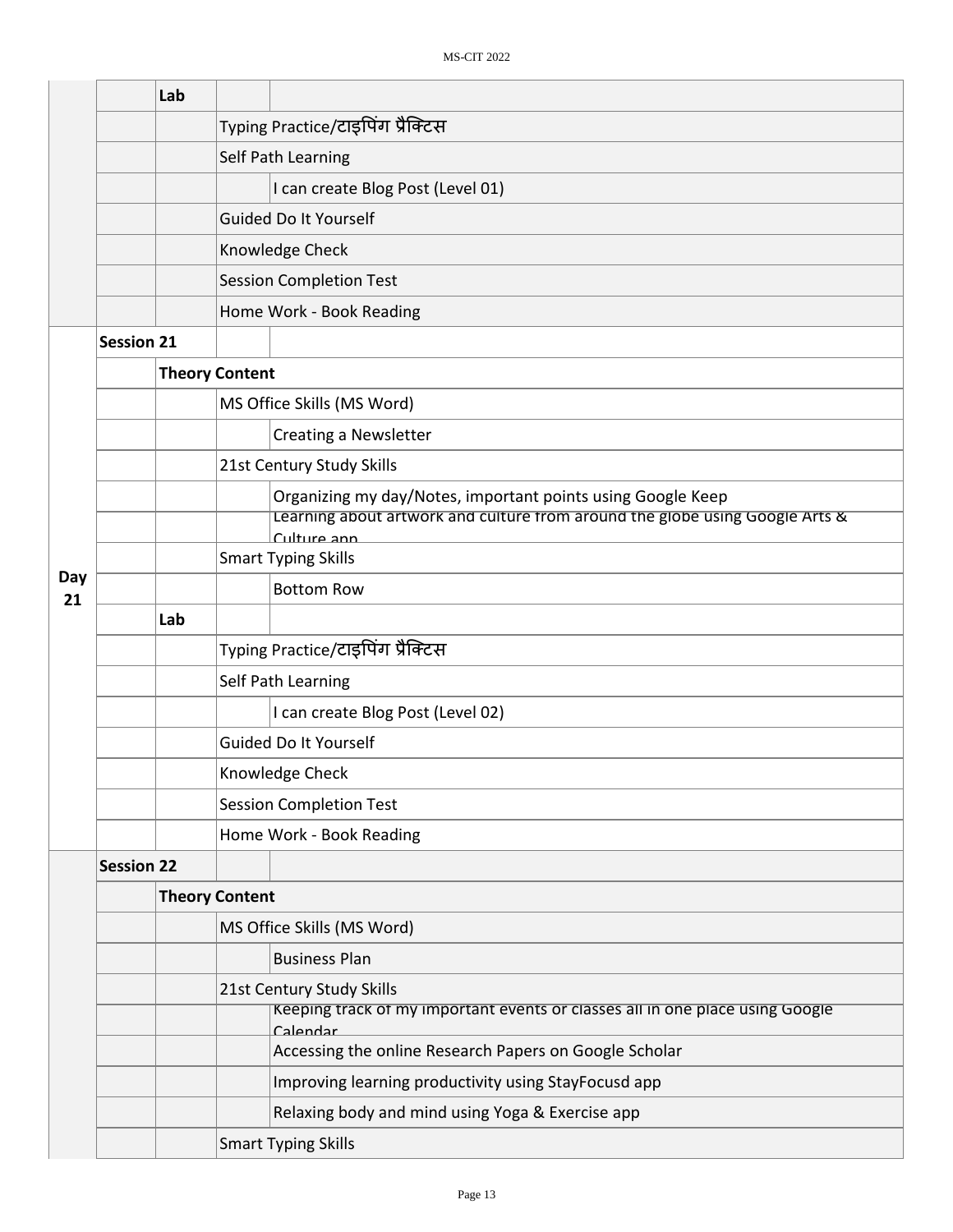| | | | |
|---|---|---|---|
| | Lab | | |
| | | Typing Practice/टाइपिंग प्रैक्टिस | |
| | | Self Path Learning | |
| | | | I can create Blog Post (Level 01) |
| | | Guided Do It Yourself | |
| | | Knowledge Check | |
| | | Session Completion Test | |
| | | Home Work - Book Reading | |
| **Day 21** | **Session 21** | | |
| | | **Theory Content** | |
| | | MS Office Skills (MS Word) | |
| | | | Creating a Newsletter |
| | | 21st Century Study Skills | |
| | | | Organizing my day/Notes, important points using Google Keep |
| | | | Learning about artwork and culture from around the globe using Google Arts & Culture app |
| | | Smart Typing Skills | |
| | | | Bottom Row |
| | **Lab** | | |
| | | Typing Practice/टाइपिंग प्रैक्टिस | |
| | | Self Path Learning | |
| | | | I can create Blog Post (Level 02) |
| | | Guided Do It Yourself | |
| | | Knowledge Check | |
| | | Session Completion Test | |
| | | Home Work - Book Reading | |
| | **Session 22** | | |
| | | **Theory Content** | |
| | | MS Office Skills (MS Word) | |
| | | | Business Plan |
| | | 21st Century Study Skills | |
| | | | Keeping track of my important events or classes all in one place using Google Calendar |
| | | | Accessing the online Research Papers on Google Scholar |
| | | | Improving learning productivity using StayFocusd app |
| | | | Relaxing body and mind using Yoga & Exercise app |
| | | Smart Typing Skills | |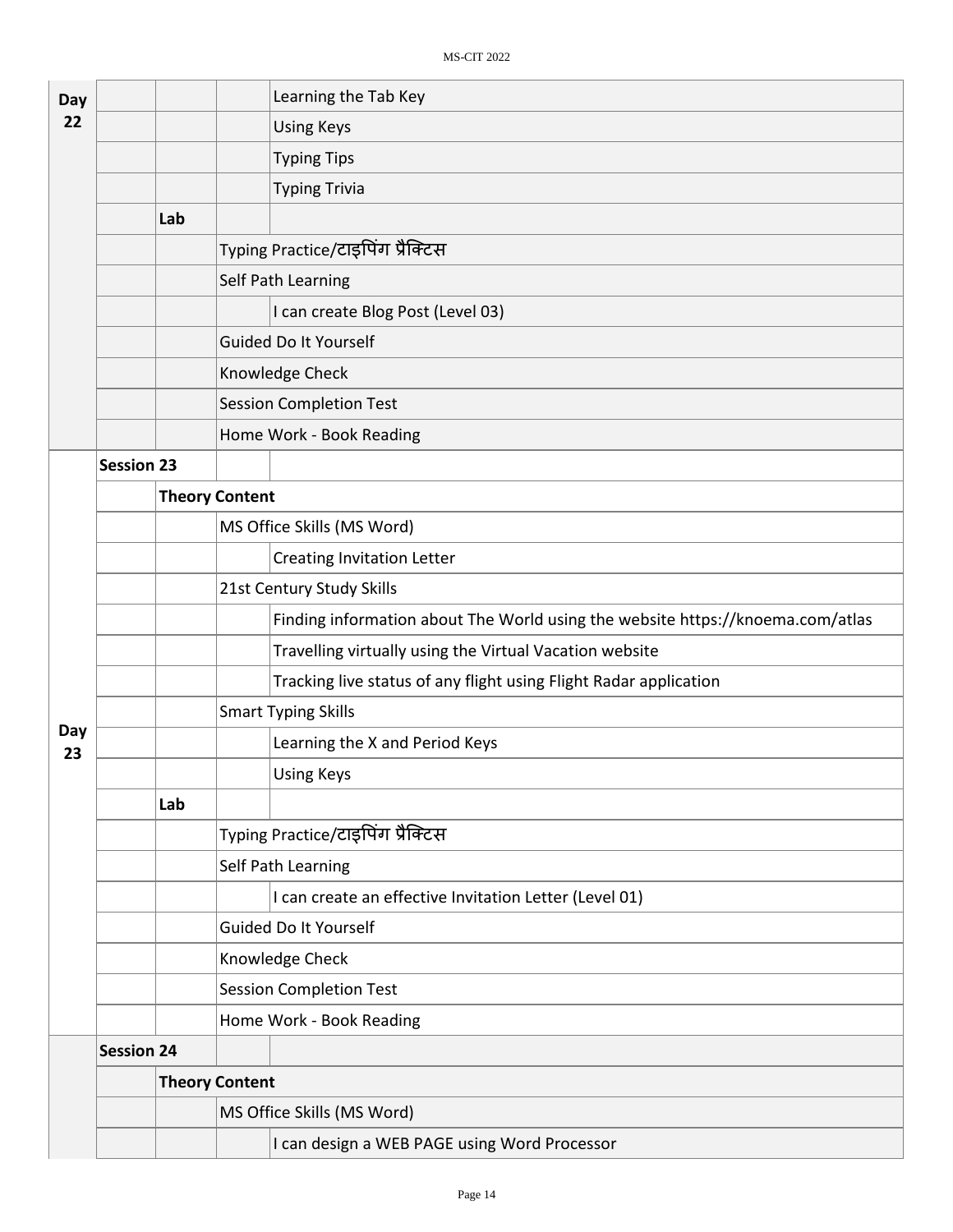| Day | | | | |
|---|---|---|---|---|
| Day 22 | | | | Learning the Tab Key |
| | | | | Using Keys |
| | | | | Typing Tips |
| | | | | Typing Trivia |
| | | Lab | | |
| | | | Typing Practice/टाइपिंग प्रैक्टिस | |
| | | | Self Path Learning | |
| | | | | I can create Blog Post (Level 03) |
| | | | Guided Do It Yourself | |
| | | | Knowledge Check | |
| | | | Session Completion Test | |
| | | | Home Work - Book Reading | |
| Day 23 | **Session 23** | | | |
| | | **Theory Content** | | |
| | | | MS Office Skills (MS Word) | |
| | | | | Creating Invitation Letter |
| | | | 21st Century Study Skills | |
| | | | | Finding information about The World using the website https://knoema.com/atlas |
| | | | | Travelling virtually using the Virtual Vacation website |
| | | | | Tracking live status of any flight using Flight Radar application |
| | | | Smart Typing Skills | |
| | | | | Learning the X and Period Keys |
| | | | | Using Keys |
| | | **Lab** | | |
| | | | Typing Practice/टाइपिंग प्रैक्टिस | |
| | | | Self Path Learning | |
| | | | | I can create an effective Invitation Letter (Level 01) |
| | | | Guided Do It Yourself | |
| | | | Knowledge Check | |
| | | | Session Completion Test | |
| | | | Home Work - Book Reading | |
| | **Session 24** | | | |
| | | **Theory Content** | | |
| | | | MS Office Skills (MS Word) | |
| | | | | I can design a WEB PAGE using Word Processor |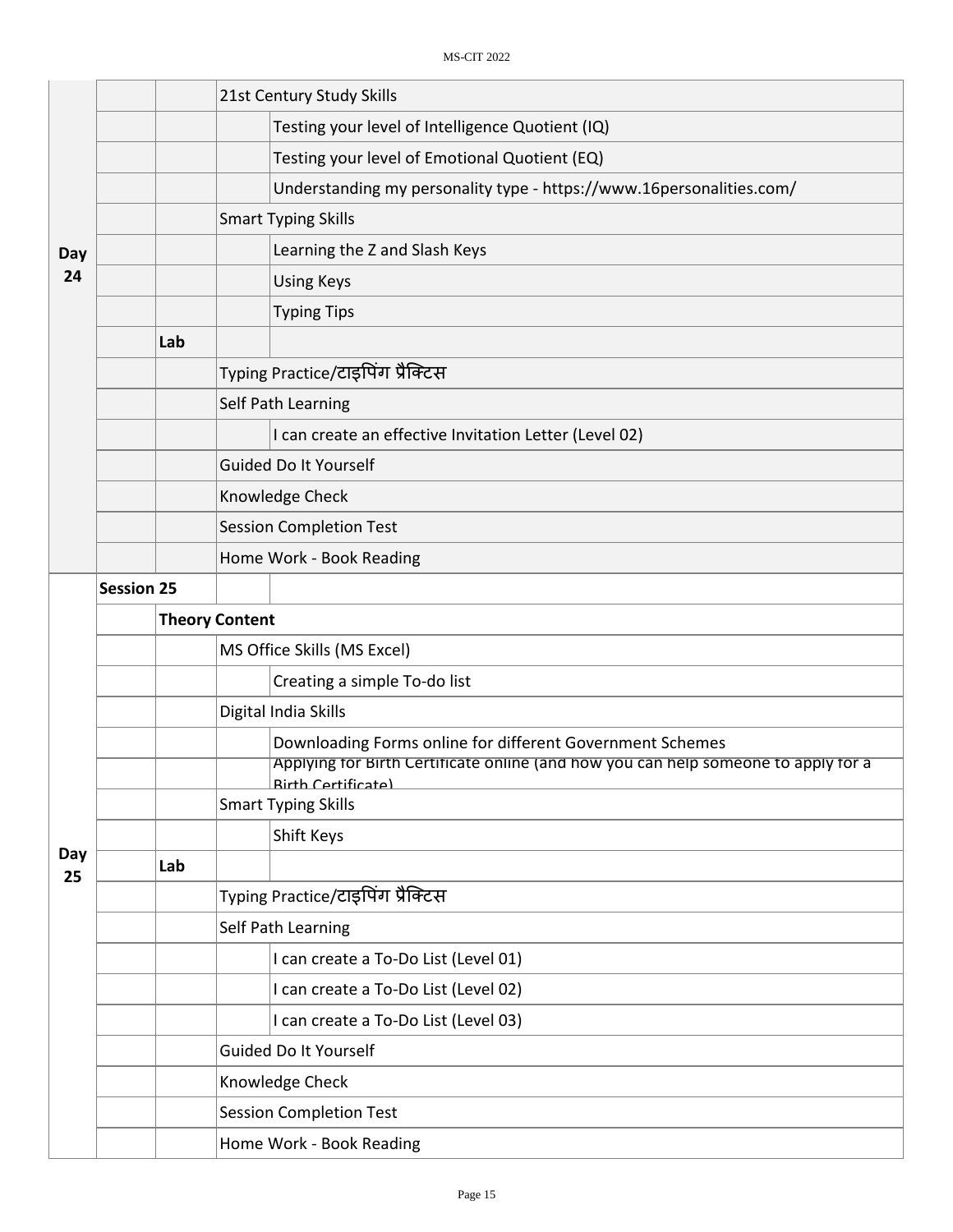| | | | | |
|---|---|---|---|---|
| Day 24 | | | 21st Century Study Skills | |
| | | | | Testing your level of Intelligence Quotient (IQ) |
| | | | | Testing your level of Emotional Quotient (EQ) |
| | | | | Understanding my personality type - https://www.16personalities.com/ |
| | | | Smart Typing Skills | |
| | | | | Learning the Z and Slash Keys |
| | | | | Using Keys |
| | | | | Typing Tips |
| | | **Lab** | | |
| | | | Typing Practice/टाइपिंग प्रैक्टिस | |
| | | | Self Path Learning | |
| | | | | I can create an effective Invitation Letter (Level 02) |
| | | | Guided Do It Yourself | |
| | | | Knowledge Check | |
| | | | Session Completion Test | |
| | | | Home Work - Book Reading | |
| Day 25 | **Session 25** | | | |
| | | **Theory Content** | | |
| | | | MS Office Skills (MS Excel) | |
| | | | | Creating a simple To-do list |
| | | | Digital India Skills | |
| | | | | Downloading Forms online for different Government Schemes |
| | | | | Applying for Birth Certificate online (and how you can help someone to apply for a Birth Certificate) |
| | | | Smart Typing Skills | |
| | | | | Shift Keys |
| | | **Lab** | | |
| | | | Typing Practice/टाइपिंग प्रैक्टिस | |
| | | | Self Path Learning | |
| | | | | I can create a To-Do List (Level 01) |
| | | | | I can create a To-Do List (Level 02) |
| | | | | I can create a To-Do List (Level 03) |
| | | | Guided Do It Yourself | |
| | | | Knowledge Check | |
| | | | Session Completion Test | |
| | | | Home Work - Book Reading | |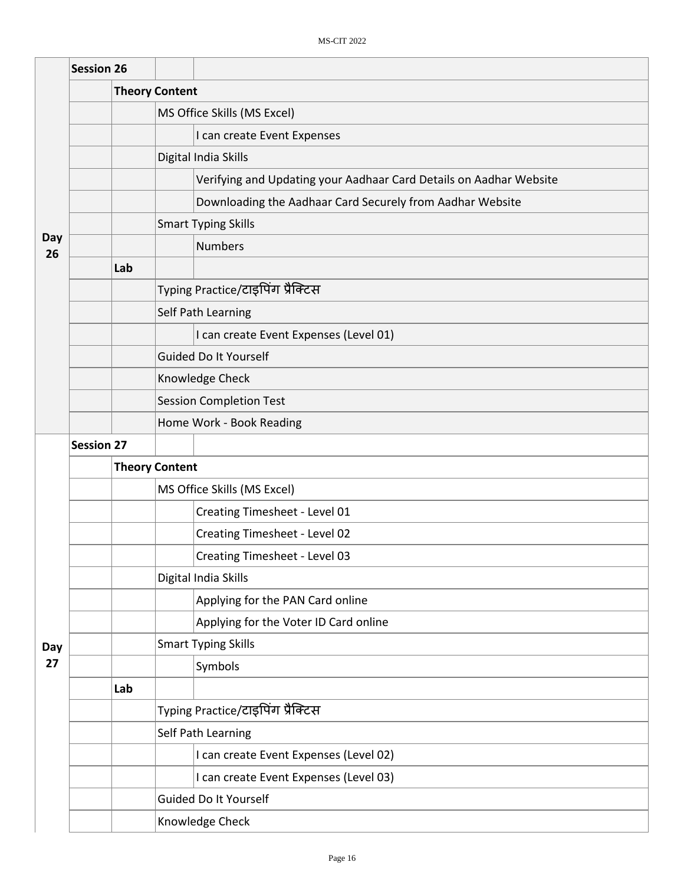| Day | Session | | | |
|---|---|---|---|---|
| Day 26 | **Session 26** | | | |
| | | **Theory Content** | | |
| | | | MS Office Skills (MS Excel) | |
| | | | | I can create Event Expenses |
| | | | Digital India Skills | |
| | | | | Verifying and Updating your Aadhaar Card Details on Aadhar Website |
| | | | | Downloading the Aadhaar Card Securely from Aadhar Website |
| | | | Smart Typing Skills | |
| | | | | Numbers |
| | | **Lab** | | |
| | | | Typing Practice/टाइपिंग प्रैक्टिस | |
| | | | Self Path Learning | |
| | | | | I can create Event Expenses (Level 01) |
| | | | Guided Do It Yourself | |
| | | | Knowledge Check | |
| | | | Session Completion Test | |
| | | | Home Work - Book Reading | |
| Day 27 | **Session 27** | | | |
| | | **Theory Content** | | |
| | | | MS Office Skills (MS Excel) | |
| | | | | Creating Timesheet - Level 01 |
| | | | | Creating Timesheet - Level 02 |
| | | | | Creating Timesheet - Level 03 |
| | | | Digital India Skills | |
| | | | | Applying for the PAN Card online |
| | | | | Applying for the Voter ID Card online |
| | | | Smart Typing Skills | |
| | | | | Symbols |
| | | **Lab** | | |
| | | | Typing Practice/टाइपिंग प्रैक्टिस | |
| | | | Self Path Learning | |
| | | | | I can create Event Expenses (Level 02) |
| | | | | I can create Event Expenses (Level 03) |
| | | | Guided Do It Yourself | |
| | | | Knowledge Check | |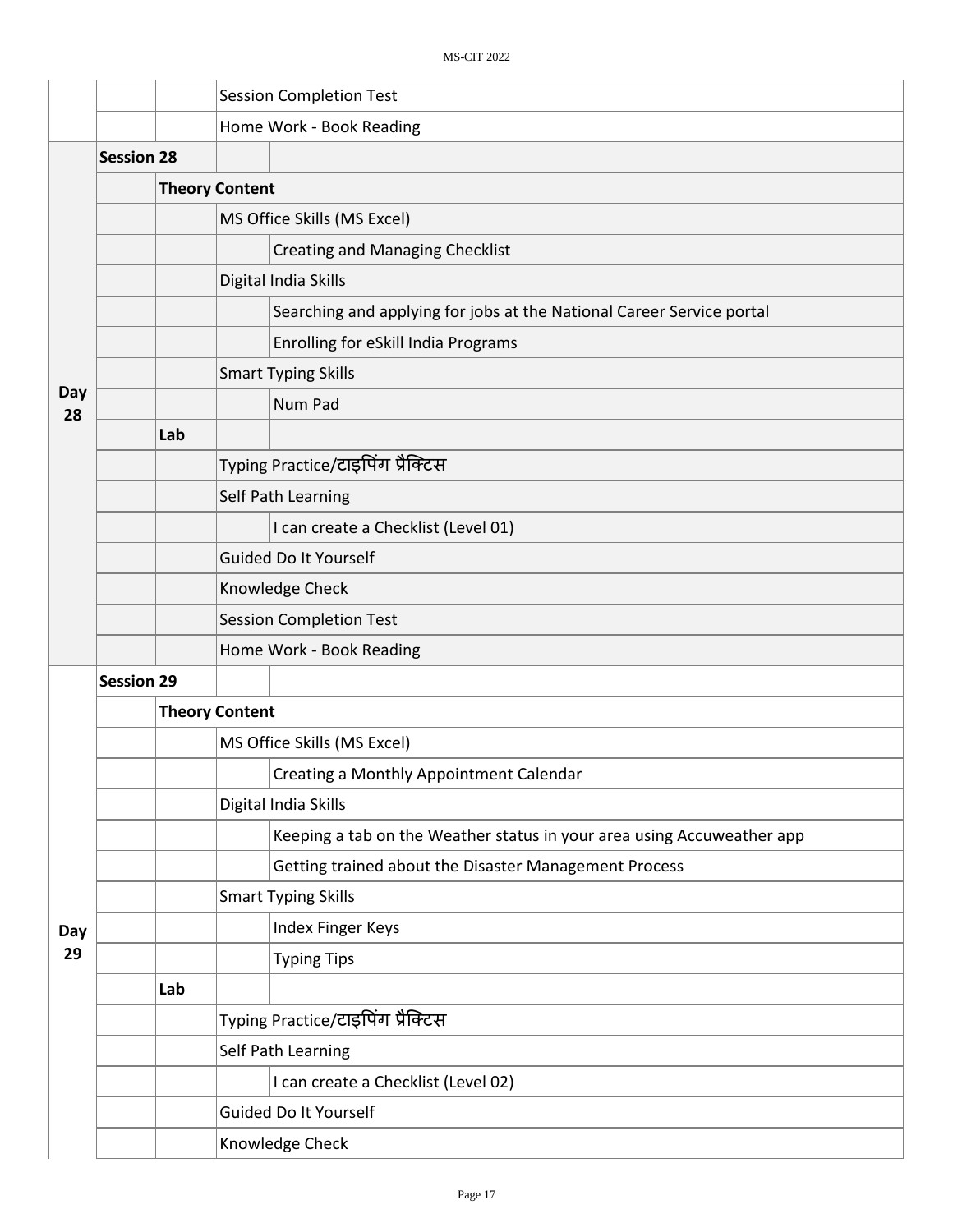| | | | | |
|---|---|---|---|---|
| | | | Session Completion Test | |
| | | | Home Work - Book Reading | |
| Day 28 | **Session 28** | | | |
| | | **Theory Content** | | |
| | | | MS Office Skills (MS Excel) | |
| | | | | Creating and Managing Checklist |
| | | | Digital India Skills | |
| | | | | Searching and applying for jobs at the National Career Service portal |
| | | | | Enrolling for eSkill India Programs |
| | | | Smart Typing Skills | |
| | | | | Num Pad |
| | | **Lab** | | |
| | | | Typing Practice/टाइपिंग प्रैक्टिस | |
| | | | Self Path Learning | |
| | | | | I can create a Checklist (Level 01) |
| | | | Guided Do It Yourself | |
| | | | Knowledge Check | |
| | | | Session Completion Test | |
| | | | Home Work - Book Reading | |
| Day 29 | **Session 29** | | | |
| | | **Theory Content** | | |
| | | | MS Office Skills (MS Excel) | |
| | | | | Creating a Monthly Appointment Calendar |
| | | | Digital India Skills | |
| | | | | Keeping a tab on the Weather status in your area using Accuweather app |
| | | | | Getting trained about the Disaster Management Process |
| | | | Smart Typing Skills | |
| | | | | Index Finger Keys |
| | | | | Typing Tips |
| | | **Lab** | | |
| | | | Typing Practice/टाइपिंग प्रैक्टिस | |
| | | | Self Path Learning | |
| | | | | I can create a Checklist (Level 02) |
| | | | Guided Do It Yourself | |
| | | | Knowledge Check | |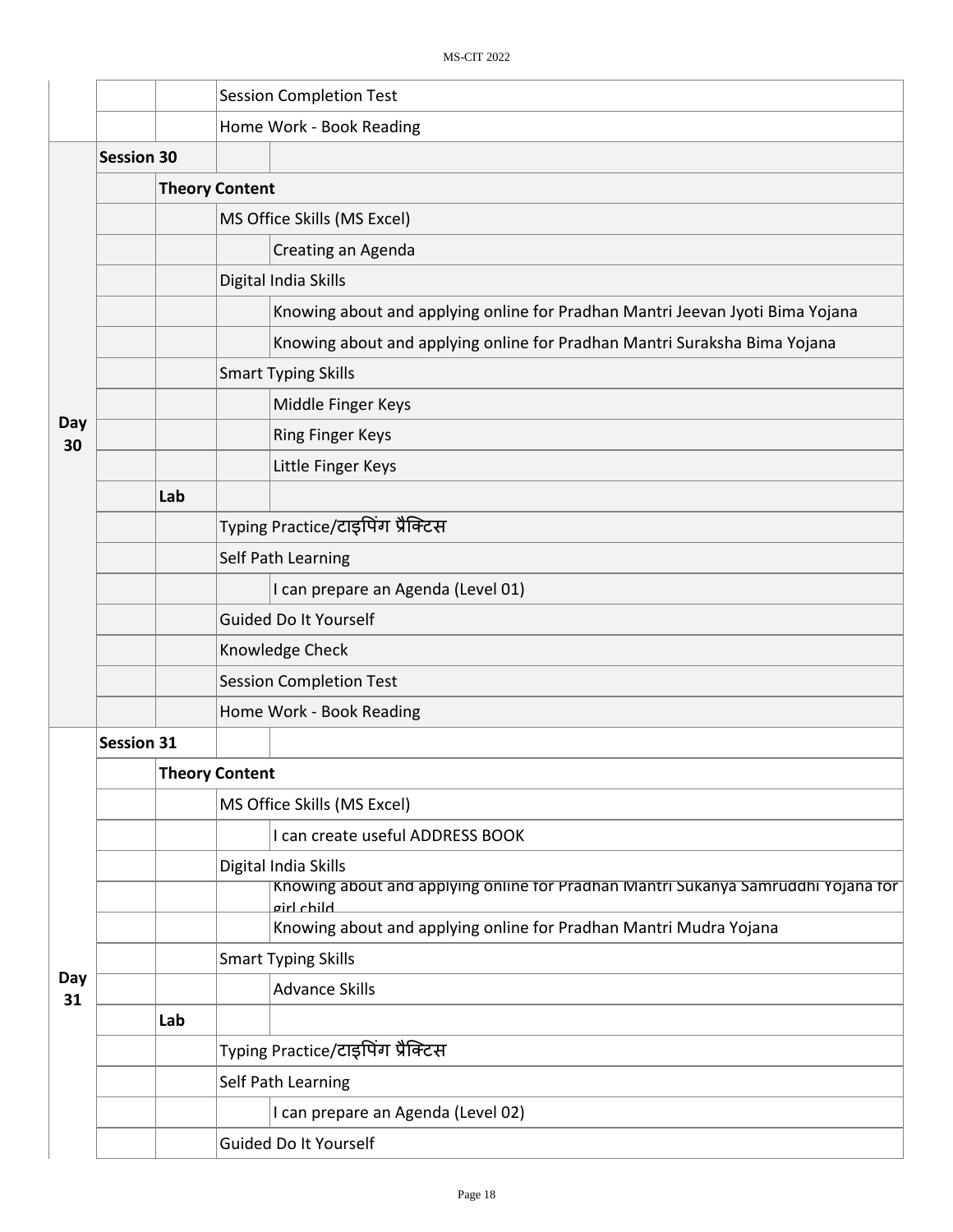| | | | | |
|---|---|---|---|---|
| | | | Session Completion Test | |
| | | | Home Work - Book Reading | |
| Day 30 | Session 30 | | | |
| | | Theory Content | | |
| | | | MS Office Skills (MS Excel) | |
| | | | | Creating an Agenda |
| | | | Digital India Skills | |
| | | | | Knowing about and applying online for Pradhan Mantri Jeevan Jyoti Bima Yojana |
| | | | | Knowing about and applying online for Pradhan Mantri Suraksha Bima Yojana |
| | | | Smart Typing Skills | |
| | | | | Middle Finger Keys |
| | | | | Ring Finger Keys |
| | | | | Little Finger Keys |
| | | Lab | | |
| | | | Typing Practice/टाइपिंग प्रैक्टिस | |
| | | | Self Path Learning | |
| | | | | I can prepare an Agenda (Level 01) |
| | | | Guided Do It Yourself | |
| | | | Knowledge Check | |
| | | | Session Completion Test | |
| | | | Home Work - Book Reading | |
| Day 31 | Session 31 | | | |
| | | Theory Content | | |
| | | | MS Office Skills (MS Excel) | |
| | | | | I can create useful ADDRESS BOOK |
| | | | Digital India Skills | |
| | | | | Knowing about and applying online for Pradhan Mantri Sukanya Samruddhi Yojana for girl child |
| | | | | Knowing about and applying online for Pradhan Mantri Mudra Yojana |
| | | | Smart Typing Skills | |
| | | | | Advance Skills |
| | | Lab | | |
| | | | Typing Practice/टाइपिंग प्रैक्टिस | |
| | | | Self Path Learning | |
| | | | | I can prepare an Agenda (Level 02) |
| | | | Guided Do It Yourself | |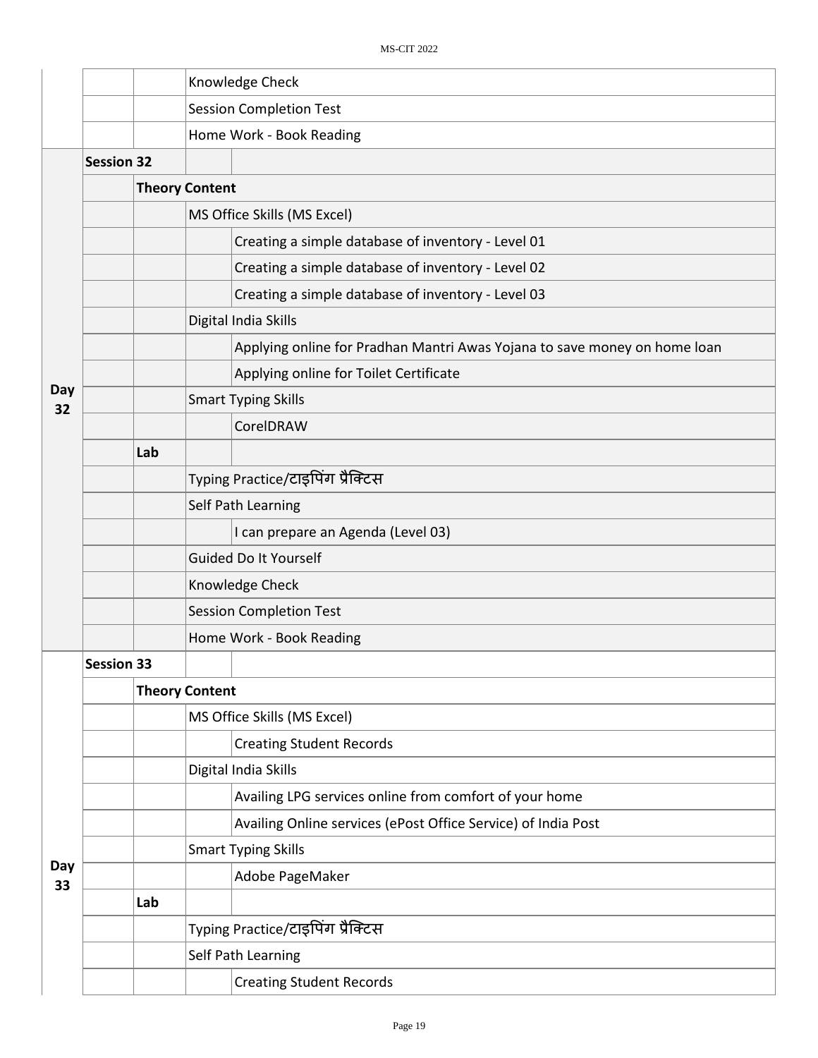| | | | | |
|---|---|---|---|---|
| | | | Knowledge Check | |
| | | | Session Completion Test | |
| | | | Home Work - Book Reading | |
| Day 32 | Session 32 | | | |
| | | Theory Content | | |
| | | | MS Office Skills (MS Excel) | |
| | | | | Creating a simple database of inventory - Level 01 |
| | | | | Creating a simple database of inventory - Level 02 |
| | | | | Creating a simple database of inventory - Level 03 |
| | | | Digital India Skills | |
| | | | | Applying online for Pradhan Mantri Awas Yojana to save money on home loan |
| | | | | Applying online for Toilet Certificate |
| | | | Smart Typing Skills | |
| | | | | CorelDRAW |
| | | Lab | | |
| | | | Typing Practice/टाइपिंग प्रैक्टिस | |
| | | | Self Path Learning | |
| | | | | I can prepare an Agenda (Level 03) |
| | | | Guided Do It Yourself | |
| | | | Knowledge Check | |
| | | | Session Completion Test | |
| | | | Home Work - Book Reading | |
| Day 33 | Session 33 | | | |
| | | Theory Content | | |
| | | | MS Office Skills (MS Excel) | |
| | | | | Creating Student Records |
| | | | Digital India Skills | |
| | | | | Availing LPG services online from comfort of your home |
| | | | | Availing Online services (ePost Office Service) of India Post |
| | | | Smart Typing Skills | |
| | | | | Adobe PageMaker |
| | | Lab | | |
| | | | Typing Practice/टाइपिंग प्रैक्टिस | |
| | | | Self Path Learning | |
| | | | | Creating Student Records |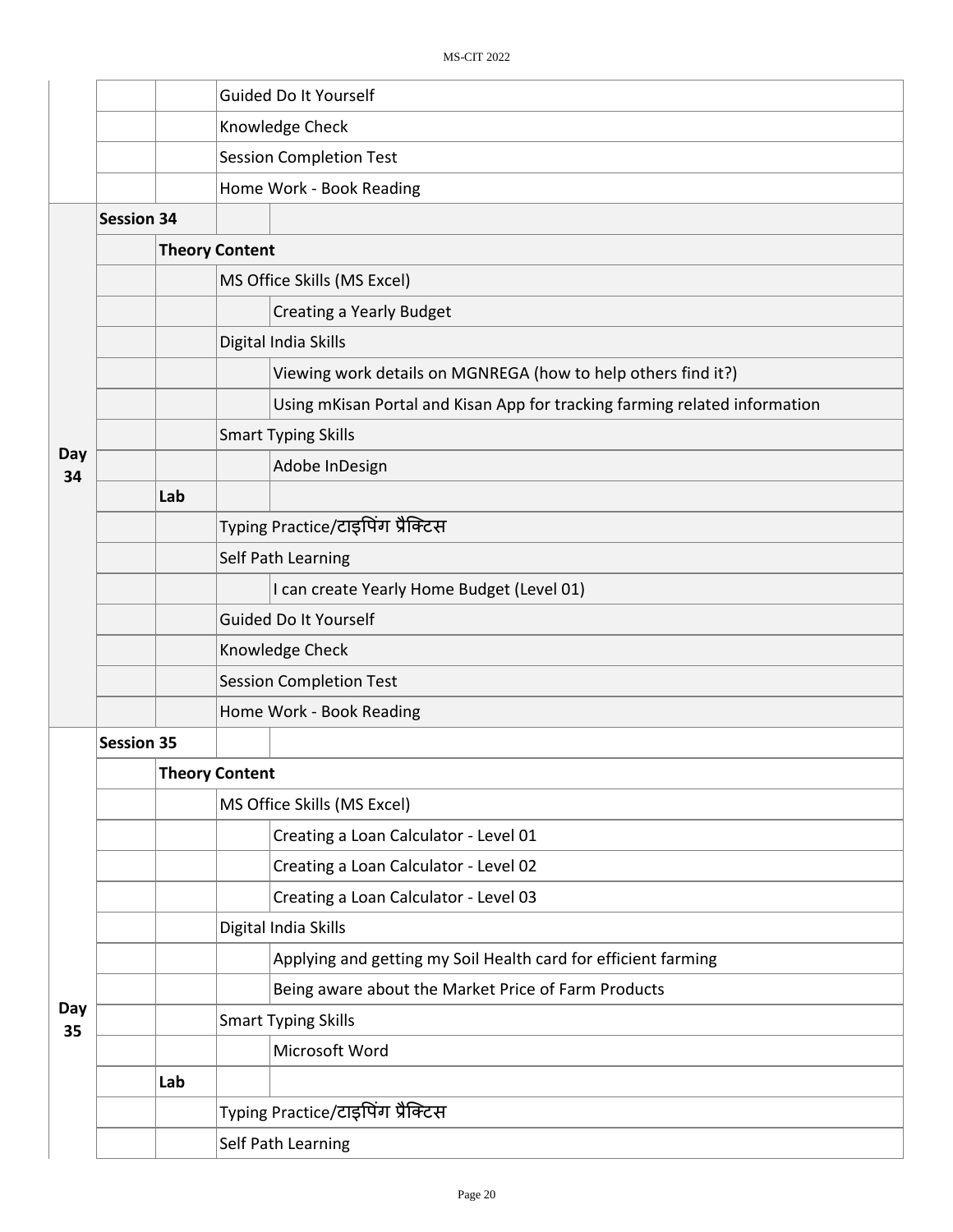| | | | |
|---|---|---|---|
| | | Guided Do It Yourself | |
| | | Knowledge Check | |
| | | Session Completion Test | |
| | | Home Work - Book Reading | |
| **Day 34** | **Session 34** | | |
| | **Theory Content** | | |
| | | MS Office Skills (MS Excel) | |
| | | | Creating a Yearly Budget |
| | | Digital India Skills | |
| | | | Viewing work details on MGNREGA (how to help others find it?) |
| | | | Using mKisan Portal and Kisan App for tracking farming related information |
| | | Smart Typing Skills | |
| | | | Adobe InDesign |
| | **Lab** | | |
| | | Typing Practice/टाइपिंग प्रैक्टिस | |
| | | Self Path Learning | |
| | | | I can create Yearly Home Budget (Level 01) |
| | | Guided Do It Yourself | |
| | | Knowledge Check | |
| | | Session Completion Test | |
| | | Home Work - Book Reading | |
| **Day 35** | **Session 35** | | |
| | **Theory Content** | | |
| | | MS Office Skills (MS Excel) | |
| | | | Creating a Loan Calculator - Level 01 |
| | | | Creating a Loan Calculator - Level 02 |
| | | | Creating a Loan Calculator - Level 03 |
| | | Digital India Skills | |
| | | | Applying and getting my Soil Health card for efficient farming |
| | | | Being aware about the Market Price of Farm Products |
| | | Smart Typing Skills | |
| | | | Microsoft Word |
| | **Lab** | | |
| | | Typing Practice/टाइपिंग प्रैक्टिस | |
| | | Self Path Learning | |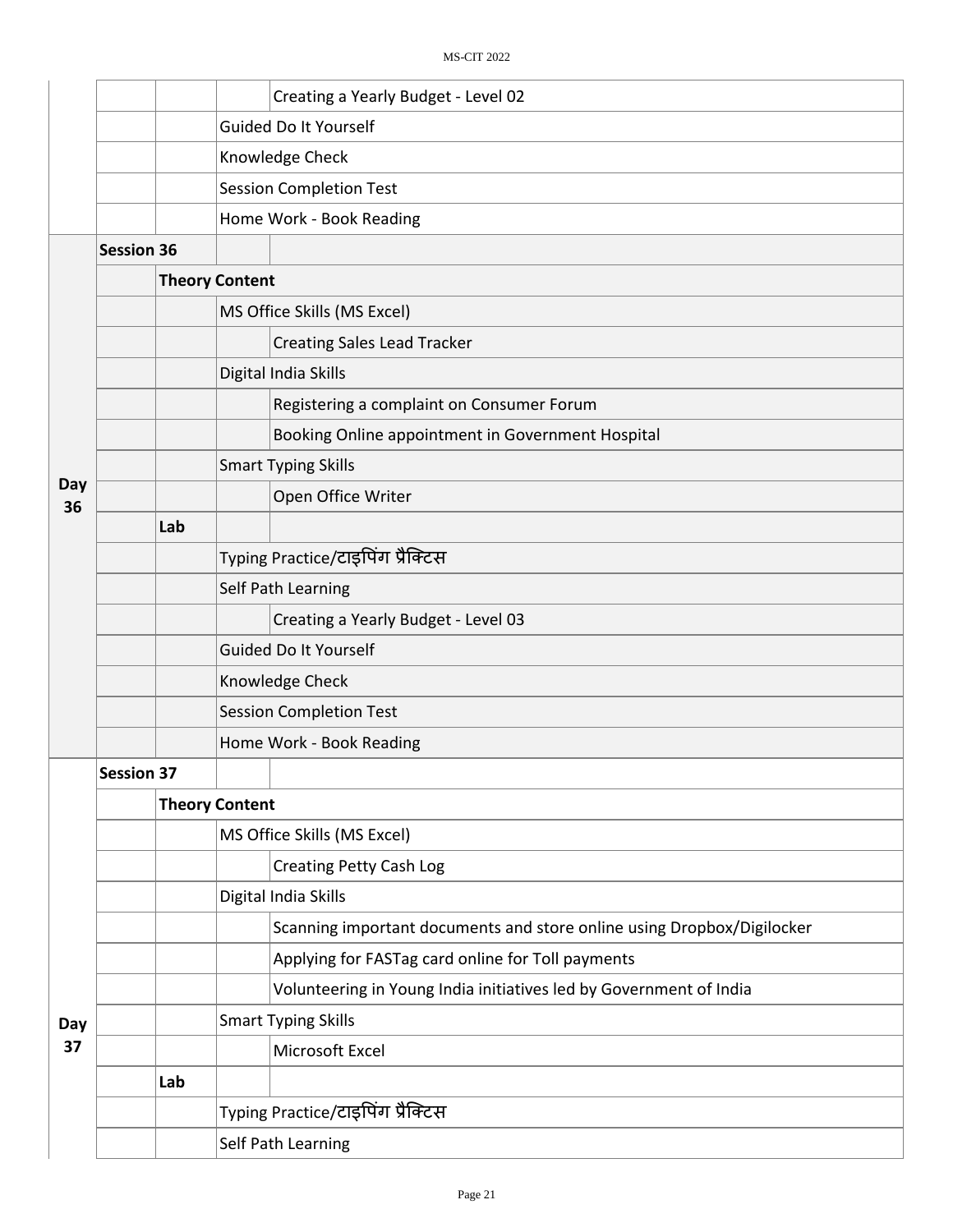| | | | | |
|---|---|---|---|---|
| | | | | Creating a Yearly Budget - Level 02 |
| | | | Guided Do It Yourself | |
| | | | Knowledge Check | |
| | | | Session Completion Test | |
| | | | Home Work - Book Reading | |
| Day 36 | **Session 36** | | | |
| | | **Theory Content** | | |
| | | | MS Office Skills (MS Excel) | |
| | | | | Creating Sales Lead Tracker |
| | | | Digital India Skills | |
| | | | | Registering a complaint on Consumer Forum |
| | | | | Booking Online appointment in Government Hospital |
| | | | Smart Typing Skills | |
| | | | | Open Office Writer |
| | | **Lab** | | |
| | | | Typing Practice/टाइपिंग प्रैक्टिस | |
| | | | Self Path Learning | |
| | | | | Creating a Yearly Budget - Level 03 |
| | | | Guided Do It Yourself | |
| | | | Knowledge Check | |
| | | | Session Completion Test | |
| | | | Home Work - Book Reading | |
| Day 37 | **Session 37** | | | |
| | | **Theory Content** | | |
| | | | MS Office Skills (MS Excel) | |
| | | | | Creating Petty Cash Log |
| | | | Digital India Skills | |
| | | | | Scanning important documents and store online using Dropbox/Digilocker |
| | | | | Applying for FASTag card online for Toll payments |
| | | | | Volunteering in Young India initiatives led by Government of India |
| | | | Smart Typing Skills | |
| | | | | Microsoft Excel |
| | | **Lab** | | |
| | | | Typing Practice/टाइपिंग प्रैक्टिस | |
| | | | Self Path Learning | |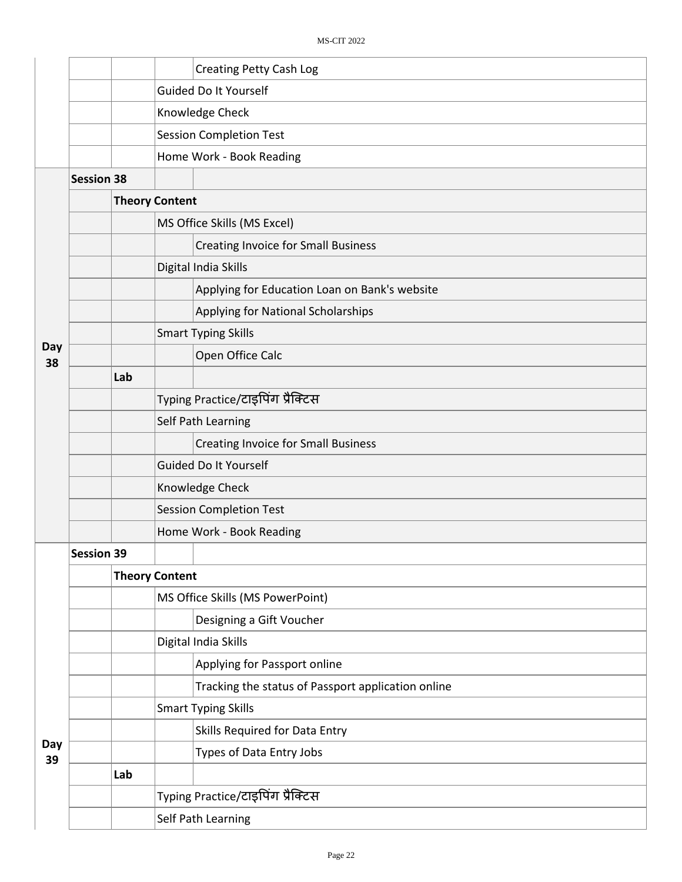| | | | | |
|---|---|---|---|---|
| | | | | Creating Petty Cash Log |
| | | | Guided Do It Yourself | |
| | | | Knowledge Check | |
| | | | Session Completion Test | |
| | | | Home Work - Book Reading | |
| Day 38 | **Session 38** | | | |
| | | **Theory Content** | | |
| | | | MS Office Skills (MS Excel) | |
| | | | | Creating Invoice for Small Business |
| | | | Digital India Skills | |
| | | | | Applying for Education Loan on Bank's website |
| | | | | Applying for National Scholarships |
| | | | Smart Typing Skills | |
| | | | | Open Office Calc |
| | | **Lab** | | |
| | | | Typing Practice/टाइपिंग प्रैक्टिस | |
| | | | Self Path Learning | |
| | | | | Creating Invoice for Small Business |
| | | | Guided Do It Yourself | |
| | | | Knowledge Check | |
| | | | Session Completion Test | |
| | | | Home Work - Book Reading | |
| Day 39 | **Session 39** | | | |
| | | **Theory Content** | | |
| | | | MS Office Skills (MS PowerPoint) | |
| | | | | Designing a Gift Voucher |
| | | | Digital India Skills | |
| | | | | Applying for Passport online |
| | | | | Tracking the status of Passport application online |
| | | | Smart Typing Skills | |
| | | | | Skills Required for Data Entry |
| | | | | Types of Data Entry Jobs |
| | | **Lab** | | |
| | | | Typing Practice/टाइपिंग प्रैक्टिस | |
| | | | Self Path Learning | |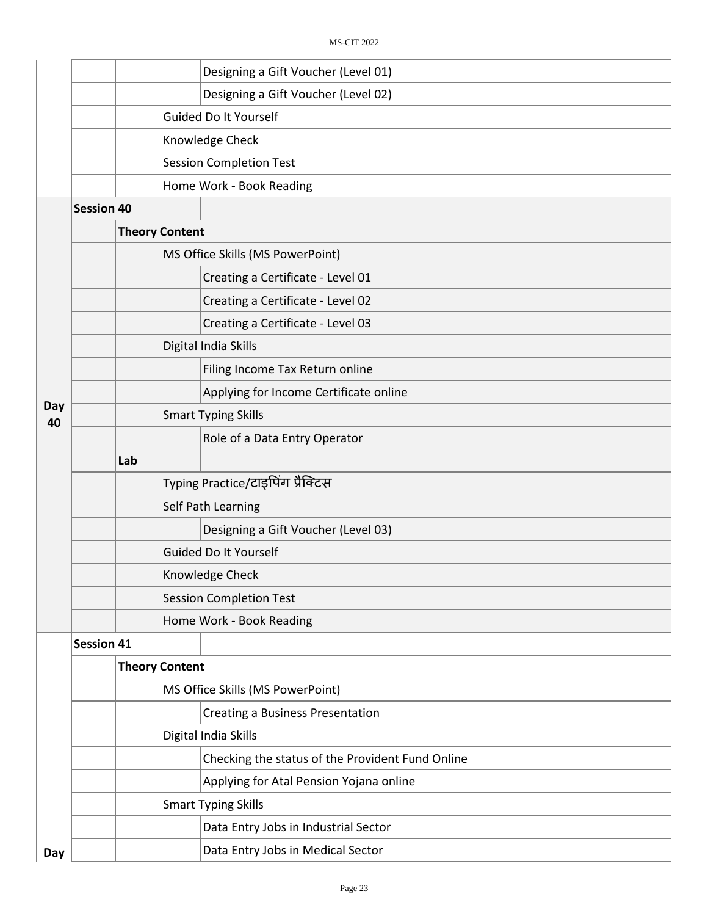| | | | | |
|---|---|---|---|---|
| | | | | Designing a Gift Voucher (Level 01) |
| | | | | Designing a Gift Voucher (Level 02) |
| | | | Guided Do It Yourself | |
| | | | Knowledge Check | |
| | | | Session Completion Test | |
| | | | Home Work - Book Reading | |
| Day 40 | **Session 40** | | | |
| | | **Theory Content** | | |
| | | | MS Office Skills (MS PowerPoint) | |
| | | | | Creating a Certificate - Level 01 |
| | | | | Creating a Certificate - Level 02 |
| | | | | Creating a Certificate - Level 03 |
| | | | Digital India Skills | |
| | | | | Filing Income Tax Return online |
| | | | | Applying for Income Certificate online |
| | | | Smart Typing Skills | |
| | | | | Role of a Data Entry Operator |
| | | **Lab** | | |
| | | | Typing Practice/टाइपिंग प्रैक्टिस | |
| | | | Self Path Learning | |
| | | | | Designing a Gift Voucher (Level 03) |
| | | | Guided Do It Yourself | |
| | | | Knowledge Check | |
| | | | Session Completion Test | |
| | | | Home Work - Book Reading | |
| Day | **Session 41** | | | |
| | | **Theory Content** | | |
| | | | MS Office Skills (MS PowerPoint) | |
| | | | | Creating a Business Presentation |
| | | | Digital India Skills | |
| | | | | Checking the status of the Provident Fund Online |
| | | | | Applying for Atal Pension Yojana online |
| | | | Smart Typing Skills | |
| | | | | Data Entry Jobs in Industrial Sector |
| | | | | Data Entry Jobs in Medical Sector |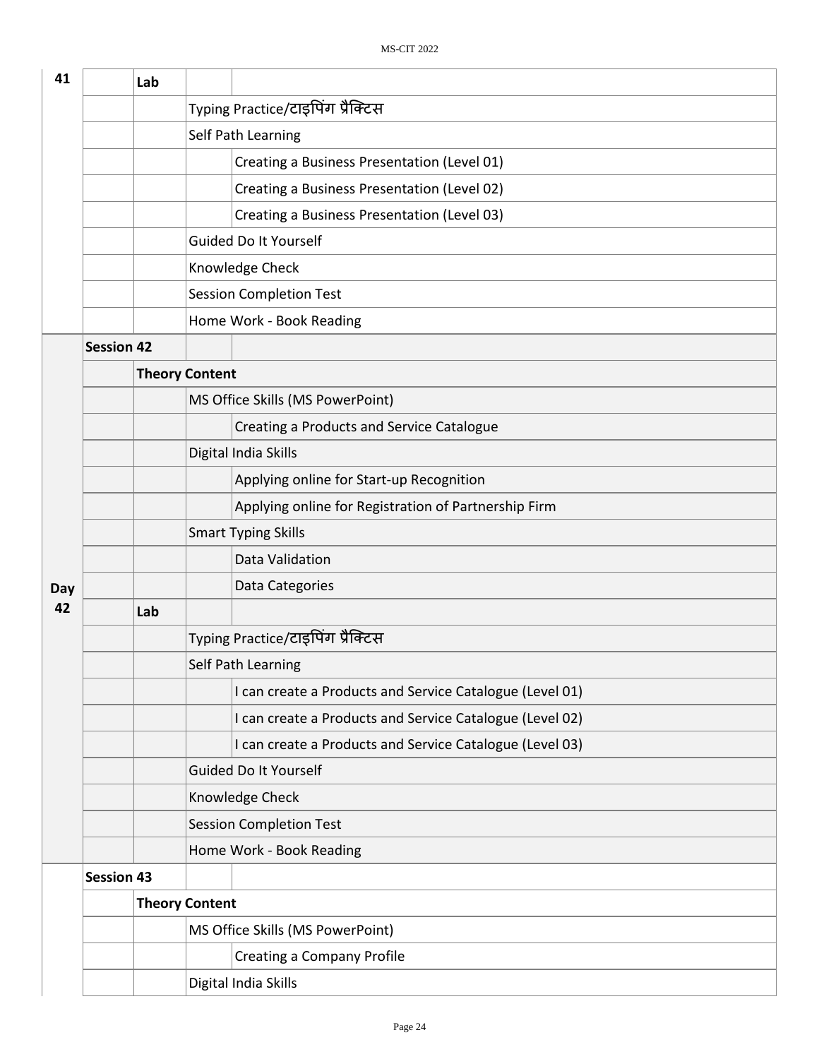| Day | Session | | | |
|---|---|---|---|---|
| 41 | | Lab | | |
| | | | Typing Practice/टाइपिंग प्रैक्टिस | |
| | | | Self Path Learning | |
| | | | | Creating a Business Presentation (Level 01) |
| | | | | Creating a Business Presentation (Level 02) |
| | | | | Creating a Business Presentation (Level 03) |
| | | | Guided Do It Yourself | |
| | | | Knowledge Check | |
| | | | Session Completion Test | |
| | | | Home Work - Book Reading | |
| Day 42 | **Session 42** | | | |
| | | **Theory Content** | | |
| | | | MS Office Skills (MS PowerPoint) | |
| | | | | Creating a Products and Service Catalogue |
| | | | Digital India Skills | |
| | | | | Applying online for Start-up Recognition |
| | | | | Applying online for Registration of Partnership Firm |
| | | | Smart Typing Skills | |
| | | | | Data Validation |
| | | | | Data Categories |
| | | Lab | | |
| | | | Typing Practice/टाइपिंग प्रैक्टिस | |
| | | | Self Path Learning | |
| | | | | I can create a Products and Service Catalogue (Level 01) |
| | | | | I can create a Products and Service Catalogue (Level 02) |
| | | | | I can create a Products and Service Catalogue (Level 03) |
| | | | Guided Do It Yourself | |
| | | | Knowledge Check | |
| | | | Session Completion Test | |
| | | | Home Work - Book Reading | |
| | **Session 43** | | | |
| | | **Theory Content** | | |
| | | | MS Office Skills (MS PowerPoint) | |
| | | | | Creating a Company Profile |
| | | | Digital India Skills | |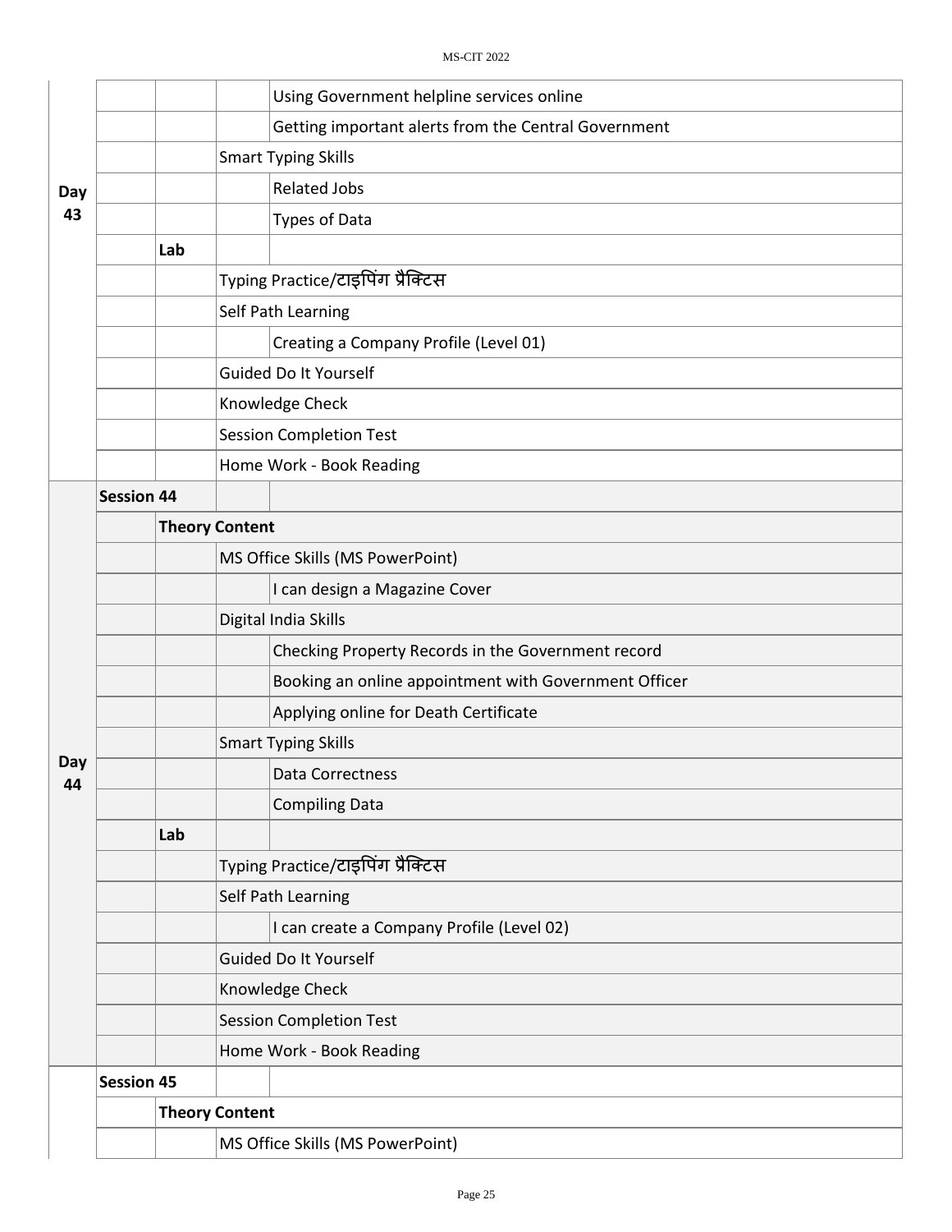| | | | | |
|---|---|---|---|---|
| Day 43 | | | | Using Government helpline services online |
| | | | | Getting important alerts from the Central Government |
| | | | Smart Typing Skills | |
| | | | | Related Jobs |
| | | | | Types of Data |
| | | **Lab** | | |
| | | | Typing Practice/टाइपिंग प्रैक्टिस | |
| | | | Self Path Learning | |
| | | | | Creating a Company Profile (Level 01) |
| | | | Guided Do It Yourself | |
| | | | Knowledge Check | |
| | | | Session Completion Test | |
| | | | Home Work - Book Reading | |
| Day 44 | **Session 44** | | | |
| | | **Theory Content** | | |
| | | | MS Office Skills (MS PowerPoint) | |
| | | | | I can design a Magazine Cover |
| | | | Digital India Skills | |
| | | | | Checking Property Records in the Government record |
| | | | | Booking an online appointment with Government Officer |
| | | | | Applying online for Death Certificate |
| | | | Smart Typing Skills | |
| | | | | Data Correctness |
| | | | | Compiling Data |
| | | **Lab** | | |
| | | | Typing Practice/टाइपिंग प्रैक्टिस | |
| | | | Self Path Learning | |
| | | | | I can create a Company Profile (Level 02) |
| | | | Guided Do It Yourself | |
| | | | Knowledge Check | |
| | | | Session Completion Test | |
| | | | Home Work - Book Reading | |
| | **Session 45** | | | |
| | | **Theory Content** | | |
| | | | MS Office Skills (MS PowerPoint) | |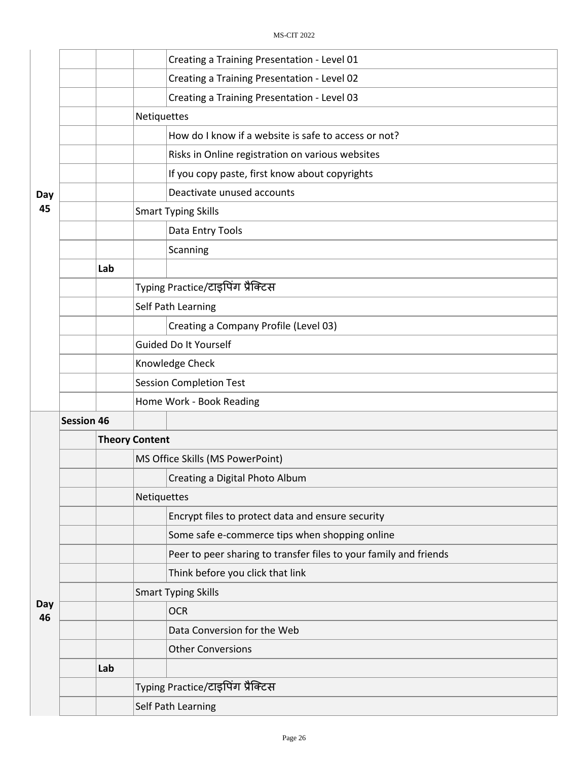| | | | | |
|---|---|---|---|---|
| Day 45 | | | | Creating a Training Presentation - Level 01 |
| | | | | Creating a Training Presentation - Level 02 |
| | | | | Creating a Training Presentation - Level 03 |
| | | | Netiquettes | |
| | | | | How do I know if a website is safe to access or not? |
| | | | | Risks in Online registration on various websites |
| | | | | If you copy paste, first know about copyrights |
| | | | | Deactivate unused accounts |
| | | | Smart Typing Skills | |
| | | | | Data Entry Tools |
| | | | | Scanning |
| | | **Lab** | | |
| | | | Typing Practice/टाइपिंग प्रैक्टिस | |
| | | | Self Path Learning | |
| | | | | Creating a Company Profile (Level 03) |
| | | | Guided Do It Yourself | |
| | | | Knowledge Check | |
| | | | Session Completion Test | |
| | | | Home Work - Book Reading | |
| Day 46 | **Session 46** | | | |
| | | **Theory Content** | | |
| | | | MS Office Skills (MS PowerPoint) | |
| | | | | Creating a Digital Photo Album |
| | | | Netiquettes | |
| | | | | Encrypt files to protect data and ensure security |
| | | | | Some safe e-commerce tips when shopping online |
| | | | | Peer to peer sharing to transfer files to your family and friends |
| | | | | Think before you click that link |
| | | | Smart Typing Skills | |
| | | | | OCR |
| | | | | Data Conversion for the Web |
| | | | | Other Conversions |
| | | **Lab** | | |
| | | | Typing Practice/टाइपिंग प्रैक्टिस | |
| | | | Self Path Learning | |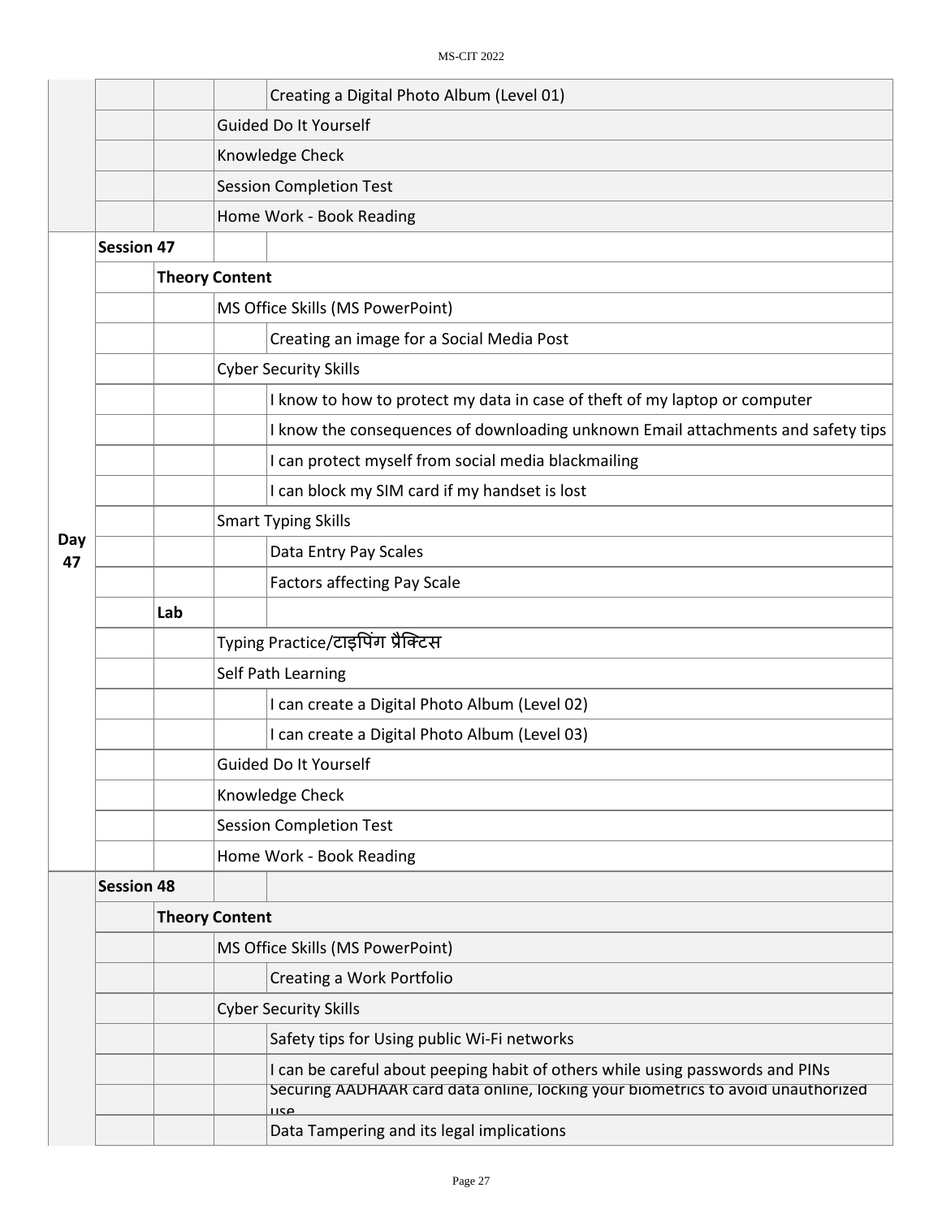| | | | | |
|---|---|---|---|---|
| | | | | Creating a Digital Photo Album (Level 01) |
| | | | Guided Do It Yourself | |
| | | | Knowledge Check | |
| | | | Session Completion Test | |
| | | | Home Work - Book Reading | |
| Day 47 | **Session 47** | | | |
| | | **Theory Content** | | |
| | | | MS Office Skills (MS PowerPoint) | |
| | | | | Creating an image for a Social Media Post |
| | | | Cyber Security Skills | |
| | | | | I know to how to protect my data in case of theft of my laptop or computer |
| | | | | I know the consequences of downloading unknown Email attachments and safety tips |
| | | | | I can protect myself from social media blackmailing |
| | | | | I can block my SIM card if my handset is lost |
| | | | Smart Typing Skills | |
| | | | | Data Entry Pay Scales |
| | | | | Factors affecting Pay Scale |
| | | **Lab** | | |
| | | | Typing Practice/टाइपिंग प्रैक्टिस | |
| | | | Self Path Learning | |
| | | | | I can create a Digital Photo Album (Level 02) |
| | | | | I can create a Digital Photo Album (Level 03) |
| | | | Guided Do It Yourself | |
| | | | Knowledge Check | |
| | | | Session Completion Test | |
| | | | Home Work - Book Reading | |
| | **Session 48** | | | |
| | | **Theory Content** | | |
| | | | MS Office Skills (MS PowerPoint) | |
| | | | | Creating a Work Portfolio |
| | | | Cyber Security Skills | |
| | | | | Safety tips for Using public Wi-Fi networks |
| | | | | I can be careful about peeping habit of others while using passwords and PINs |
| | | | | Securing AADHAAR card data online, locking your biometrics to avoid unauthorized use |
| | | | | Data Tampering and its legal implications |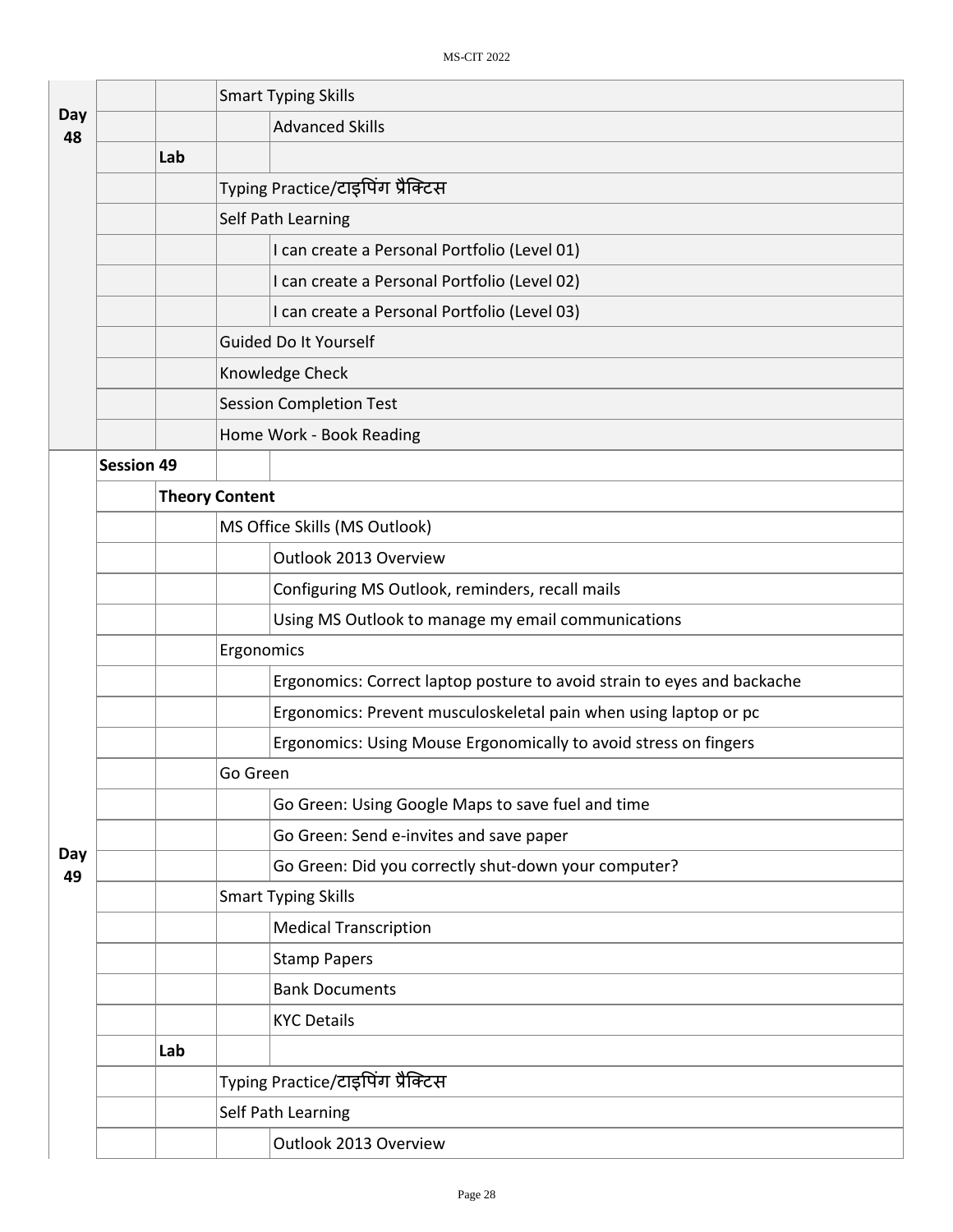| | | | | |
|---|---|---|---|---|
| Day 48 | | | Smart Typing Skills | |
| | | | | Advanced Skills |
| | | Lab | | |
| | | | Typing Practice/टाइपिंग प्रैक्टिस | |
| | | | Self Path Learning | |
| | | | | I can create a Personal Portfolio (Level 01) |
| | | | | I can create a Personal Portfolio (Level 02) |
| | | | | I can create a Personal Portfolio (Level 03) |
| | | | Guided Do It Yourself | |
| | | | Knowledge Check | |
| | | | Session Completion Test | |
| | | | Home Work - Book Reading | |
| Day 49 | Session 49 | | | |
| | | Theory Content | | |
| | | | MS Office Skills (MS Outlook) | |
| | | | | Outlook 2013 Overview |
| | | | | Configuring MS Outlook, reminders, recall mails |
| | | | | Using MS Outlook to manage my email communications |
| | | | Ergonomics | |
| | | | | Ergonomics: Correct laptop posture to avoid strain to eyes and backache |
| | | | | Ergonomics: Prevent musculoskeletal pain when using laptop or pc |
| | | | | Ergonomics: Using Mouse Ergonomically to avoid stress on fingers |
| | | | Go Green | |
| | | | | Go Green: Using Google Maps to save fuel and time |
| | | | | Go Green: Send e-invites and save paper |
| | | | | Go Green: Did you correctly shut-down your computer? |
| | | | Smart Typing Skills | |
| | | | | Medical Transcription |
| | | | | Stamp Papers |
| | | | | Bank Documents |
| | | | | KYC Details |
| | | Lab | | |
| | | | Typing Practice/टाइपिंग प्रैक्टिस | |
| | | | Self Path Learning | |
| | | | | Outlook 2013 Overview |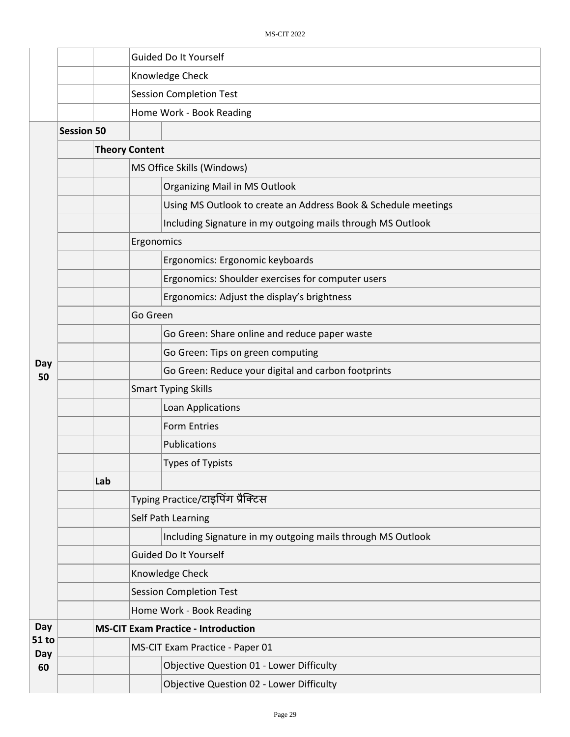| | | | | |
|---|---|---|---|---|
| | | | Guided Do It Yourself | |
| | | | Knowledge Check | |
| | | | Session Completion Test | |
| | | | Home Work - Book Reading | |
| Day 50 | **Session 50** | | | |
| | | **Theory Content** | | |
| | | | MS Office Skills (Windows) | |
| | | | | Organizing Mail in MS Outlook |
| | | | | Using MS Outlook to create an Address Book & Schedule meetings |
| | | | | Including Signature in my outgoing mails through MS Outlook |
| | | | Ergonomics | |
| | | | | Ergonomics: Ergonomic keyboards |
| | | | | Ergonomics: Shoulder exercises for computer users |
| | | | | Ergonomics: Adjust the display's brightness |
| | | | Go Green | |
| | | | | Go Green: Share online and reduce paper waste |
| | | | | Go Green: Tips on green computing |
| | | | | Go Green: Reduce your digital and carbon footprints |
| | | | Smart Typing Skills | |
| | | | | Loan Applications |
| | | | | Form Entries |
| | | | | Publications |
| | | | | Types of Typists |
| | | **Lab** | | |
| | | | Typing Practice/टाइपिंग प्रैक्टिस | |
| | | | Self Path Learning | |
| | | | | Including Signature in my outgoing mails through MS Outlook |
| | | | Guided Do It Yourself | |
| | | | Knowledge Check | |
| | | | Session Completion Test | |
| | | | Home Work - Book Reading | |
| Day 51 to Day 60 | | **MS-CIT Exam Practice - Introduction** | | |
| | | | MS-CIT Exam Practice - Paper 01 | |
| | | | | Objective Question 01 - Lower Difficulty |
| | | | | Objective Question 02 - Lower Difficulty |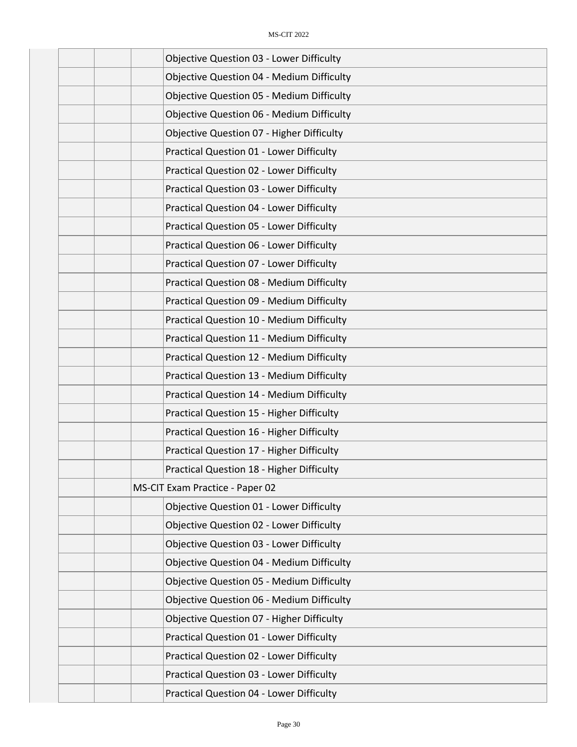| | | | |
|---|---|---|---|
| | | | Objective Question 03 - Lower Difficulty |
| | | | Objective Question 04 - Medium Difficulty |
| | | | Objective Question 05 - Medium Difficulty |
| | | | Objective Question 06 - Medium Difficulty |
| | | | Objective Question 07 - Higher Difficulty |
| | | | Practical Question 01 - Lower Difficulty |
| | | | Practical Question 02 - Lower Difficulty |
| | | | Practical Question 03 - Lower Difficulty |
| | | | Practical Question 04 - Lower Difficulty |
| | | | Practical Question 05 - Lower Difficulty |
| | | | Practical Question 06 - Lower Difficulty |
| | | | Practical Question 07 - Lower Difficulty |
| | | | Practical Question 08 - Medium Difficulty |
| | | | Practical Question 09 - Medium Difficulty |
| | | | Practical Question 10 - Medium Difficulty |
| | | | Practical Question 11 - Medium Difficulty |
| | | | Practical Question 12 - Medium Difficulty |
| | | | Practical Question 13 - Medium Difficulty |
| | | | Practical Question 14 - Medium Difficulty |
| | | | Practical Question 15 - Higher Difficulty |
| | | | Practical Question 16 - Higher Difficulty |
| | | | Practical Question 17 - Higher Difficulty |
| | | | Practical Question 18 - Higher Difficulty |
| | | MS-CIT Exam Practice - Paper 02 | |
| | | | Objective Question 01 - Lower Difficulty |
| | | | Objective Question 02 - Lower Difficulty |
| | | | Objective Question 03 - Lower Difficulty |
| | | | Objective Question 04 - Medium Difficulty |
| | | | Objective Question 05 - Medium Difficulty |
| | | | Objective Question 06 - Medium Difficulty |
| | | | Objective Question 07 - Higher Difficulty |
| | | | Practical Question 01 - Lower Difficulty |
| | | | Practical Question 02 - Lower Difficulty |
| | | | Practical Question 03 - Lower Difficulty |
| | | | Practical Question 04 - Lower Difficulty |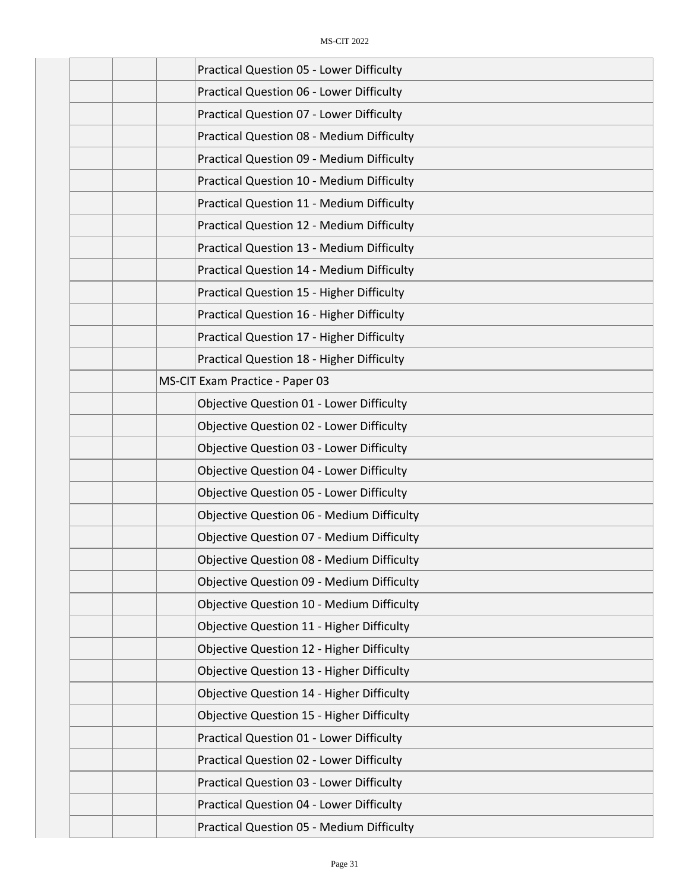| | | | |
|---|---|---|---|
| | | | Practical Question 05 - Lower Difficulty |
| | | | Practical Question 06 - Lower Difficulty |
| | | | Practical Question 07 - Lower Difficulty |
| | | | Practical Question 08 - Medium Difficulty |
| | | | Practical Question 09 - Medium Difficulty |
| | | | Practical Question 10 - Medium Difficulty |
| | | | Practical Question 11 - Medium Difficulty |
| | | | Practical Question 12 - Medium Difficulty |
| | | | Practical Question 13 - Medium Difficulty |
| | | | Practical Question 14 - Medium Difficulty |
| | | | Practical Question 15 - Higher Difficulty |
| | | | Practical Question 16 - Higher Difficulty |
| | | | Practical Question 17 - Higher Difficulty |
| | | | Practical Question 18 - Higher Difficulty |
| | | MS-CIT Exam Practice - Paper 03 | |
| | | | Objective Question 01 - Lower Difficulty |
| | | | Objective Question 02 - Lower Difficulty |
| | | | Objective Question 03 - Lower Difficulty |
| | | | Objective Question 04 - Lower Difficulty |
| | | | Objective Question 05 - Lower Difficulty |
| | | | Objective Question 06 - Medium Difficulty |
| | | | Objective Question 07 - Medium Difficulty |
| | | | Objective Question 08 - Medium Difficulty |
| | | | Objective Question 09 - Medium Difficulty |
| | | | Objective Question 10 - Medium Difficulty |
| | | | Objective Question 11 - Higher Difficulty |
| | | | Objective Question 12 - Higher Difficulty |
| | | | Objective Question 13 - Higher Difficulty |
| | | | Objective Question 14 - Higher Difficulty |
| | | | Objective Question 15 - Higher Difficulty |
| | | | Practical Question 01 - Lower Difficulty |
| | | | Practical Question 02 - Lower Difficulty |
| | | | Practical Question 03 - Lower Difficulty |
| | | | Practical Question 04 - Lower Difficulty |
| | | | Practical Question 05 - Medium Difficulty |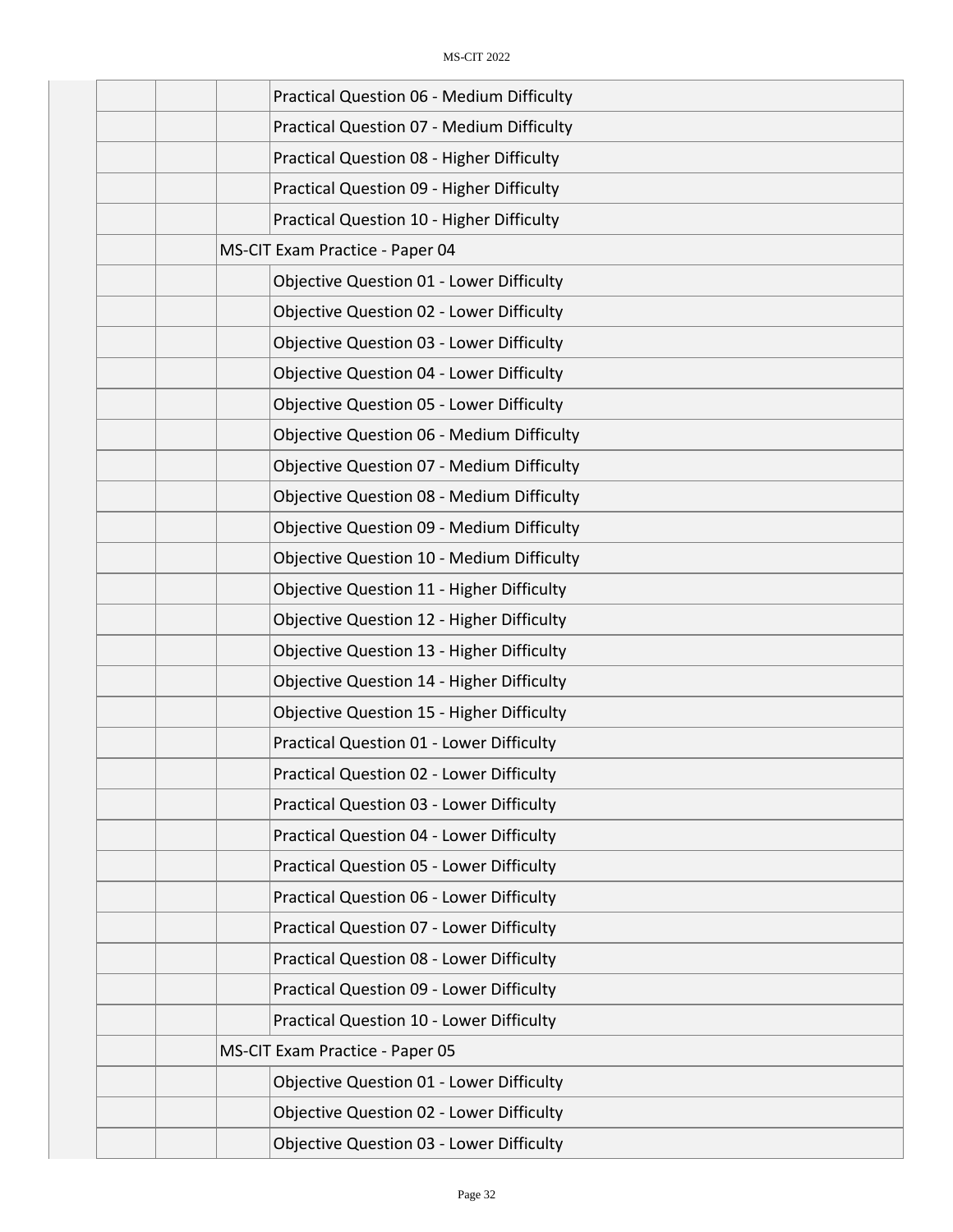| | | | | |
|---|---|---|---|---|
| | | | | Practical Question 06 - Medium Difficulty |
| | | | | Practical Question 07 - Medium Difficulty |
| | | | | Practical Question 08 - Higher Difficulty |
| | | | | Practical Question 09 - Higher Difficulty |
| | | | | Practical Question 10 - Higher Difficulty |
| | | | MS-CIT Exam Practice - Paper 04 | |
| | | | | Objective Question 01 - Lower Difficulty |
| | | | | Objective Question 02 - Lower Difficulty |
| | | | | Objective Question 03 - Lower Difficulty |
| | | | | Objective Question 04 - Lower Difficulty |
| | | | | Objective Question 05 - Lower Difficulty |
| | | | | Objective Question 06 - Medium Difficulty |
| | | | | Objective Question 07 - Medium Difficulty |
| | | | | Objective Question 08 - Medium Difficulty |
| | | | | Objective Question 09 - Medium Difficulty |
| | | | | Objective Question 10 - Medium Difficulty |
| | | | | Objective Question 11 - Higher Difficulty |
| | | | | Objective Question 12 - Higher Difficulty |
| | | | | Objective Question 13 - Higher Difficulty |
| | | | | Objective Question 14 - Higher Difficulty |
| | | | | Objective Question 15 - Higher Difficulty |
| | | | | Practical Question 01 - Lower Difficulty |
| | | | | Practical Question 02 - Lower Difficulty |
| | | | | Practical Question 03 - Lower Difficulty |
| | | | | Practical Question 04 - Lower Difficulty |
| | | | | Practical Question 05 - Lower Difficulty |
| | | | | Practical Question 06 - Lower Difficulty |
| | | | | Practical Question 07 - Lower Difficulty |
| | | | | Practical Question 08 - Lower Difficulty |
| | | | | Practical Question 09 - Lower Difficulty |
| | | | | Practical Question 10 - Lower Difficulty |
| | | | MS-CIT Exam Practice - Paper 05 | |
| | | | | Objective Question 01 - Lower Difficulty |
| | | | | Objective Question 02 - Lower Difficulty |
| | | | | Objective Question 03 - Lower Difficulty |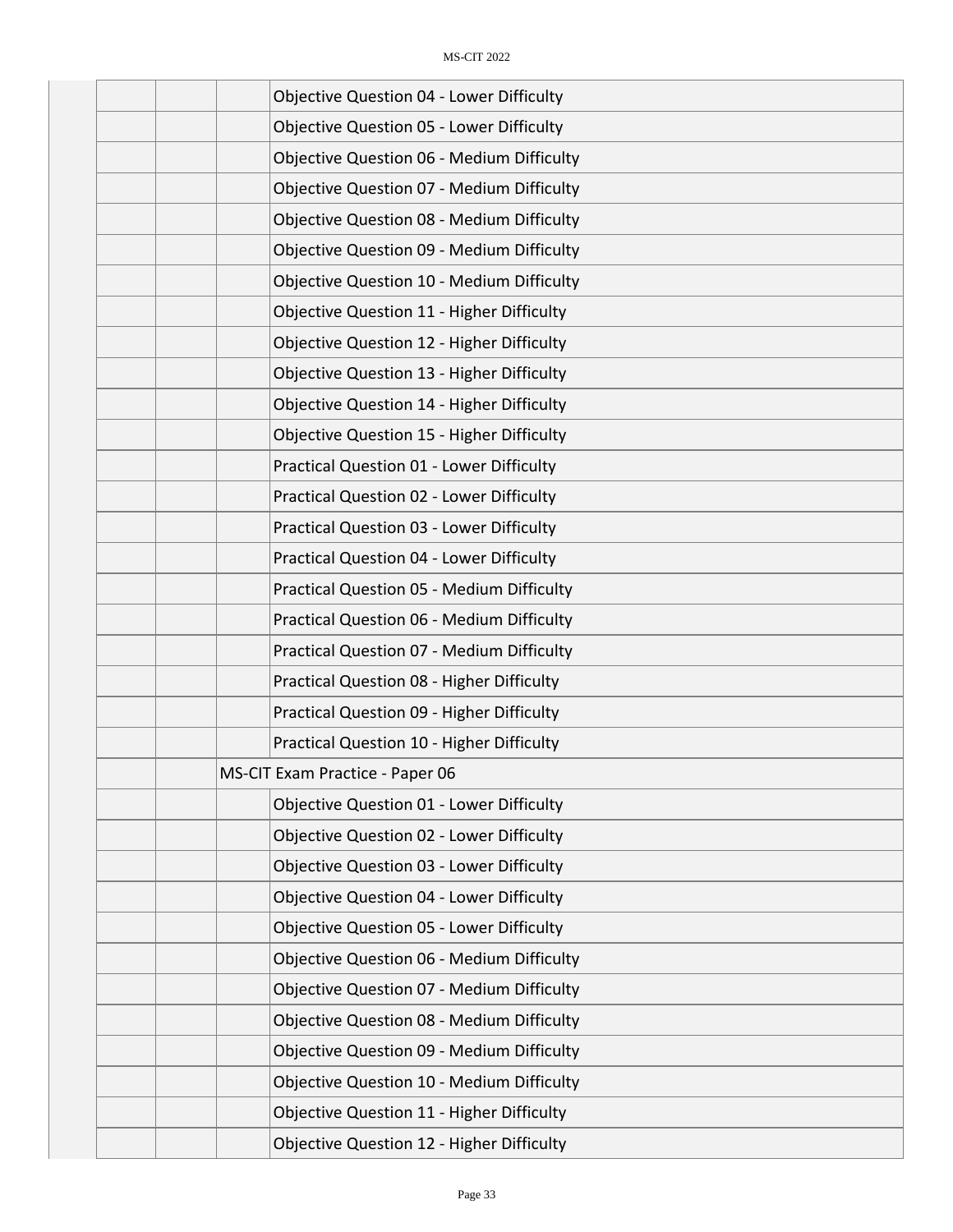| | | | |
|---|---|---|---|
| | | | Objective Question 04 - Lower Difficulty |
| | | | Objective Question 05 - Lower Difficulty |
| | | | Objective Question 06 - Medium Difficulty |
| | | | Objective Question 07 - Medium Difficulty |
| | | | Objective Question 08 - Medium Difficulty |
| | | | Objective Question 09 - Medium Difficulty |
| | | | Objective Question 10 - Medium Difficulty |
| | | | Objective Question 11 - Higher Difficulty |
| | | | Objective Question 12 - Higher Difficulty |
| | | | Objective Question 13 - Higher Difficulty |
| | | | Objective Question 14 - Higher Difficulty |
| | | | Objective Question 15 - Higher Difficulty |
| | | | Practical Question 01 - Lower Difficulty |
| | | | Practical Question 02 - Lower Difficulty |
| | | | Practical Question 03 - Lower Difficulty |
| | | | Practical Question 04 - Lower Difficulty |
| | | | Practical Question 05 - Medium Difficulty |
| | | | Practical Question 06 - Medium Difficulty |
| | | | Practical Question 07 - Medium Difficulty |
| | | | Practical Question 08 - Higher Difficulty |
| | | | Practical Question 09 - Higher Difficulty |
| | | | Practical Question 10 - Higher Difficulty |
| | | MS-CIT Exam Practice - Paper 06 | |
| | | | Objective Question 01 - Lower Difficulty |
| | | | Objective Question 02 - Lower Difficulty |
| | | | Objective Question 03 - Lower Difficulty |
| | | | Objective Question 04 - Lower Difficulty |
| | | | Objective Question 05 - Lower Difficulty |
| | | | Objective Question 06 - Medium Difficulty |
| | | | Objective Question 07 - Medium Difficulty |
| | | | Objective Question 08 - Medium Difficulty |
| | | | Objective Question 09 - Medium Difficulty |
| | | | Objective Question 10 - Medium Difficulty |
| | | | Objective Question 11 - Higher Difficulty |
| | | | Objective Question 12 - Higher Difficulty |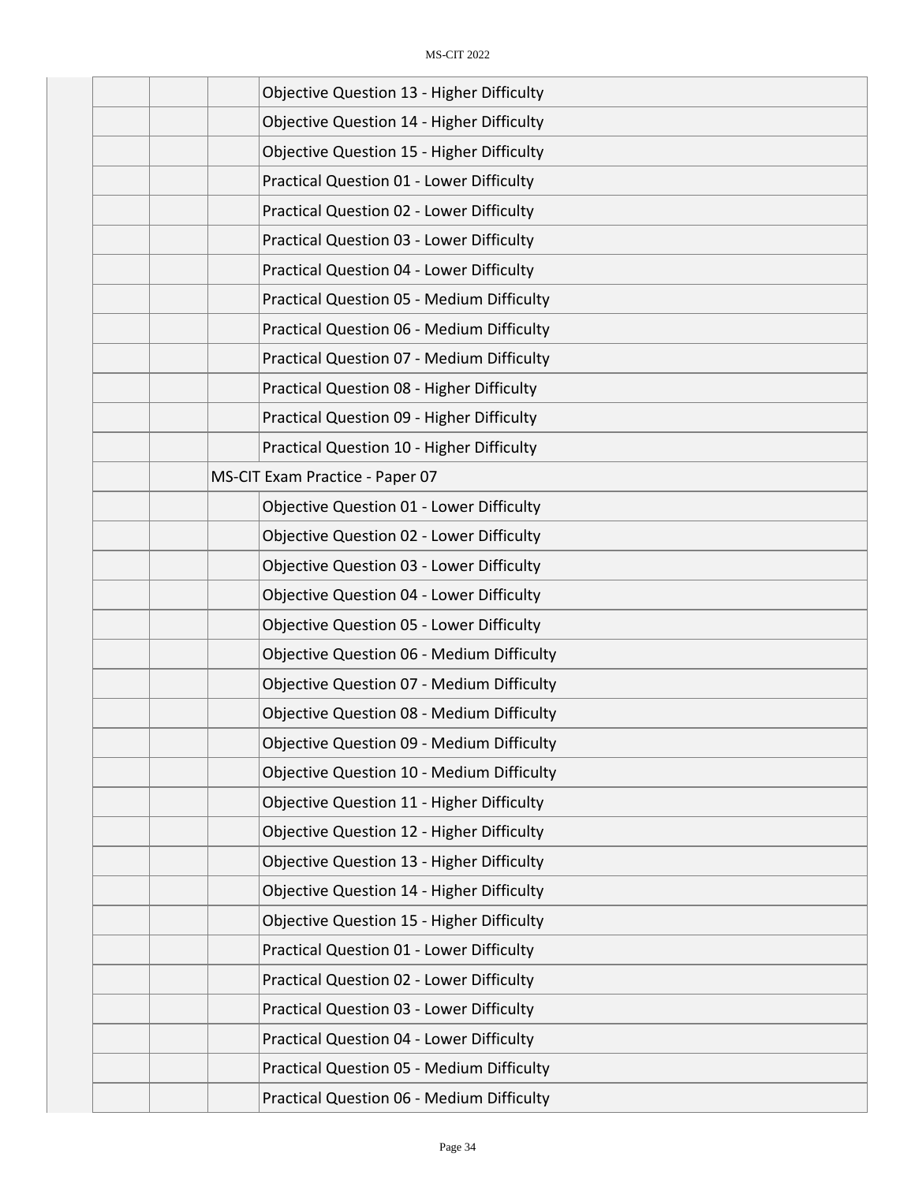| | | | |
|---|---|---|---|
| | | | Objective Question 13 - Higher Difficulty |
| | | | Objective Question 14 - Higher Difficulty |
| | | | Objective Question 15 - Higher Difficulty |
| | | | Practical Question 01 - Lower Difficulty |
| | | | Practical Question 02 - Lower Difficulty |
| | | | Practical Question 03 - Lower Difficulty |
| | | | Practical Question 04 - Lower Difficulty |
| | | | Practical Question 05 - Medium Difficulty |
| | | | Practical Question 06 - Medium Difficulty |
| | | | Practical Question 07 - Medium Difficulty |
| | | | Practical Question 08 - Higher Difficulty |
| | | | Practical Question 09 - Higher Difficulty |
| | | | Practical Question 10 - Higher Difficulty |
| | | MS-CIT Exam Practice - Paper 07 | |
| | | | Objective Question 01 - Lower Difficulty |
| | | | Objective Question 02 - Lower Difficulty |
| | | | Objective Question 03 - Lower Difficulty |
| | | | Objective Question 04 - Lower Difficulty |
| | | | Objective Question 05 - Lower Difficulty |
| | | | Objective Question 06 - Medium Difficulty |
| | | | Objective Question 07 - Medium Difficulty |
| | | | Objective Question 08 - Medium Difficulty |
| | | | Objective Question 09 - Medium Difficulty |
| | | | Objective Question 10 - Medium Difficulty |
| | | | Objective Question 11 - Higher Difficulty |
| | | | Objective Question 12 - Higher Difficulty |
| | | | Objective Question 13 - Higher Difficulty |
| | | | Objective Question 14 - Higher Difficulty |
| | | | Objective Question 15 - Higher Difficulty |
| | | | Practical Question 01 - Lower Difficulty |
| | | | Practical Question 02 - Lower Difficulty |
| | | | Practical Question 03 - Lower Difficulty |
| | | | Practical Question 04 - Lower Difficulty |
| | | | Practical Question 05 - Medium Difficulty |
| | | | Practical Question 06 - Medium Difficulty |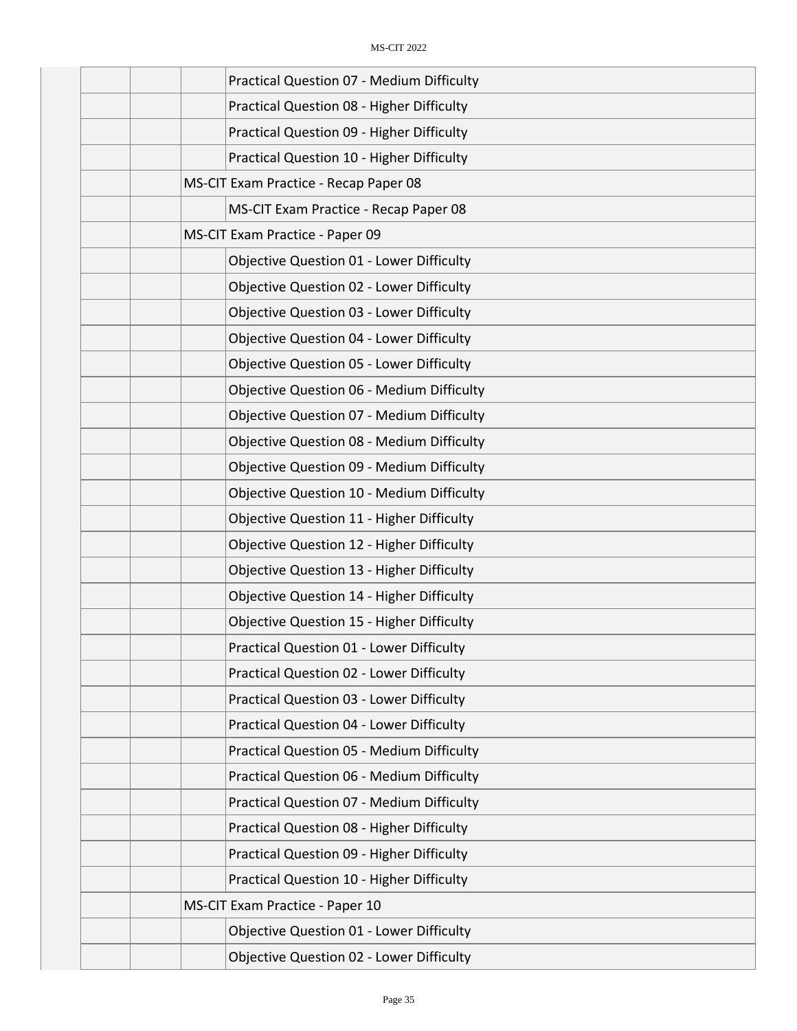| | | | |
|---|---|---|---|
| | | | Practical Question 07 - Medium Difficulty |
| | | | Practical Question 08 - Higher Difficulty |
| | | | Practical Question 09 - Higher Difficulty |
| | | | Practical Question 10 - Higher Difficulty |
| | | MS-CIT Exam Practice - Recap Paper 08 | |
| | | | MS-CIT Exam Practice - Recap Paper 08 |
| | | MS-CIT Exam Practice - Paper 09 | |
| | | | Objective Question 01 - Lower Difficulty |
| | | | Objective Question 02 - Lower Difficulty |
| | | | Objective Question 03 - Lower Difficulty |
| | | | Objective Question 04 - Lower Difficulty |
| | | | Objective Question 05 - Lower Difficulty |
| | | | Objective Question 06 - Medium Difficulty |
| | | | Objective Question 07 - Medium Difficulty |
| | | | Objective Question 08 - Medium Difficulty |
| | | | Objective Question 09 - Medium Difficulty |
| | | | Objective Question 10 - Medium Difficulty |
| | | | Objective Question 11 - Higher Difficulty |
| | | | Objective Question 12 - Higher Difficulty |
| | | | Objective Question 13 - Higher Difficulty |
| | | | Objective Question 14 - Higher Difficulty |
| | | | Objective Question 15 - Higher Difficulty |
| | | | Practical Question 01 - Lower Difficulty |
| | | | Practical Question 02 - Lower Difficulty |
| | | | Practical Question 03 - Lower Difficulty |
| | | | Practical Question 04 - Lower Difficulty |
| | | | Practical Question 05 - Medium Difficulty |
| | | | Practical Question 06 - Medium Difficulty |
| | | | Practical Question 07 - Medium Difficulty |
| | | | Practical Question 08 - Higher Difficulty |
| | | | Practical Question 09 - Higher Difficulty |
| | | | Practical Question 10 - Higher Difficulty |
| | | MS-CIT Exam Practice - Paper 10 | |
| | | | Objective Question 01 - Lower Difficulty |
| | | | Objective Question 02 - Lower Difficulty |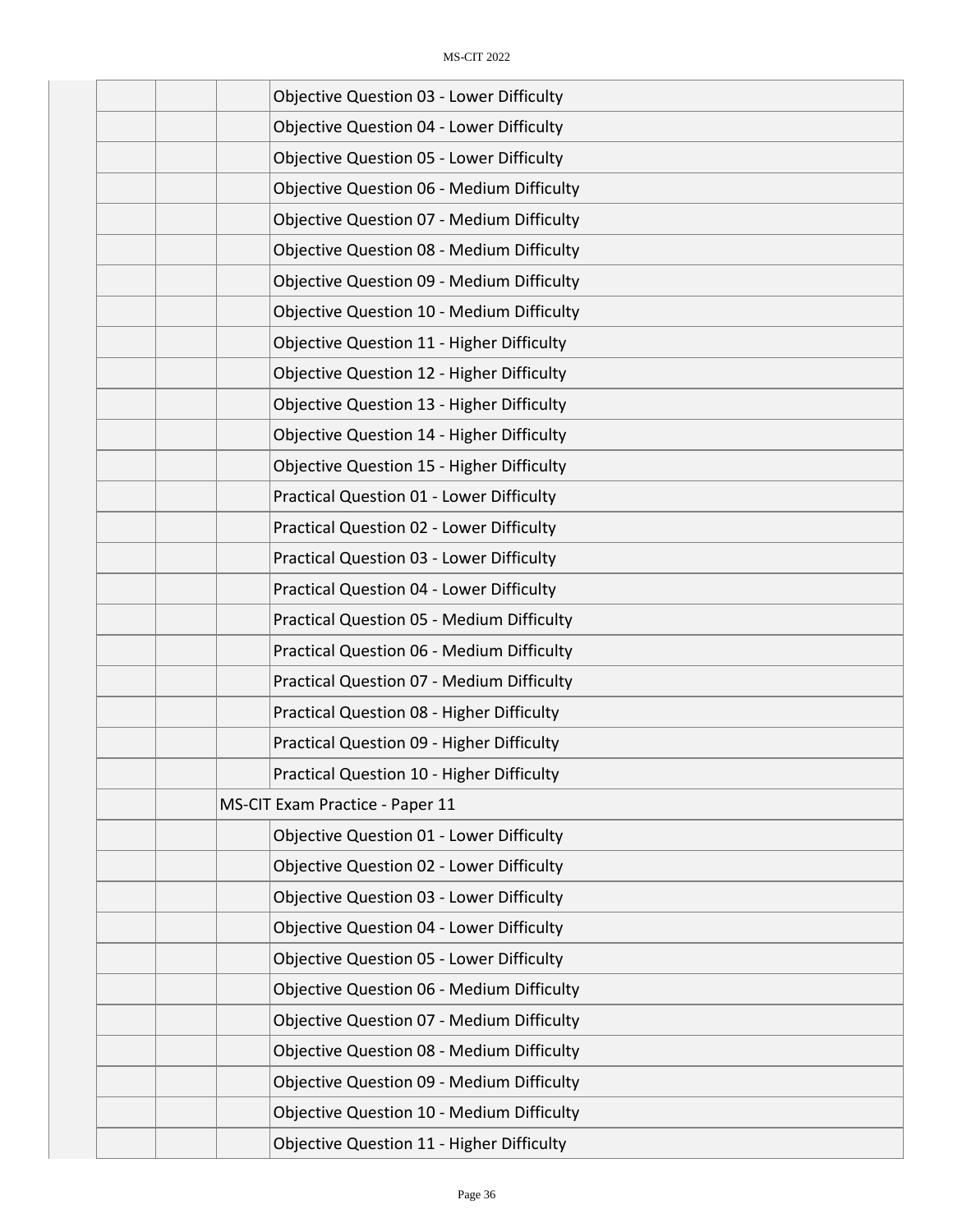| | | | |
|---|---|---|---|
| | | | Objective Question 03 - Lower Difficulty |
| | | | Objective Question 04 - Lower Difficulty |
| | | | Objective Question 05 - Lower Difficulty |
| | | | Objective Question 06 - Medium Difficulty |
| | | | Objective Question 07 - Medium Difficulty |
| | | | Objective Question 08 - Medium Difficulty |
| | | | Objective Question 09 - Medium Difficulty |
| | | | Objective Question 10 - Medium Difficulty |
| | | | Objective Question 11 - Higher Difficulty |
| | | | Objective Question 12 - Higher Difficulty |
| | | | Objective Question 13 - Higher Difficulty |
| | | | Objective Question 14 - Higher Difficulty |
| | | | Objective Question 15 - Higher Difficulty |
| | | | Practical Question 01 - Lower Difficulty |
| | | | Practical Question 02 - Lower Difficulty |
| | | | Practical Question 03 - Lower Difficulty |
| | | | Practical Question 04 - Lower Difficulty |
| | | | Practical Question 05 - Medium Difficulty |
| | | | Practical Question 06 - Medium Difficulty |
| | | | Practical Question 07 - Medium Difficulty |
| | | | Practical Question 08 - Higher Difficulty |
| | | | Practical Question 09 - Higher Difficulty |
| | | | Practical Question 10 - Higher Difficulty |
| | | MS-CIT Exam Practice - Paper 11 | |
| | | | Objective Question 01 - Lower Difficulty |
| | | | Objective Question 02 - Lower Difficulty |
| | | | Objective Question 03 - Lower Difficulty |
| | | | Objective Question 04 - Lower Difficulty |
| | | | Objective Question 05 - Lower Difficulty |
| | | | Objective Question 06 - Medium Difficulty |
| | | | Objective Question 07 - Medium Difficulty |
| | | | Objective Question 08 - Medium Difficulty |
| | | | Objective Question 09 - Medium Difficulty |
| | | | Objective Question 10 - Medium Difficulty |
| | | | Objective Question 11 - Higher Difficulty |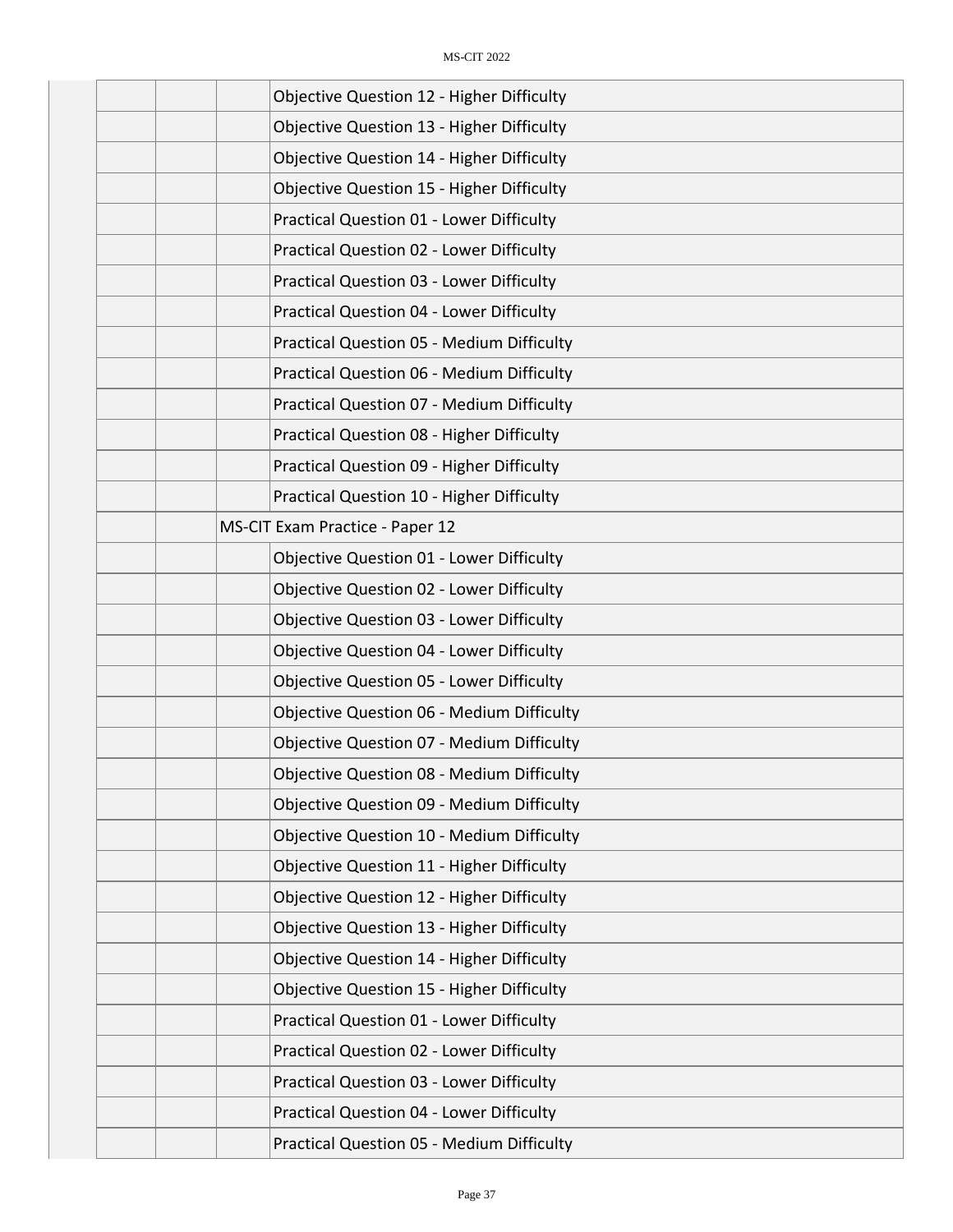| | | | |
|---|---|---|---|
| | | | Objective Question 12 - Higher Difficulty |
| | | | Objective Question 13 - Higher Difficulty |
| | | | Objective Question 14 - Higher Difficulty |
| | | | Objective Question 15 - Higher Difficulty |
| | | | Practical Question 01 - Lower Difficulty |
| | | | Practical Question 02 - Lower Difficulty |
| | | | Practical Question 03 - Lower Difficulty |
| | | | Practical Question 04 - Lower Difficulty |
| | | | Practical Question 05 - Medium Difficulty |
| | | | Practical Question 06 - Medium Difficulty |
| | | | Practical Question 07 - Medium Difficulty |
| | | | Practical Question 08 - Higher Difficulty |
| | | | Practical Question 09 - Higher Difficulty |
| | | | Practical Question 10 - Higher Difficulty |
| | | MS-CIT Exam Practice - Paper 12 | |
| | | | Objective Question 01 - Lower Difficulty |
| | | | Objective Question 02 - Lower Difficulty |
| | | | Objective Question 03 - Lower Difficulty |
| | | | Objective Question 04 - Lower Difficulty |
| | | | Objective Question 05 - Lower Difficulty |
| | | | Objective Question 06 - Medium Difficulty |
| | | | Objective Question 07 - Medium Difficulty |
| | | | Objective Question 08 - Medium Difficulty |
| | | | Objective Question 09 - Medium Difficulty |
| | | | Objective Question 10 - Medium Difficulty |
| | | | Objective Question 11 - Higher Difficulty |
| | | | Objective Question 12 - Higher Difficulty |
| | | | Objective Question 13 - Higher Difficulty |
| | | | Objective Question 14 - Higher Difficulty |
| | | | Objective Question 15 - Higher Difficulty |
| | | | Practical Question 01 - Lower Difficulty |
| | | | Practical Question 02 - Lower Difficulty |
| | | | Practical Question 03 - Lower Difficulty |
| | | | Practical Question 04 - Lower Difficulty |
| | | | Practical Question 05 - Medium Difficulty |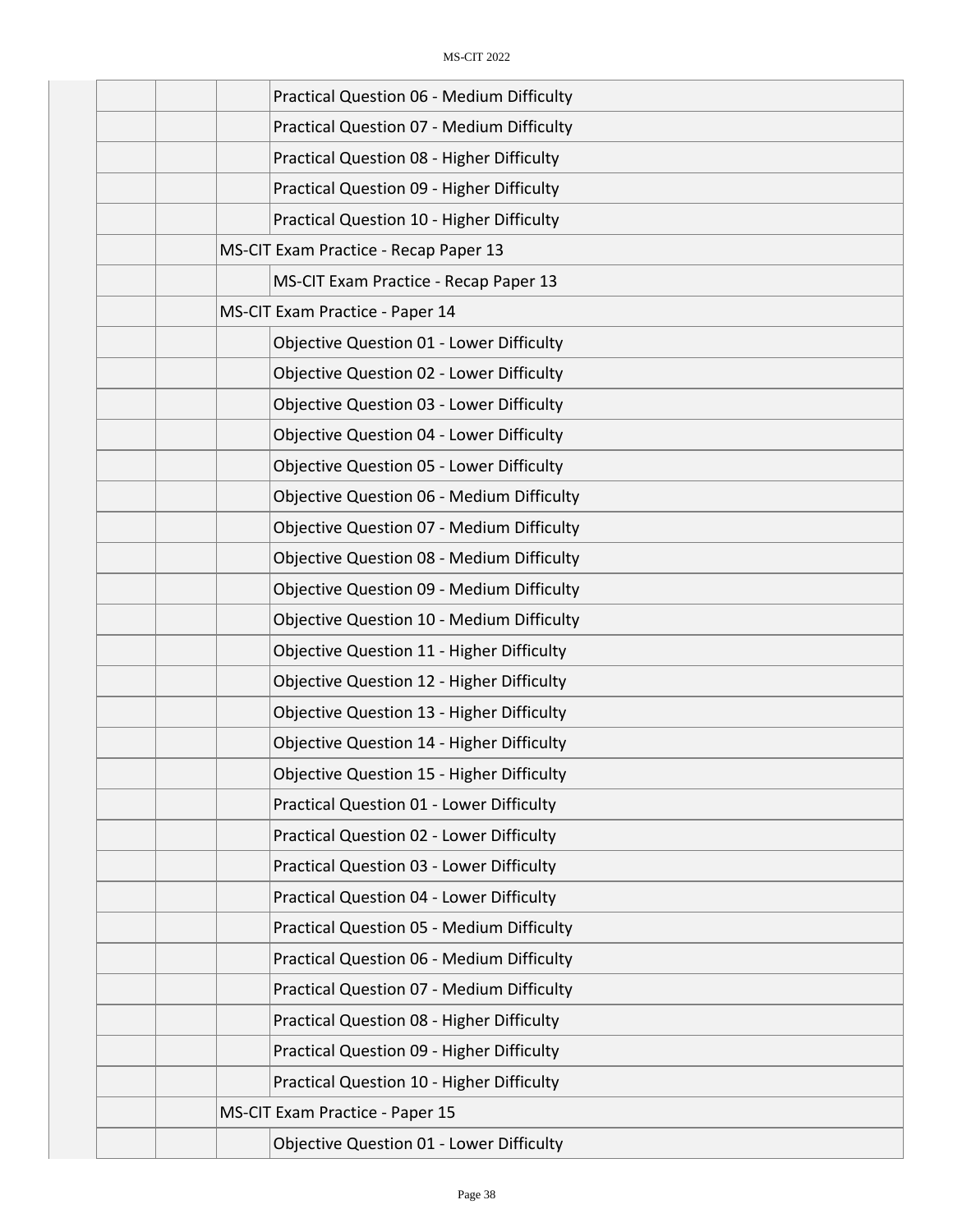| | | | |
|---|---|---|---|
| | | | Practical Question 06 - Medium Difficulty |
| | | | Practical Question 07 - Medium Difficulty |
| | | | Practical Question 08 - Higher Difficulty |
| | | | Practical Question 09 - Higher Difficulty |
| | | | Practical Question 10 - Higher Difficulty |
| | | MS-CIT Exam Practice - Recap Paper 13 | |
| | | | MS-CIT Exam Practice - Recap Paper 13 |
| | | MS-CIT Exam Practice - Paper 14 | |
| | | | Objective Question 01 - Lower Difficulty |
| | | | Objective Question 02 - Lower Difficulty |
| | | | Objective Question 03 - Lower Difficulty |
| | | | Objective Question 04 - Lower Difficulty |
| | | | Objective Question 05 - Lower Difficulty |
| | | | Objective Question 06 - Medium Difficulty |
| | | | Objective Question 07 - Medium Difficulty |
| | | | Objective Question 08 - Medium Difficulty |
| | | | Objective Question 09 - Medium Difficulty |
| | | | Objective Question 10 - Medium Difficulty |
| | | | Objective Question 11 - Higher Difficulty |
| | | | Objective Question 12 - Higher Difficulty |
| | | | Objective Question 13 - Higher Difficulty |
| | | | Objective Question 14 - Higher Difficulty |
| | | | Objective Question 15 - Higher Difficulty |
| | | | Practical Question 01 - Lower Difficulty |
| | | | Practical Question 02 - Lower Difficulty |
| | | | Practical Question 03 - Lower Difficulty |
| | | | Practical Question 04 - Lower Difficulty |
| | | | Practical Question 05 - Medium Difficulty |
| | | | Practical Question 06 - Medium Difficulty |
| | | | Practical Question 07 - Medium Difficulty |
| | | | Practical Question 08 - Higher Difficulty |
| | | | Practical Question 09 - Higher Difficulty |
| | | | Practical Question 10 - Higher Difficulty |
| | | MS-CIT Exam Practice - Paper 15 | |
| | | | Objective Question 01 - Lower Difficulty |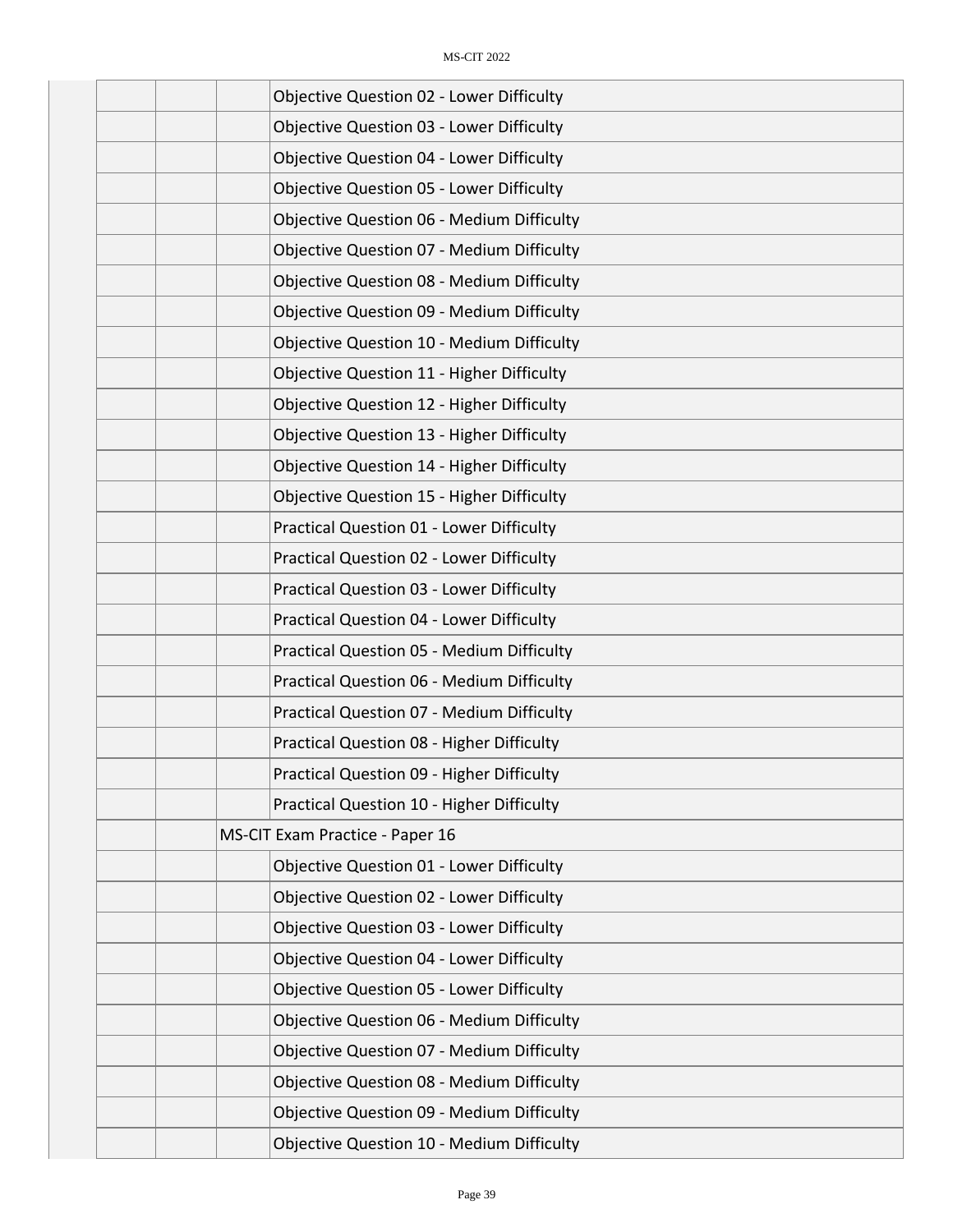| | | | |
|---|---|---|---|
| | | | Objective Question 02 - Lower Difficulty |
| | | | Objective Question 03 - Lower Difficulty |
| | | | Objective Question 04 - Lower Difficulty |
| | | | Objective Question 05 - Lower Difficulty |
| | | | Objective Question 06 - Medium Difficulty |
| | | | Objective Question 07 - Medium Difficulty |
| | | | Objective Question 08 - Medium Difficulty |
| | | | Objective Question 09 - Medium Difficulty |
| | | | Objective Question 10 - Medium Difficulty |
| | | | Objective Question 11 - Higher Difficulty |
| | | | Objective Question 12 - Higher Difficulty |
| | | | Objective Question 13 - Higher Difficulty |
| | | | Objective Question 14 - Higher Difficulty |
| | | | Objective Question 15 - Higher Difficulty |
| | | | Practical Question 01 - Lower Difficulty |
| | | | Practical Question 02 - Lower Difficulty |
| | | | Practical Question 03 - Lower Difficulty |
| | | | Practical Question 04 - Lower Difficulty |
| | | | Practical Question 05 - Medium Difficulty |
| | | | Practical Question 06 - Medium Difficulty |
| | | | Practical Question 07 - Medium Difficulty |
| | | | Practical Question 08 - Higher Difficulty |
| | | | Practical Question 09 - Higher Difficulty |
| | | | Practical Question 10 - Higher Difficulty |
| | | MS-CIT Exam Practice - Paper 16 | |
| | | | Objective Question 01 - Lower Difficulty |
| | | | Objective Question 02 - Lower Difficulty |
| | | | Objective Question 03 - Lower Difficulty |
| | | | Objective Question 04 - Lower Difficulty |
| | | | Objective Question 05 - Lower Difficulty |
| | | | Objective Question 06 - Medium Difficulty |
| | | | Objective Question 07 - Medium Difficulty |
| | | | Objective Question 08 - Medium Difficulty |
| | | | Objective Question 09 - Medium Difficulty |
| | | | Objective Question 10 - Medium Difficulty |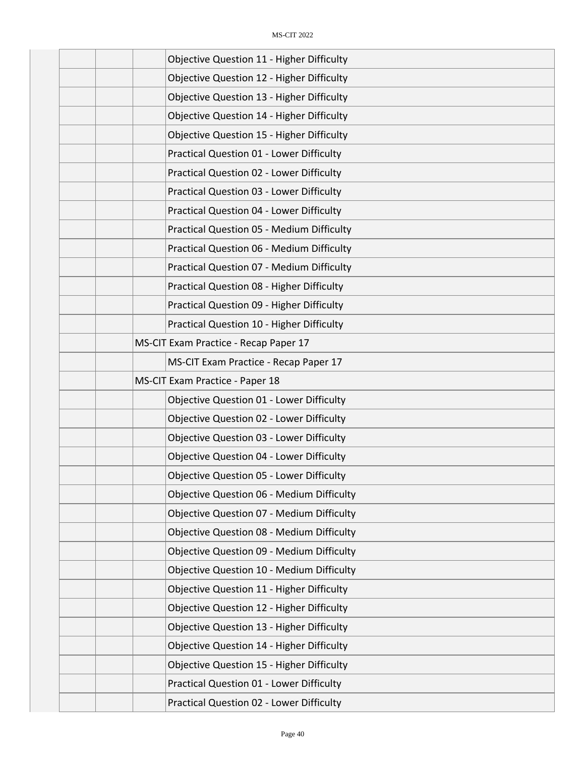| | | | |
|---|---|---|---|
| | | | Objective Question 11 - Higher Difficulty |
| | | | Objective Question 12 - Higher Difficulty |
| | | | Objective Question 13 - Higher Difficulty |
| | | | Objective Question 14 - Higher Difficulty |
| | | | Objective Question 15 - Higher Difficulty |
| | | | Practical Question 01 - Lower Difficulty |
| | | | Practical Question 02 - Lower Difficulty |
| | | | Practical Question 03 - Lower Difficulty |
| | | | Practical Question 04 - Lower Difficulty |
| | | | Practical Question 05 - Medium Difficulty |
| | | | Practical Question 06 - Medium Difficulty |
| | | | Practical Question 07 - Medium Difficulty |
| | | | Practical Question 08 - Higher Difficulty |
| | | | Practical Question 09 - Higher Difficulty |
| | | | Practical Question 10 - Higher Difficulty |
| | | MS-CIT Exam Practice - Recap Paper 17 | |
| | | | MS-CIT Exam Practice - Recap Paper 17 |
| | | MS-CIT Exam Practice - Paper 18 | |
| | | | Objective Question 01 - Lower Difficulty |
| | | | Objective Question 02 - Lower Difficulty |
| | | | Objective Question 03 - Lower Difficulty |
| | | | Objective Question 04 - Lower Difficulty |
| | | | Objective Question 05 - Lower Difficulty |
| | | | Objective Question 06 - Medium Difficulty |
| | | | Objective Question 07 - Medium Difficulty |
| | | | Objective Question 08 - Medium Difficulty |
| | | | Objective Question 09 - Medium Difficulty |
| | | | Objective Question 10 - Medium Difficulty |
| | | | Objective Question 11 - Higher Difficulty |
| | | | Objective Question 12 - Higher Difficulty |
| | | | Objective Question 13 - Higher Difficulty |
| | | | Objective Question 14 - Higher Difficulty |
| | | | Objective Question 15 - Higher Difficulty |
| | | | Practical Question 01 - Lower Difficulty |
| | | | Practical Question 02 - Lower Difficulty |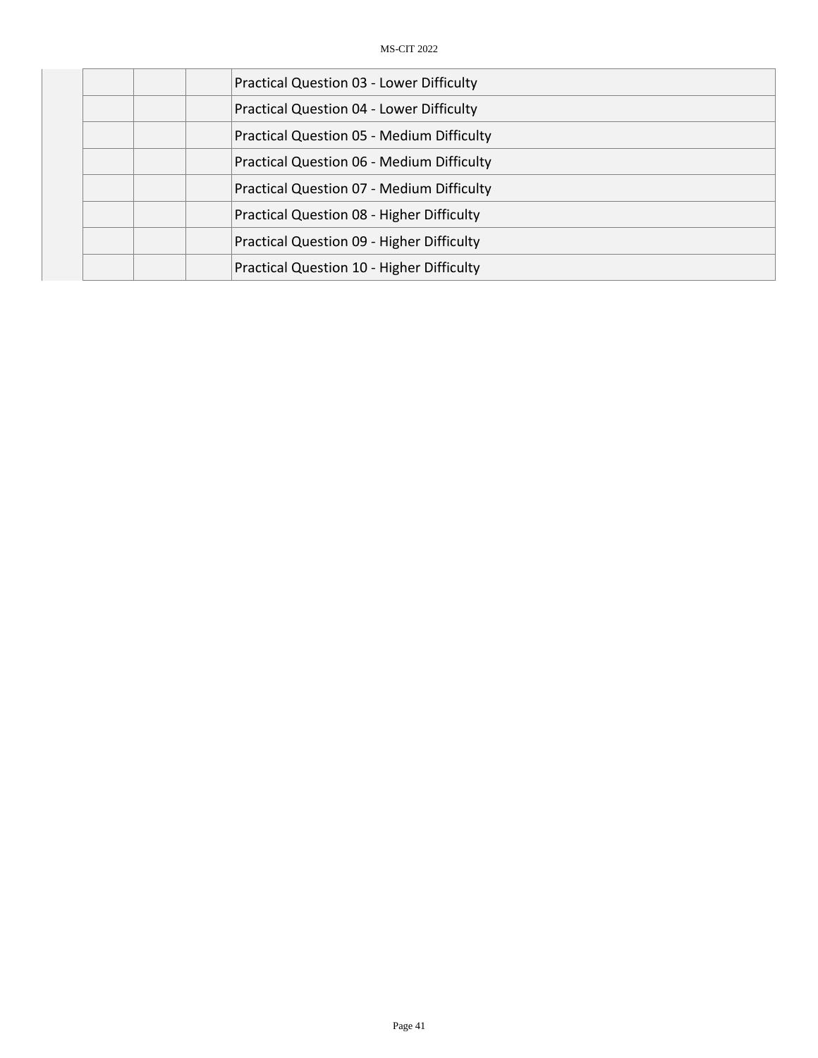| | | | | |
|---|---|---|---|---|
| | | | | Practical Question 03 - Lower Difficulty |
| | | | | Practical Question 04 - Lower Difficulty |
| | | | | Practical Question 05 - Medium Difficulty |
| | | | | Practical Question 06 - Medium Difficulty |
| | | | | Practical Question 07 - Medium Difficulty |
| | | | | Practical Question 08 - Higher Difficulty |
| | | | | Practical Question 09 - Higher Difficulty |
| | | | | Practical Question 10 - Higher Difficulty |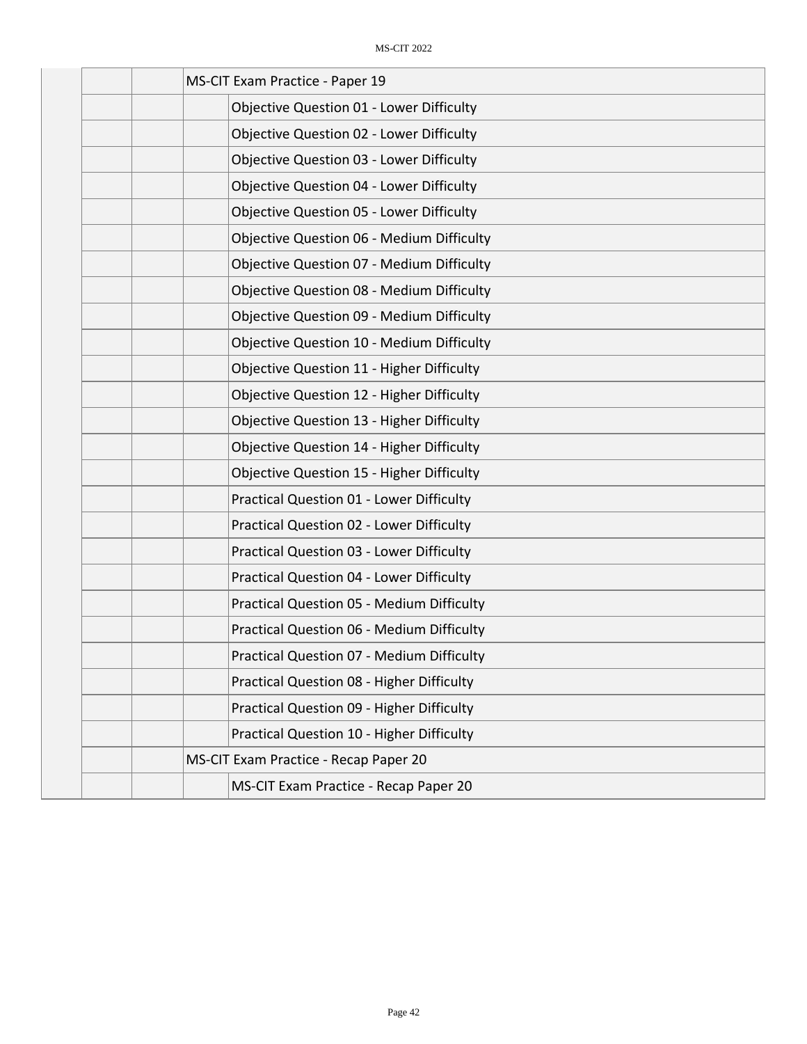| | | | | |
|---|---|---|---|---|
| | | | MS-CIT Exam Practice - Paper 19 | |
| | | | | Objective Question 01 - Lower Difficulty |
| | | | | Objective Question 02 - Lower Difficulty |
| | | | | Objective Question 03 - Lower Difficulty |
| | | | | Objective Question 04 - Lower Difficulty |
| | | | | Objective Question 05 - Lower Difficulty |
| | | | | Objective Question 06 - Medium Difficulty |
| | | | | Objective Question 07 - Medium Difficulty |
| | | | | Objective Question 08 - Medium Difficulty |
| | | | | Objective Question 09 - Medium Difficulty |
| | | | | Objective Question 10 - Medium Difficulty |
| | | | | Objective Question 11 - Higher Difficulty |
| | | | | Objective Question 12 - Higher Difficulty |
| | | | | Objective Question 13 - Higher Difficulty |
| | | | | Objective Question 14 - Higher Difficulty |
| | | | | Objective Question 15 - Higher Difficulty |
| | | | | Practical Question 01 - Lower Difficulty |
| | | | | Practical Question 02 - Lower Difficulty |
| | | | | Practical Question 03 - Lower Difficulty |
| | | | | Practical Question 04 - Lower Difficulty |
| | | | | Practical Question 05 - Medium Difficulty |
| | | | | Practical Question 06 - Medium Difficulty |
| | | | | Practical Question 07 - Medium Difficulty |
| | | | | Practical Question 08 - Higher Difficulty |
| | | | | Practical Question 09 - Higher Difficulty |
| | | | | Practical Question 10 - Higher Difficulty |
| | | | MS-CIT Exam Practice - Recap Paper 20 | |
| | | | | MS-CIT Exam Practice - Recap Paper 20 |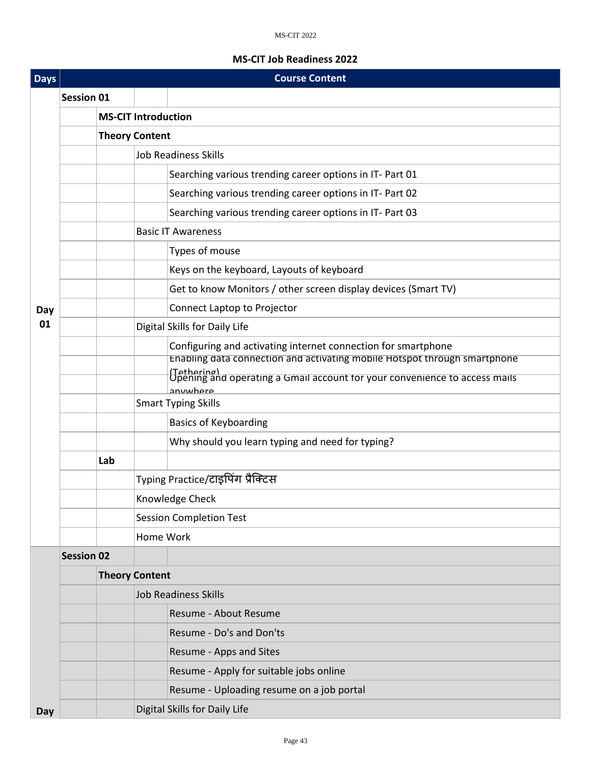## MS-CIT Job Readiness 2022

| Days | Course Content | | | |
|---|---|---|---|---|
| Day 01 | **Session 01** | | | |
| | | **MS-CIT Introduction** | | |
| | | **Theory Content** | | |
| | | | Job Readiness Skills | |
| | | | | Searching various trending career options in IT- Part 01 |
| | | | | Searching various trending career options in IT- Part 02 |
| | | | | Searching various trending career options in IT- Part 03 |
| | | | Basic IT Awareness | |
| | | | | Types of mouse |
| | | | | Keys on the keyboard, Layouts of keyboard |
| | | | | Get to know Monitors / other screen display devices (Smart TV) |
| | | | | Connect Laptop to Projector |
| | | | Digital Skills for Daily Life | |
| | | | | Configuring and activating internet connection for smartphone |
| | | | | Enabling data connection and activating mobile Hotspot through smartphone (Tethering) |
| | | | | Opening and operating a Gmail account for your convenience to access mails anywhere |
| | | | Smart Typing Skills | |
| | | | | Basics of Keyboarding |
| | | | | Why should you learn typing and need for typing? |
| | | **Lab** | | |
| | | | Typing Practice/टाइपिंग प्रैक्टिस | |
| | | | Knowledge Check | |
| | | | Session Completion Test | |
| | | | Home Work | |
| Day | **Session 02** | | | |
| | | **Theory Content** | | |
| | | | Job Readiness Skills | |
| | | | | Resume - About Resume |
| | | | | Resume - Do's and Don'ts |
| | | | | Resume - Apps and Sites |
| | | | | Resume - Apply for suitable jobs online |
| | | | | Resume - Uploading resume on a job portal |
| | | | Digital Skills for Daily Life | |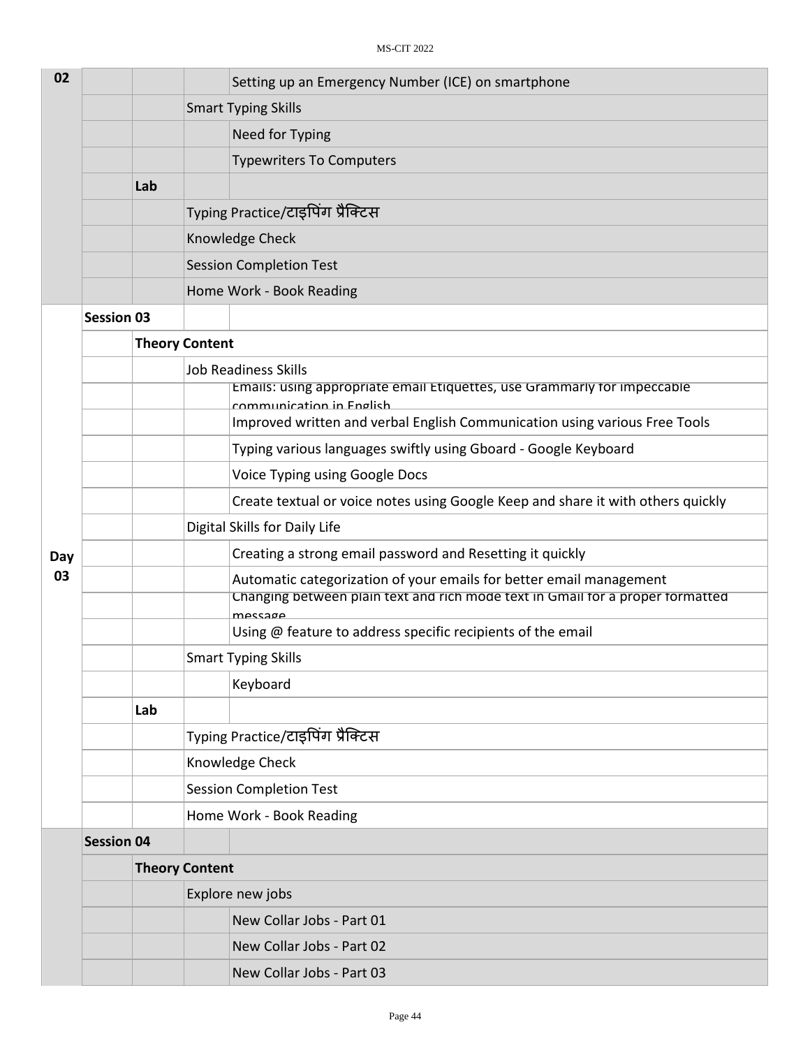| | | | | |
|---|---|---|---|---|
| 02 | | | | Setting up an Emergency Number (ICE) on smartphone |
| | | | Smart Typing Skills | |
| | | | | Need for Typing |
| | | | | Typewriters To Computers |
| | | **Lab** | | |
| | | | Typing Practice/टाइपिंग प्रैक्टिस | |
| | | | Knowledge Check | |
| | | | Session Completion Test | |
| | | | Home Work - Book Reading | |
| Day 03 | **Session 03** | | | |
| | | **Theory Content** | | |
| | | | Job Readiness Skills | |
| | | | | Emails: using appropriate email Etiquettes, use Grammarly for impeccable communication in English |
| | | | | Improved written and verbal English Communication using various Free Tools |
| | | | | Typing various languages swiftly using Gboard - Google Keyboard |
| | | | | Voice Typing using Google Docs |
| | | | | Create textual or voice notes using Google Keep and share it with others quickly |
| | | | Digital Skills for Daily Life | |
| | | | | Creating a strong email password and Resetting it quickly |
| | | | | Automatic categorization of your emails for better email management |
| | | | | Changing between plain text and rich mode text in Gmail for a proper formatted message |
| | | | | Using @ feature to address specific recipients of the email |
| | | | Smart Typing Skills | |
| | | | | Keyboard |
| | | **Lab** | | |
| | | | Typing Practice/टाइपिंग प्रैक्टिस | |
| | | | Knowledge Check | |
| | | | Session Completion Test | |
| | | | Home Work - Book Reading | |
| | **Session 04** | | | |
| | | **Theory Content** | | |
| | | | Explore new jobs | |
| | | | | New Collar Jobs - Part 01 |
| | | | | New Collar Jobs - Part 02 |
| | | | | New Collar Jobs - Part 03 |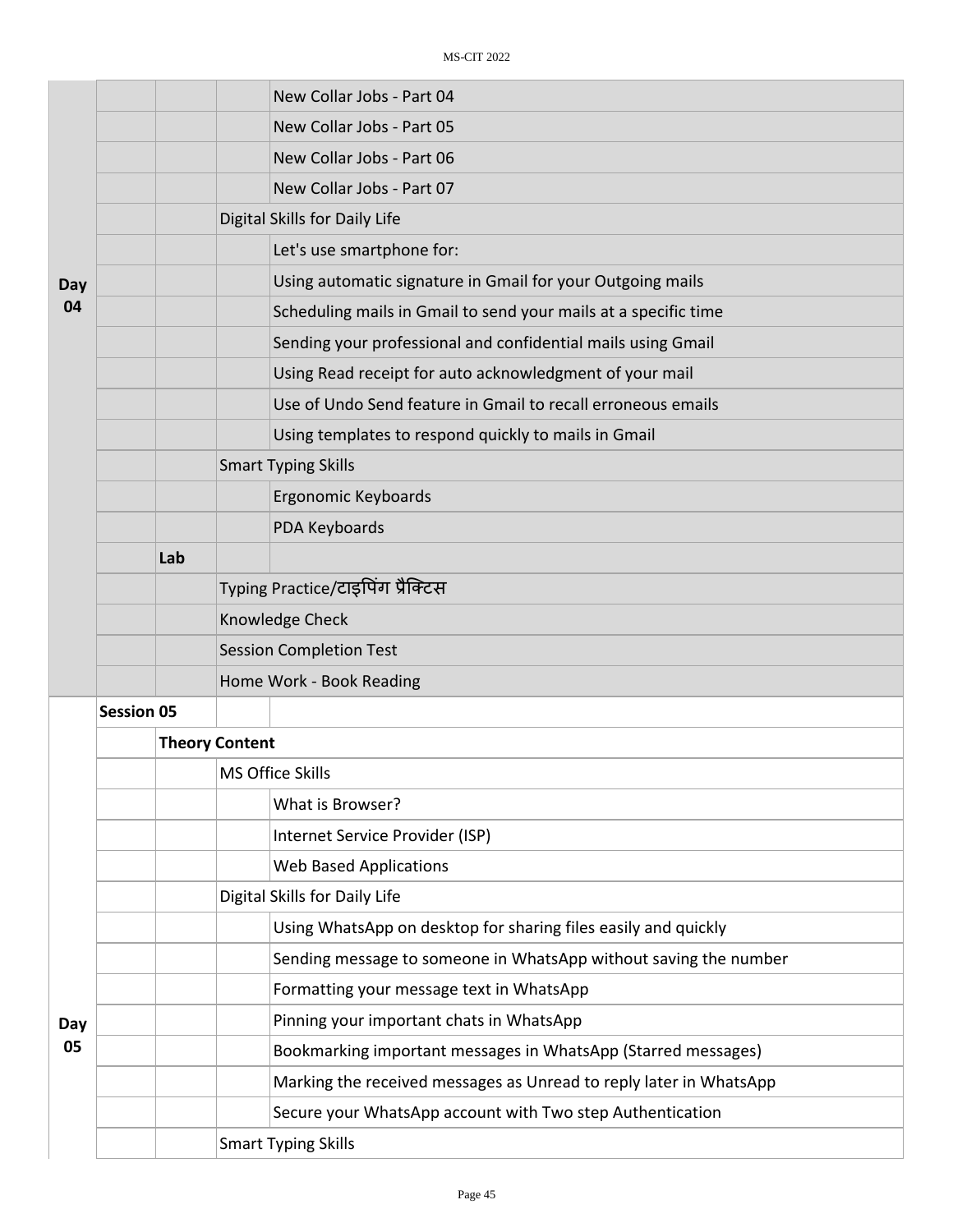| | | | | |
|---|---|---|---|---|
| Day 04 | | | | New Collar Jobs - Part 04 |
| | | | | New Collar Jobs - Part 05 |
| | | | | New Collar Jobs - Part 06 |
| | | | | New Collar Jobs - Part 07 |
| | | | Digital Skills for Daily Life | |
| | | | | Let's use smartphone for: |
| | | | | Using automatic signature in Gmail for your Outgoing mails |
| | | | | Scheduling mails in Gmail to send your mails at a specific time |
| | | | | Sending your professional and confidential mails using Gmail |
| | | | | Using Read receipt for auto acknowledgment of your mail |
| | | | | Use of Undo Send feature in Gmail to recall erroneous emails |
| | | | | Using templates to respond quickly to mails in Gmail |
| | | | Smart Typing Skills | |
| | | | | Ergonomic Keyboards |
| | | | | PDA Keyboards |
| | | **Lab** | | |
| | | | Typing Practice/टाइपिंग प्रैक्टिस | |
| | | | Knowledge Check | |
| | | | Session Completion Test | |
| | | | Home Work - Book Reading | |
| Day 05 | **Session 05** | | | |
| | | **Theory Content** | | |
| | | | MS Office Skills | |
| | | | | What is Browser? |
| | | | | Internet Service Provider (ISP) |
| | | | | Web Based Applications |
| | | | Digital Skills for Daily Life | |
| | | | | Using WhatsApp on desktop for sharing files easily and quickly |
| | | | | Sending message to someone in WhatsApp without saving the number |
| | | | | Formatting your message text in WhatsApp |
| | | | | Pinning your important chats in WhatsApp |
| | | | | Bookmarking important messages in WhatsApp (Starred messages) |
| | | | | Marking the received messages as Unread to reply later in WhatsApp |
| | | | | Secure your WhatsApp account with Two step Authentication |
| | | | Smart Typing Skills | |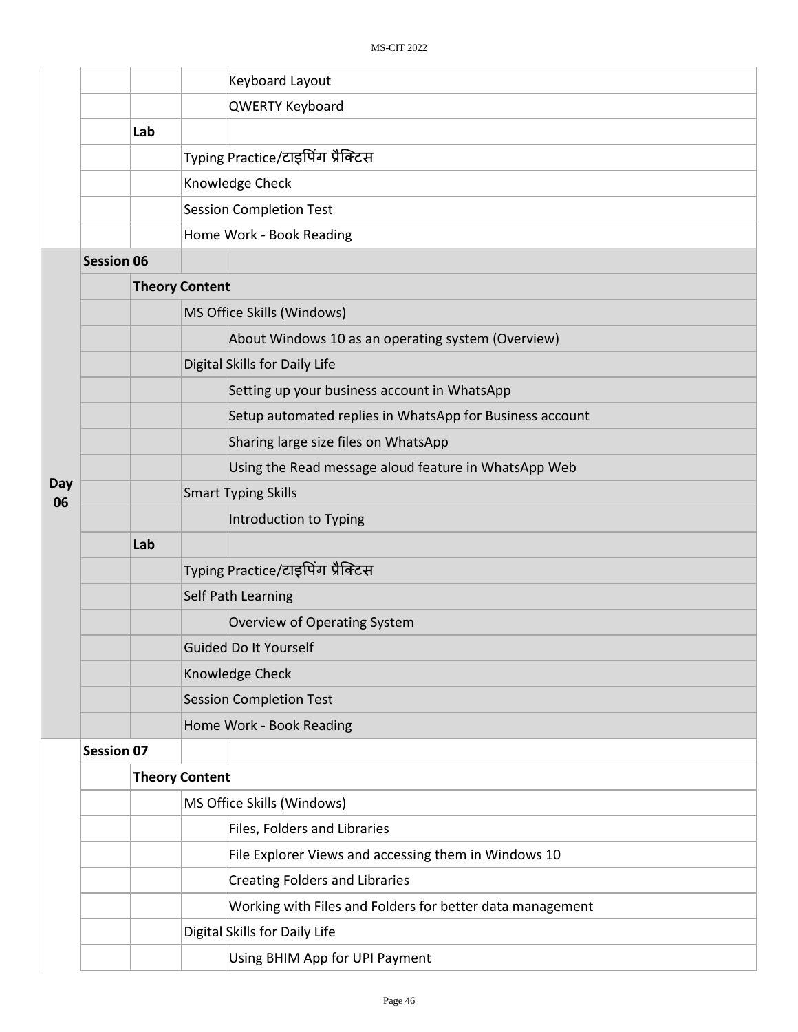| | | | | |
|---|---|---|---|---|
| | | | | Keyboard Layout |
| | | | | QWERTY Keyboard |
| | | **Lab** | | |
| | | | Typing Practice/टाइपिंग प्रैक्टिस | |
| | | | Knowledge Check | |
| | | | Session Completion Test | |
| | | | Home Work - Book Reading | |
| **Day 06** | **Session 06** | | | |
| | | **Theory Content** | | |
| | | | MS Office Skills (Windows) | |
| | | | | About Windows 10 as an operating system (Overview) |
| | | | Digital Skills for Daily Life | |
| | | | | Setting up your business account in WhatsApp |
| | | | | Setup automated replies in WhatsApp for Business account |
| | | | | Sharing large size files on WhatsApp |
| | | | | Using the Read message aloud feature in WhatsApp Web |
| | | | Smart Typing Skills | |
| | | | | Introduction to Typing |
| | | **Lab** | | |
| | | | Typing Practice/टाइपिंग प्रैक्टिस | |
| | | | Self Path Learning | |
| | | | | Overview of Operating System |
| | | | Guided Do It Yourself | |
| | | | Knowledge Check | |
| | | | Session Completion Test | |
| | | | Home Work - Book Reading | |
| | **Session 07** | | | |
| | | **Theory Content** | | |
| | | | MS Office Skills (Windows) | |
| | | | | Files, Folders and Libraries |
| | | | | File Explorer Views and accessing them in Windows 10 |
| | | | | Creating Folders and Libraries |
| | | | | Working with Files and Folders for better data management |
| | | | Digital Skills for Daily Life | |
| | | | | Using BHIM App for UPI Payment |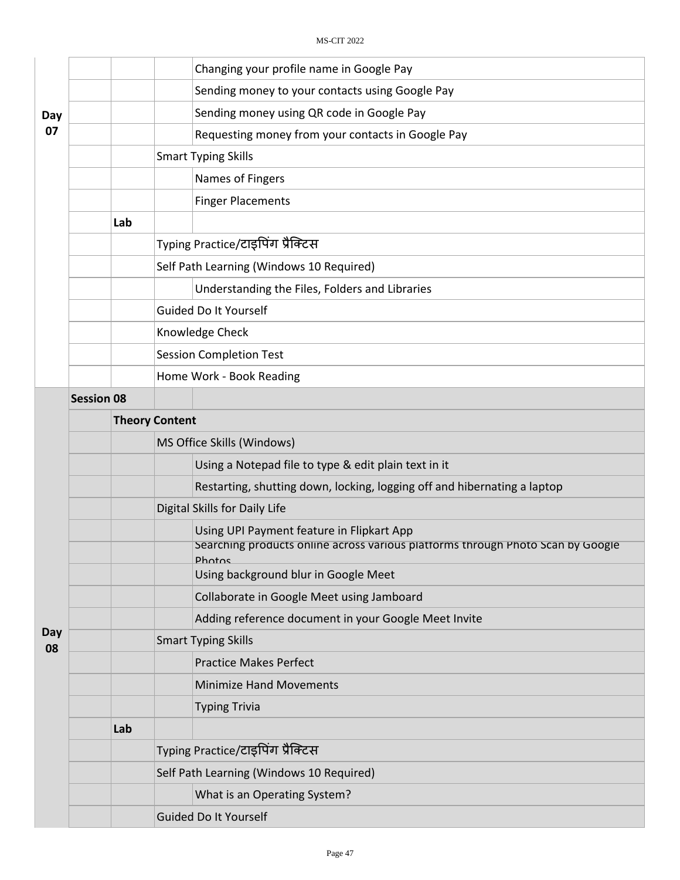| Day | | | | |
|---|---|---|---|---|
| Day 07 | | | | Changing your profile name in Google Pay |
| | | | | Sending money to your contacts using Google Pay |
| | | | | Sending money using QR code in Google Pay |
| | | | | Requesting money from your contacts in Google Pay |
| | | | Smart Typing Skills | |
| | | | | Names of Fingers |
| | | | | Finger Placements |
| | | **Lab** | | |
| | | | Typing Practice/टाइपिंग प्रैक्टिस | |
| | | | Self Path Learning (Windows 10 Required) | |
| | | | | Understanding the Files, Folders and Libraries |
| | | | Guided Do It Yourself | |
| | | | Knowledge Check | |
| | | | Session Completion Test | |
| | | | Home Work - Book Reading | |
| Day 08 | **Session 08** | | | |
| | | **Theory Content** | | |
| | | | MS Office Skills (Windows) | |
| | | | | Using a Notepad file to type & edit plain text in it |
| | | | | Restarting, shutting down, locking, logging off and hibernating a laptop |
| | | | Digital Skills for Daily Life | |
| | | | | Using UPI Payment feature in Flipkart App |
| | | | | Searching products online across various platforms through Photo Scan by Google Photos |
| | | | | Using background blur in Google Meet |
| | | | | Collaborate in Google Meet using Jamboard |
| | | | | Adding reference document in your Google Meet Invite |
| | | | Smart Typing Skills | |
| | | | | Practice Makes Perfect |
| | | | | Minimize Hand Movements |
| | | | | Typing Trivia |
| | | **Lab** | | |
| | | | Typing Practice/टाइपिंग प्रैक्टिस | |
| | | | Self Path Learning (Windows 10 Required) | |
| | | | | What is an Operating System? |
| | | | Guided Do It Yourself | |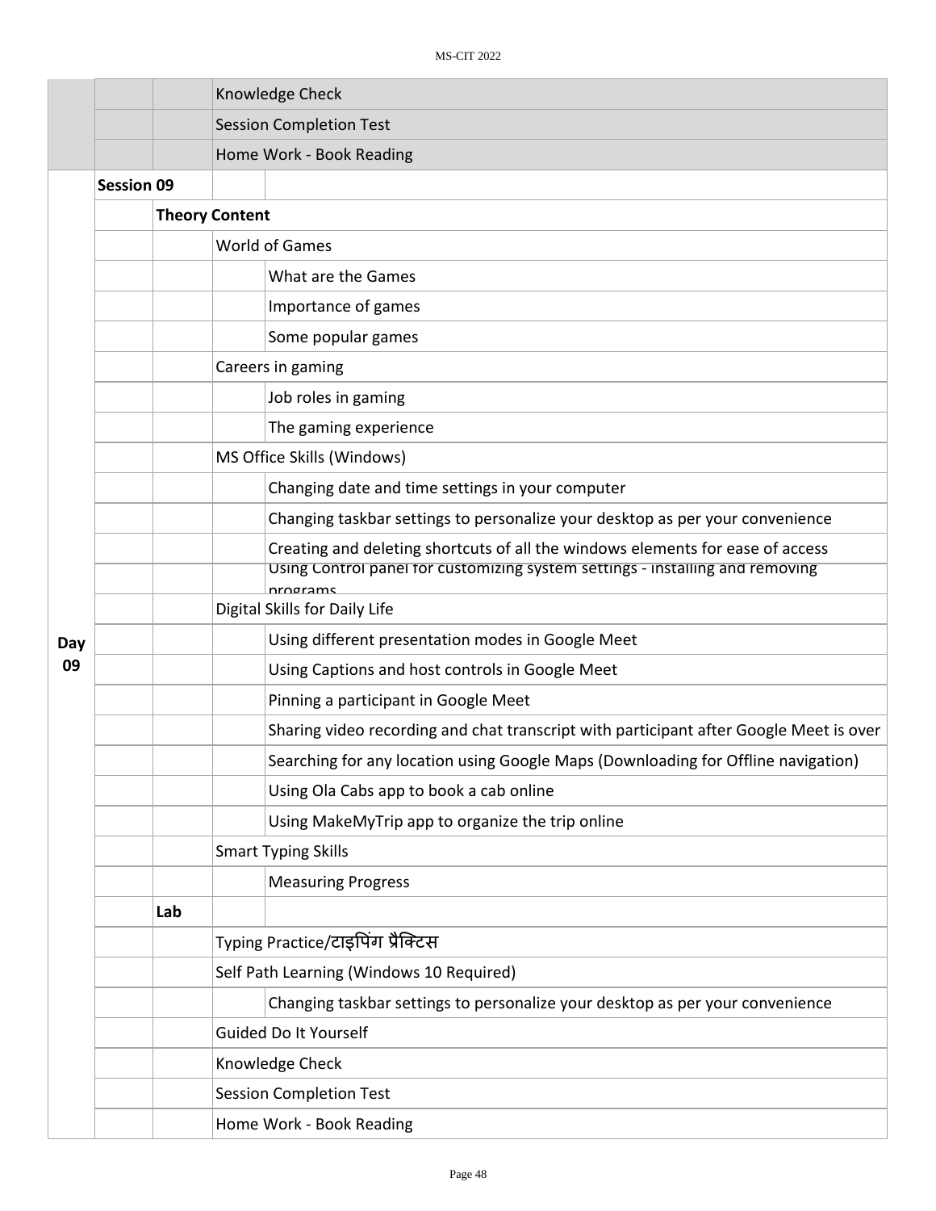| | | | | |
|---|---|---|---|---|
| | | | Knowledge Check | |
| | | | Session Completion Test | |
| | | | Home Work - Book Reading | |
| Day 09 | **Session 09** | | | |
| | | **Theory Content** | | |
| | | | World of Games | |
| | | | | What are the Games |
| | | | | Importance of games |
| | | | | Some popular games |
| | | | Careers in gaming | |
| | | | | Job roles in gaming |
| | | | | The gaming experience |
| | | | MS Office Skills (Windows) | |
| | | | | Changing date and time settings in your computer |
| | | | | Changing taskbar settings to personalize your desktop as per your convenience |
| | | | | Creating and deleting shortcuts of all the windows elements for ease of access |
| | | | | Using Control panel for customizing system settings - installing and removing programs |
| | | | Digital Skills for Daily Life | |
| | | | | Using different presentation modes in Google Meet |
| | | | | Using Captions and host controls in Google Meet |
| | | | | Pinning a participant in Google Meet |
| | | | | Sharing video recording and chat transcript with participant after Google Meet is over |
| | | | | Searching for any location using Google Maps (Downloading for Offline navigation) |
| | | | | Using Ola Cabs app to book a cab online |
| | | | | Using MakeMyTrip app to organize the trip online |
| | | | Smart Typing Skills | |
| | | | | Measuring Progress |
| | | **Lab** | | |
| | | | Typing Practice/टाइपिंग प्रैक्टिस | |
| | | | Self Path Learning (Windows 10 Required) | |
| | | | | Changing taskbar settings to personalize your desktop as per your convenience |
| | | | Guided Do It Yourself | |
| | | | Knowledge Check | |
| | | | Session Completion Test | |
| | | | Home Work - Book Reading | |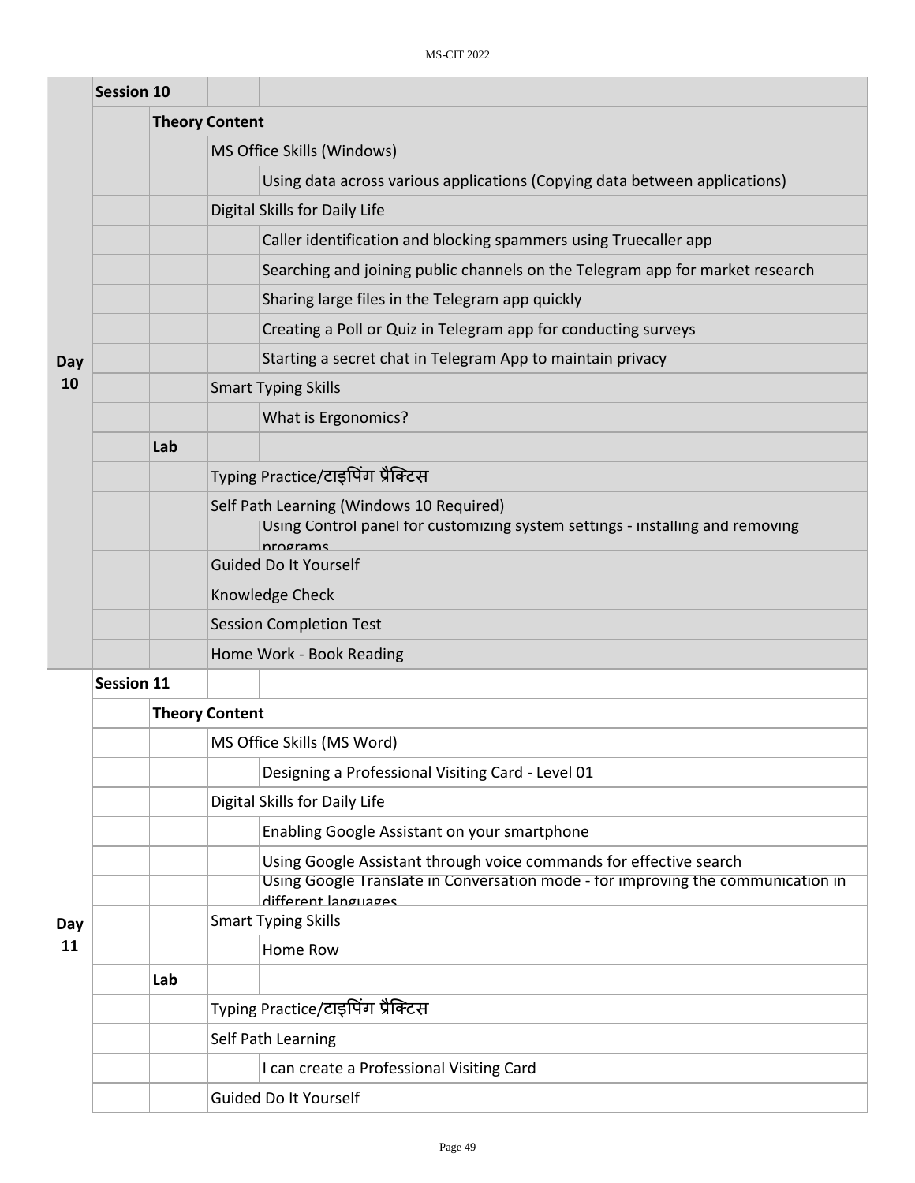| | | | | |
|---|---|---|---|---|
| Day 10 | **Session 10** | | | |
| | | **Theory Content** | | |
| | | | MS Office Skills (Windows) | |
| | | | | Using data across various applications (Copying data between applications) |
| | | | Digital Skills for Daily Life | |
| | | | | Caller identification and blocking spammers using Truecaller app |
| | | | | Searching and joining public channels on the Telegram app for market research |
| | | | | Sharing large files in the Telegram app quickly |
| | | | | Creating a Poll or Quiz in Telegram app for conducting surveys |
| | | | | Starting a secret chat in Telegram App to maintain privacy |
| | | | Smart Typing Skills | |
| | | | | What is Ergonomics? |
| | | **Lab** | | |
| | | | Typing Practice/टाइपिंग प्रैक्टिस | |
| | | | Self Path Learning (Windows 10 Required) | |
| | | | | Using Control panel for customizing system settings - installing and removing programs |
| | | | Guided Do It Yourself | |
| | | | Knowledge Check | |
| | | | Session Completion Test | |
| | | | Home Work - Book Reading | |
| Day 11 | **Session 11** | | | |
| | | **Theory Content** | | |
| | | | MS Office Skills (MS Word) | |
| | | | | Designing a Professional Visiting Card - Level 01 |
| | | | Digital Skills for Daily Life | |
| | | | | Enabling Google Assistant on your smartphone |
| | | | | Using Google Assistant through voice commands for effective search |
| | | | | Using Google Translate in Conversation mode - for improving the communication in different languages |
| | | | Smart Typing Skills | |
| | | | | Home Row |
| | | **Lab** | | |
| | | | Typing Practice/टाइपिंग प्रैक्टिस | |
| | | | Self Path Learning | |
| | | | | I can create a Professional Visiting Card |
| | | | Guided Do It Yourself | |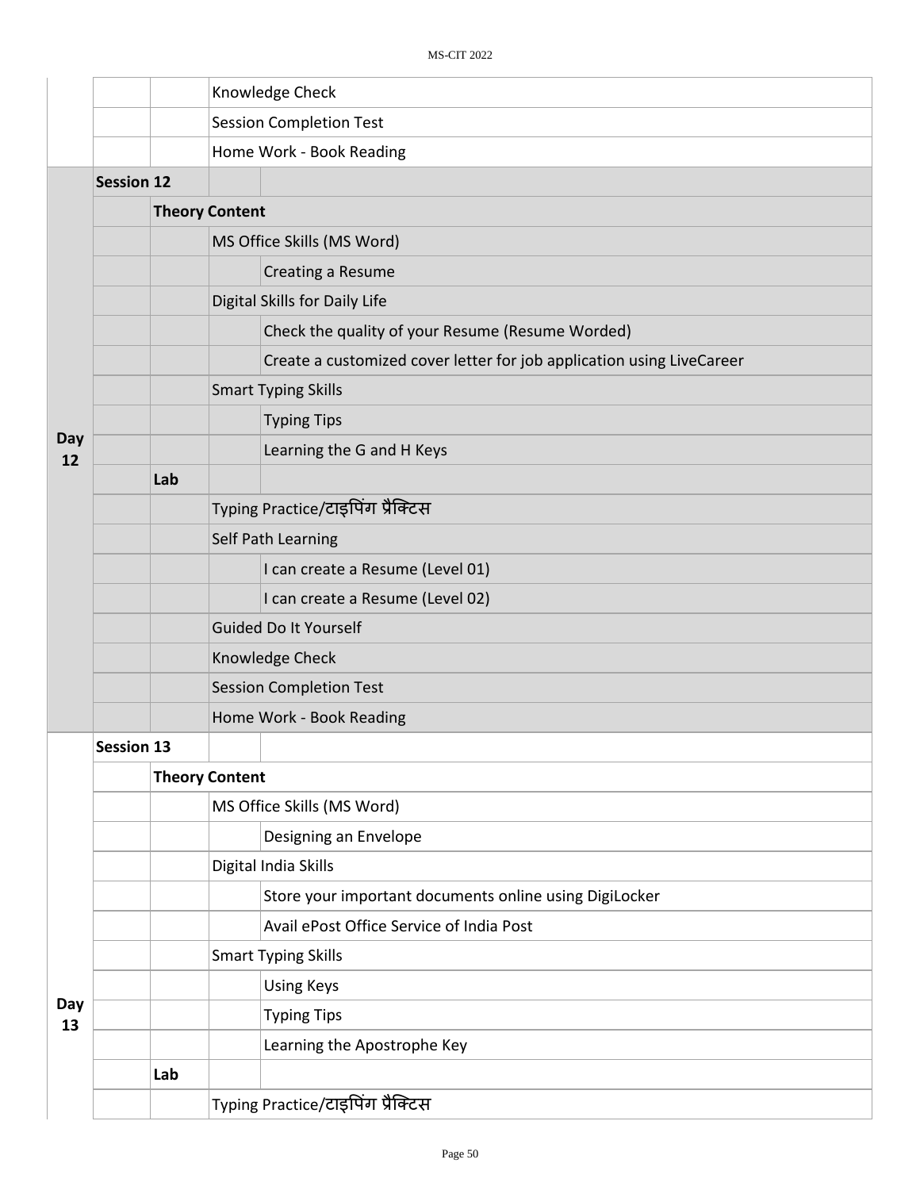| | | | | |
|---|---|---|---|---|
| | | | Knowledge Check | |
| | | | Session Completion Test | |
| | | | Home Work - Book Reading | |
| Day 12 | **Session 12** | | | |
| | | **Theory Content** | | |
| | | | MS Office Skills (MS Word) | |
| | | | | Creating a Resume |
| | | | Digital Skills for Daily Life | |
| | | | | Check the quality of your Resume (Resume Worded) |
| | | | | Create a customized cover letter for job application using LiveCareer |
| | | | Smart Typing Skills | |
| | | | | Typing Tips |
| | | | | Learning the G and H Keys |
| | | **Lab** | | |
| | | | Typing Practice/टाइपिंग प्रैक्टिस | |
| | | | Self Path Learning | |
| | | | | I can create a Resume (Level 01) |
| | | | | I can create a Resume (Level 02) |
| | | | Guided Do It Yourself | |
| | | | Knowledge Check | |
| | | | Session Completion Test | |
| | | | Home Work - Book Reading | |
| Day 13 | **Session 13** | | | |
| | | **Theory Content** | | |
| | | | MS Office Skills (MS Word) | |
| | | | | Designing an Envelope |
| | | | Digital India Skills | |
| | | | | Store your important documents online using DigiLocker |
| | | | | Avail ePost Office Service of India Post |
| | | | Smart Typing Skills | |
| | | | | Using Keys |
| | | | | Typing Tips |
| | | | | Learning the Apostrophe Key |
| | | **Lab** | | |
| | | | Typing Practice/टाइपिंग प्रैक्टिस | |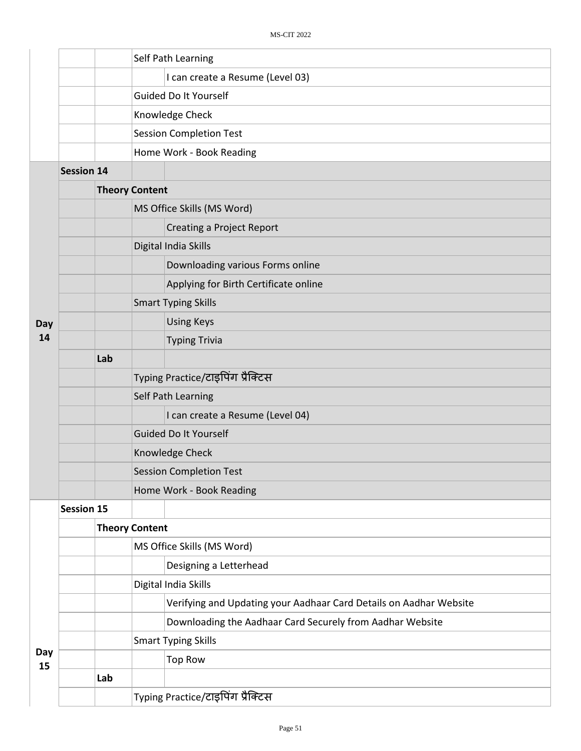| Day | Session | | | |
|---|---|---|---|---|
| | | | Self Path Learning | |
| | | | | I can create a Resume (Level 03) |
| | | | Guided Do It Yourself | |
| | | | Knowledge Check | |
| | | | Session Completion Test | |
| | | | Home Work - Book Reading | |
| Day 14 | **Session 14** | | | |
| | | **Theory Content** | | |
| | | | MS Office Skills (MS Word) | |
| | | | | Creating a Project Report |
| | | | Digital India Skills | |
| | | | | Downloading various Forms online |
| | | | | Applying for Birth Certificate online |
| | | | Smart Typing Skills | |
| | | | | Using Keys |
| | | | | Typing Trivia |
| | | **Lab** | | |
| | | | Typing Practice/टाइपिंग प्रैक्टिस | |
| | | | Self Path Learning | |
| | | | | I can create a Resume (Level 04) |
| | | | Guided Do It Yourself | |
| | | | Knowledge Check | |
| | | | Session Completion Test | |
| | | | Home Work - Book Reading | |
| Day 15 | **Session 15** | | | |
| | | **Theory Content** | | |
| | | | MS Office Skills (MS Word) | |
| | | | | Designing a Letterhead |
| | | | Digital India Skills | |
| | | | | Verifying and Updating your Aadhaar Card Details on Aadhar Website |
| | | | | Downloading the Aadhaar Card Securely from Aadhar Website |
| | | | Smart Typing Skills | |
| | | | | Top Row |
| | | **Lab** | | |
| | | | Typing Practice/टाइपिंग प्रैक्टिस | |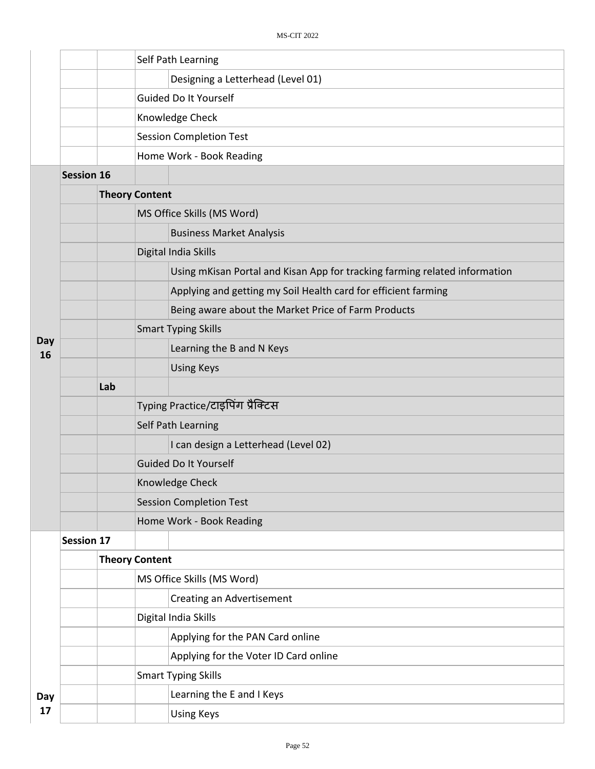| | | | | |
|---|---|---|---|---|
| | | | Self Path Learning | |
| | | | | Designing a Letterhead (Level 01) |
| | | | Guided Do It Yourself | |
| | | | Knowledge Check | |
| | | | Session Completion Test | |
| | | | Home Work - Book Reading | |
| Day 16 | **Session 16** | | | |
| | | **Theory Content** | | |
| | | | MS Office Skills (MS Word) | |
| | | | | Business Market Analysis |
| | | | Digital India Skills | |
| | | | | Using mKisan Portal and Kisan App for tracking farming related information |
| | | | | Applying and getting my Soil Health card for efficient farming |
| | | | | Being aware about the Market Price of Farm Products |
| | | | Smart Typing Skills | |
| | | | | Learning the B and N Keys |
| | | | | Using Keys |
| | | **Lab** | | |
| | | | Typing Practice/टाइपिंग प्रैक्टिस | |
| | | | Self Path Learning | |
| | | | | I can design a Letterhead (Level 02) |
| | | | Guided Do It Yourself | |
| | | | Knowledge Check | |
| | | | Session Completion Test | |
| | | | Home Work - Book Reading | |
| Day 17 | **Session 17** | | | |
| | | **Theory Content** | | |
| | | | MS Office Skills (MS Word) | |
| | | | | Creating an Advertisement |
| | | | Digital India Skills | |
| | | | | Applying for the PAN Card online |
| | | | | Applying for the Voter ID Card online |
| | | | Smart Typing Skills | |
| | | | | Learning the E and I Keys |
| | | | | Using Keys |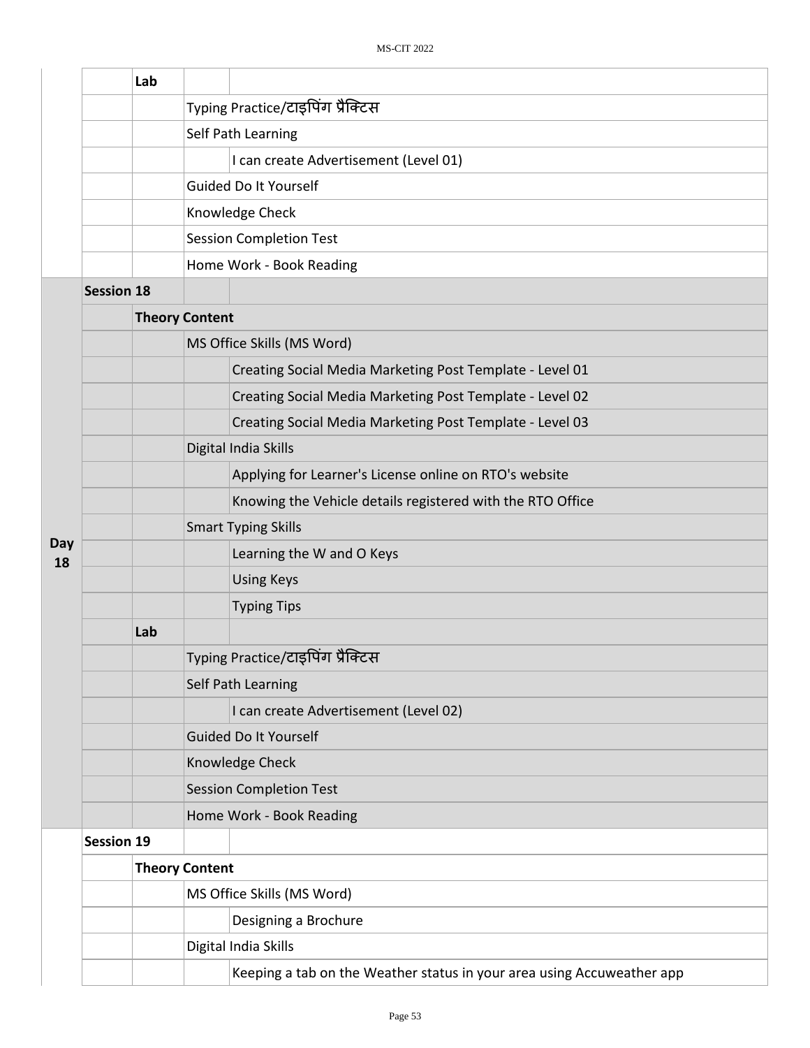| | | | |
|---|---|---|---|
| | Lab | | |
| | | Typing Practice/टाइपिंग प्रैक्टिस | |
| | | Self Path Learning | |
| | | | I can create Advertisement (Level 01) |
| | | Guided Do It Yourself | |
| | | Knowledge Check | |
| | | Session Completion Test | |
| | | Home Work - Book Reading | |
| Day 18 | Session 18 | | |
| | | Theory Content | |
| | | MS Office Skills (MS Word) | |
| | | | Creating Social Media Marketing Post Template - Level 01 |
| | | | Creating Social Media Marketing Post Template - Level 02 |
| | | | Creating Social Media Marketing Post Template - Level 03 |
| | | Digital India Skills | |
| | | | Applying for Learner's License online on RTO's website |
| | | | Knowing the Vehicle details registered with the RTO Office |
| | | Smart Typing Skills | |
| | | | Learning the W and O Keys |
| | | | Using Keys |
| | | | Typing Tips |
| | Lab | | |
| | | Typing Practice/टाइपिंग प्रैक्टिस | |
| | | Self Path Learning | |
| | | | I can create Advertisement (Level 02) |
| | | Guided Do It Yourself | |
| | | Knowledge Check | |
| | | Session Completion Test | |
| | | Home Work - Book Reading | |
| | Session 19 | | |
| | | Theory Content | |
| | | MS Office Skills (MS Word) | |
| | | | Designing a Brochure |
| | | Digital India Skills | |
| | | | Keeping a tab on the Weather status in your area using Accuweather app |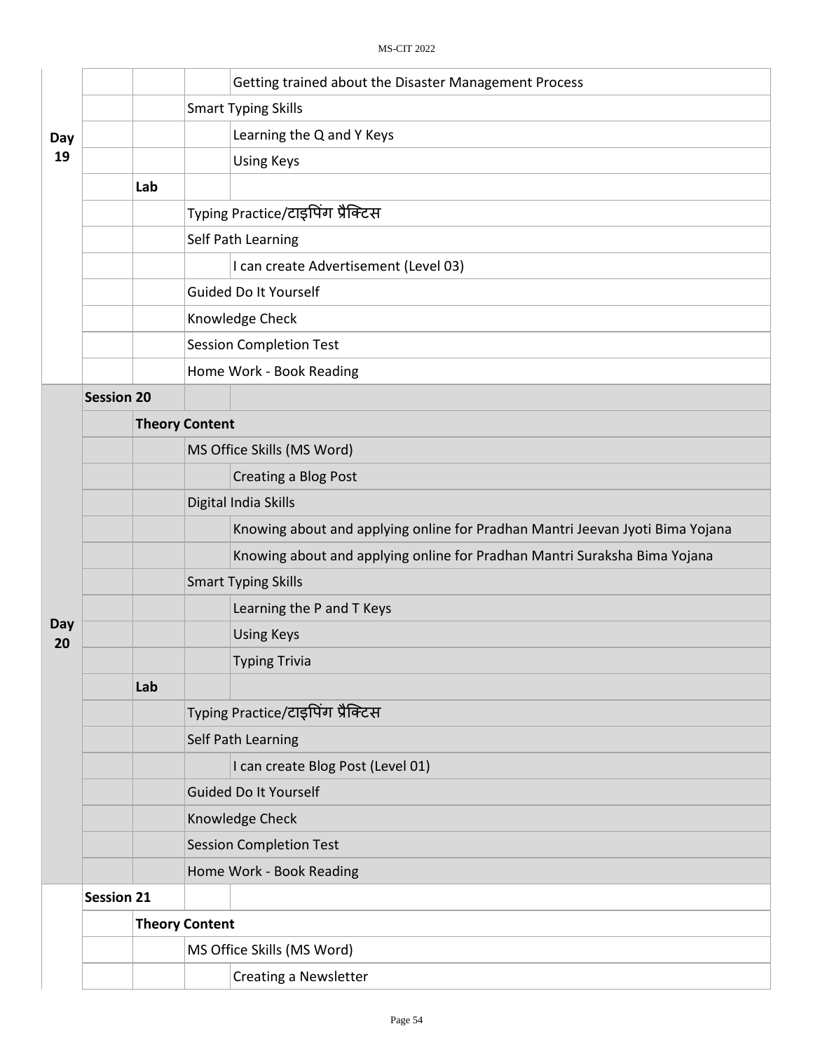| | | | | |
|---|---|---|---|---|
| Day 19 | | | | Getting trained about the Disaster Management Process |
| | | | Smart Typing Skills | |
| | | | | Learning the Q and Y Keys |
| | | | | Using Keys |
| | | Lab | | |
| | | | Typing Practice/टाइपिंग प्रैक्टिस | |
| | | | Self Path Learning | |
| | | | | I can create Advertisement (Level 03) |
| | | | Guided Do It Yourself | |
| | | | Knowledge Check | |
| | | | Session Completion Test | |
| | | | Home Work - Book Reading | |
| Day 20 | **Session 20** | | | |
| | | **Theory Content** | | |
| | | | MS Office Skills (MS Word) | |
| | | | | Creating a Blog Post |
| | | | Digital India Skills | |
| | | | | Knowing about and applying online for Pradhan Mantri Jeevan Jyoti Bima Yojana |
| | | | | Knowing about and applying online for Pradhan Mantri Suraksha Bima Yojana |
| | | | Smart Typing Skills | |
| | | | | Learning the P and T Keys |
| | | | | Using Keys |
| | | | | Typing Trivia |
| | | **Lab** | | |
| | | | Typing Practice/टाइपिंग प्रैक्टिस | |
| | | | Self Path Learning | |
| | | | | I can create Blog Post (Level 01) |
| | | | Guided Do It Yourself | |
| | | | Knowledge Check | |
| | | | Session Completion Test | |
| | | | Home Work - Book Reading | |
| | **Session 21** | | | |
| | | **Theory Content** | | |
| | | | MS Office Skills (MS Word) | |
| | | | | Creating a Newsletter |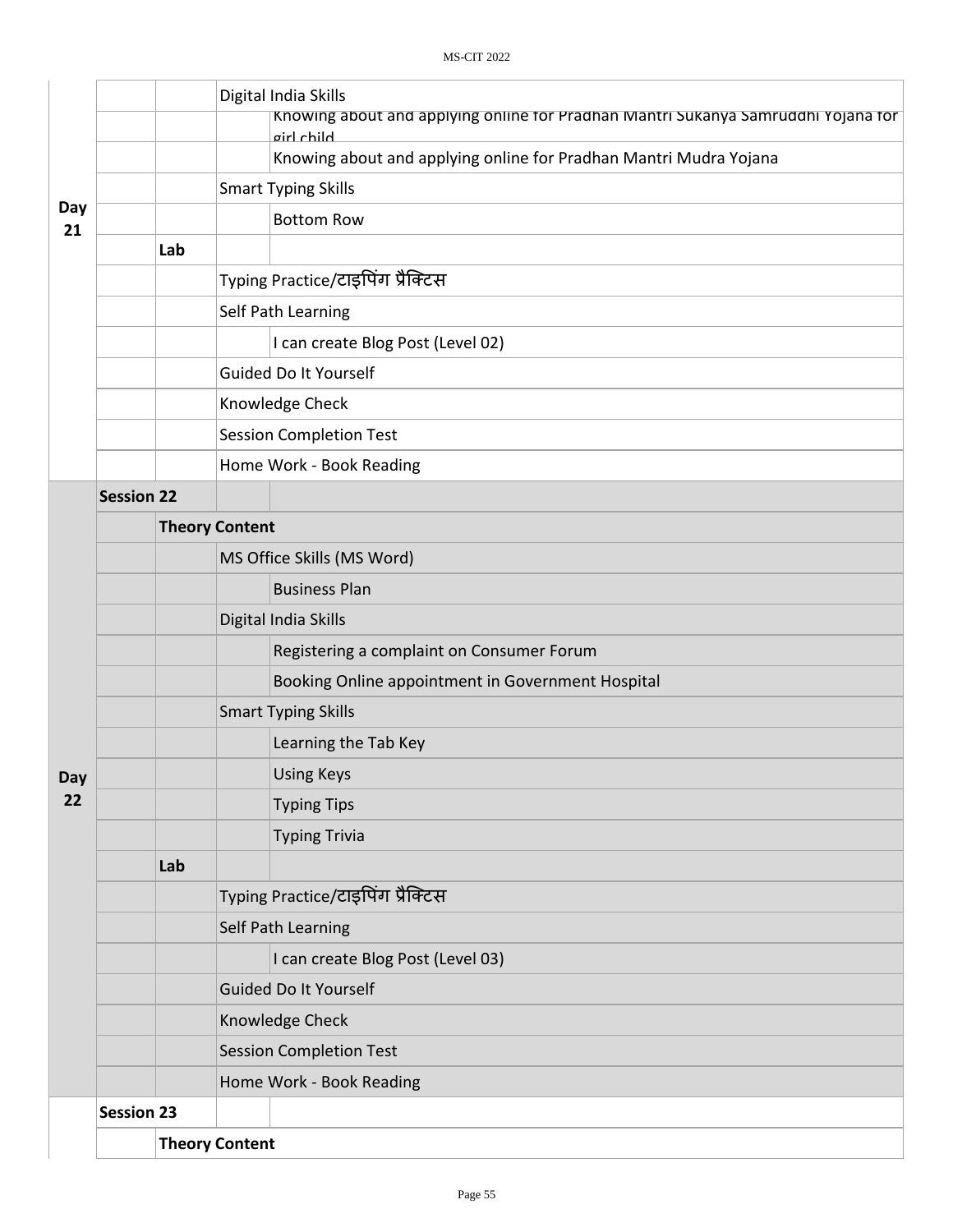| | | | | |
|---|---|---|---|---|
| Day 21 | | | Digital India Skills | |
| | | | | Knowing about and applying online for Pradhan Mantri Sukanya Samruddhi Yojana for girl child |
| | | | | Knowing about and applying online for Pradhan Mantri Mudra Yojana |
| | | | Smart Typing Skills | |
| | | | | Bottom Row |
| | | **Lab** | | |
| | | | Typing Practice/टाइपिंग प्रैक्टिस | |
| | | | Self Path Learning | |
| | | | | I can create Blog Post (Level 02) |
| | | | Guided Do It Yourself | |
| | | | Knowledge Check | |
| | | | Session Completion Test | |
| | | | Home Work - Book Reading | |
| Day 22 | **Session 22** | | | |
| | | **Theory Content** | | |
| | | | MS Office Skills (MS Word) | |
| | | | | Business Plan |
| | | | Digital India Skills | |
| | | | | Registering a complaint on Consumer Forum |
| | | | | Booking Online appointment in Government Hospital |
| | | | Smart Typing Skills | |
| | | | | Learning the Tab Key |
| | | | | Using Keys |
| | | | | Typing Tips |
| | | | | Typing Trivia |
| | | **Lab** | | |
| | | | Typing Practice/टाइपिंग प्रैक्टिस | |
| | | | Self Path Learning | |
| | | | | I can create Blog Post (Level 03) |
| | | | Guided Do It Yourself | |
| | | | Knowledge Check | |
| | | | Session Completion Test | |
| | | | Home Work - Book Reading | |
| | **Session 23** | | | |
| | | **Theory Content** | | |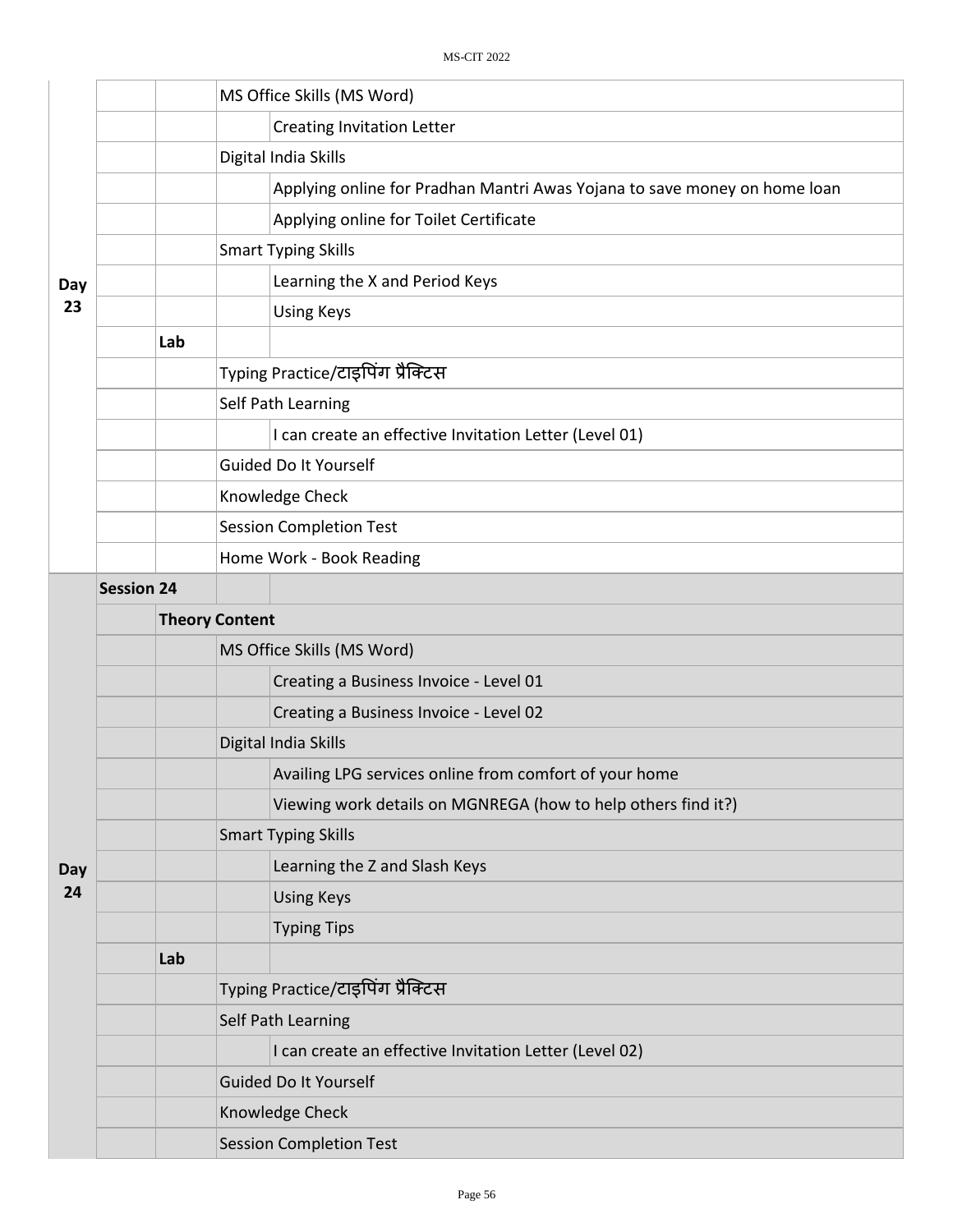| | | | | |
|---|---|---|---|---|
| Day 23 | | | MS Office Skills (MS Word) | |
| | | | | Creating Invitation Letter |
| | | | Digital India Skills | |
| | | | | Applying online for Pradhan Mantri Awas Yojana to save money on home loan |
| | | | | Applying online for Toilet Certificate |
| | | | Smart Typing Skills | |
| | | | | Learning the X and Period Keys |
| | | | | Using Keys |
| | | **Lab** | | |
| | | | Typing Practice/टाइपिंग प्रैक्टिस | |
| | | | Self Path Learning | |
| | | | | I can create an effective Invitation Letter (Level 01) |
| | | | Guided Do It Yourself | |
| | | | Knowledge Check | |
| | | | Session Completion Test | |
| | | | Home Work - Book Reading | |
| Day 24 | **Session 24** | | | |
| | | **Theory Content** | | |
| | | | MS Office Skills (MS Word) | |
| | | | | Creating a Business Invoice - Level 01 |
| | | | | Creating a Business Invoice - Level 02 |
| | | | Digital India Skills | |
| | | | | Availing LPG services online from comfort of your home |
| | | | | Viewing work details on MGNREGA (how to help others find it?) |
| | | | Smart Typing Skills | |
| | | | | Learning the Z and Slash Keys |
| | | | | Using Keys |
| | | | | Typing Tips |
| | | **Lab** | | |
| | | | Typing Practice/टाइपिंग प्रैक्टिस | |
| | | | Self Path Learning | |
| | | | | I can create an effective Invitation Letter (Level 02) |
| | | | Guided Do It Yourself | |
| | | | Knowledge Check | |
| | | | Session Completion Test | |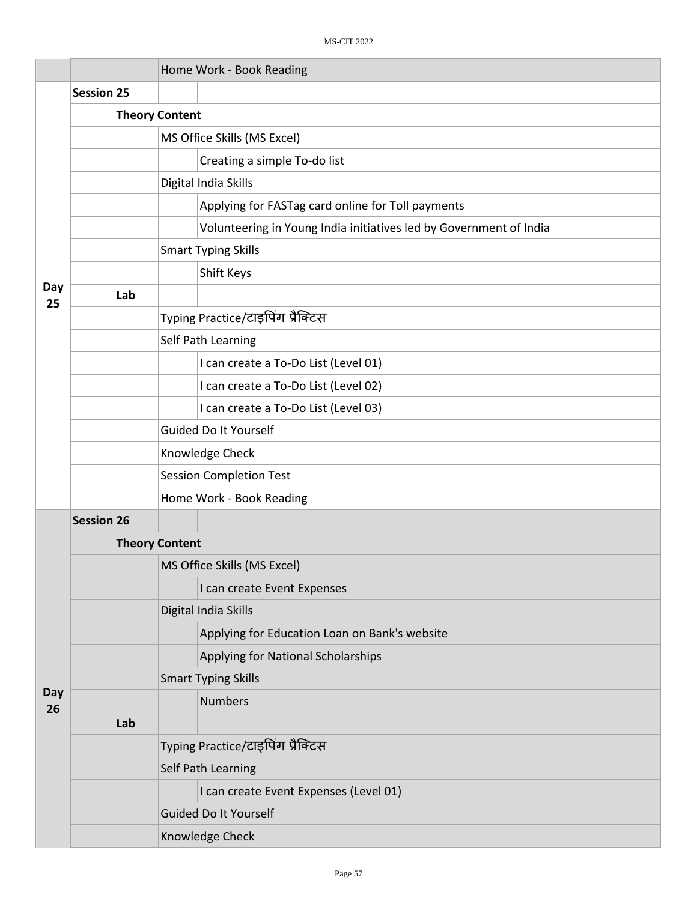| | | | | |
|---|---|---|---|---|
| | | | Home Work - Book Reading | |
| Day 25 | Session 25 | | | |
| | | Theory Content | | |
| | | | MS Office Skills (MS Excel) | |
| | | | | Creating a simple To-do list |
| | | | Digital India Skills | |
| | | | | Applying for FASTag card online for Toll payments |
| | | | | Volunteering in Young India initiatives led by Government of India |
| | | | Smart Typing Skills | |
| | | | | Shift Keys |
| | | Lab | | |
| | | | Typing Practice/टाइपिंग प्रैक्टिस | |
| | | | Self Path Learning | |
| | | | | I can create a To-Do List (Level 01) |
| | | | | I can create a To-Do List (Level 02) |
| | | | | I can create a To-Do List (Level 03) |
| | | | Guided Do It Yourself | |
| | | | Knowledge Check | |
| | | | Session Completion Test | |
| | | | Home Work - Book Reading | |
| Day 26 | Session 26 | | | |
| | | Theory Content | | |
| | | | MS Office Skills (MS Excel) | |
| | | | | I can create Event Expenses |
| | | | Digital India Skills | |
| | | | | Applying for Education Loan on Bank's website |
| | | | | Applying for National Scholarships |
| | | | Smart Typing Skills | |
| | | | | Numbers |
| | | Lab | | |
| | | | Typing Practice/टाइपिंग प्रैक्टिस | |
| | | | Self Path Learning | |
| | | | | I can create Event Expenses (Level 01) |
| | | | Guided Do It Yourself | |
| | | | Knowledge Check | |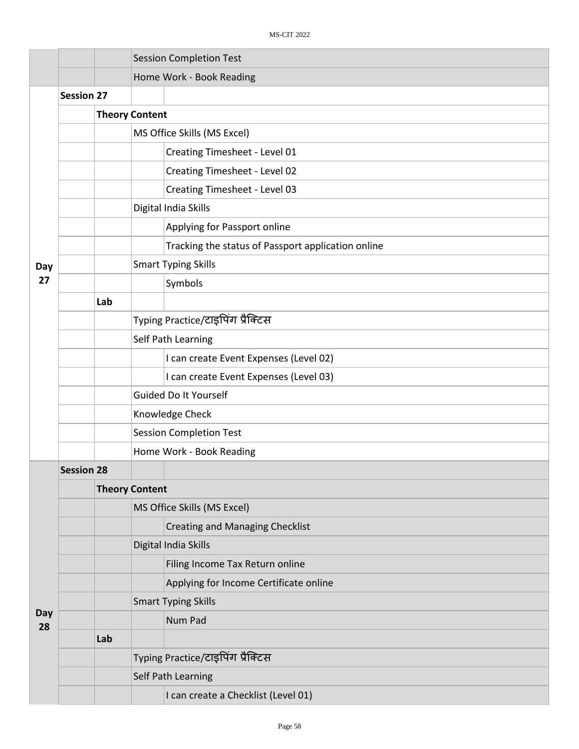| | | | | |
|---|---|---|---|---|
| | | | Session Completion Test | |
| | | | Home Work - Book Reading | |
| Day 27 | **Session 27** | | | |
| | | **Theory Content** | | |
| | | | MS Office Skills (MS Excel) | |
| | | | | Creating Timesheet - Level 01 |
| | | | | Creating Timesheet - Level 02 |
| | | | | Creating Timesheet - Level 03 |
| | | | Digital India Skills | |
| | | | | Applying for Passport online |
| | | | | Tracking the status of Passport application online |
| | | | Smart Typing Skills | |
| | | | | Symbols |
| | | **Lab** | | |
| | | | Typing Practice/टाइपिंग प्रैक्टिस | |
| | | | Self Path Learning | |
| | | | | I can create Event Expenses (Level 02) |
| | | | | I can create Event Expenses (Level 03) |
| | | | Guided Do It Yourself | |
| | | | Knowledge Check | |
| | | | Session Completion Test | |
| | | | Home Work - Book Reading | |
| Day 28 | **Session 28** | | | |
| | | **Theory Content** | | |
| | | | MS Office Skills (MS Excel) | |
| | | | | Creating and Managing Checklist |
| | | | Digital India Skills | |
| | | | | Filing Income Tax Return online |
| | | | | Applying for Income Certificate online |
| | | | Smart Typing Skills | |
| | | | | Num Pad |
| | | **Lab** | | |
| | | | Typing Practice/टाइपिंग प्रैक्टिस | |
| | | | Self Path Learning | |
| | | | | I can create a Checklist (Level 01) |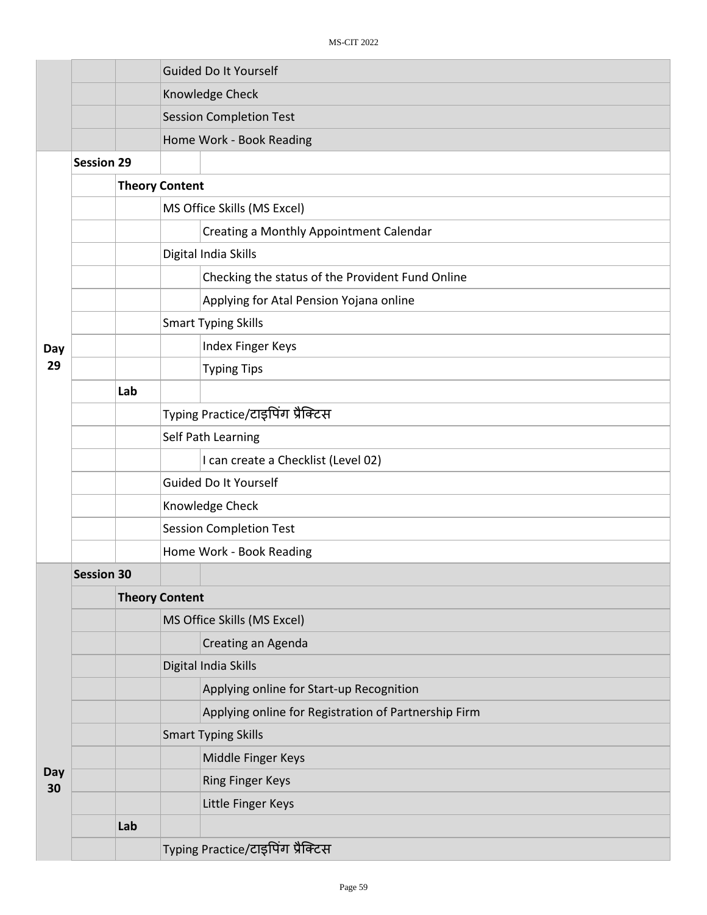| | | | | |
|---|---|---|---|---|
| | | | Guided Do It Yourself | |
| | | | Knowledge Check | |
| | | | Session Completion Test | |
| | | | Home Work - Book Reading | |
| Day 29 | Session 29 | | | |
| | | Theory Content | | |
| | | | MS Office Skills (MS Excel) | |
| | | | | Creating a Monthly Appointment Calendar |
| | | | Digital India Skills | |
| | | | | Checking the status of the Provident Fund Online |
| | | | | Applying for Atal Pension Yojana online |
| | | | Smart Typing Skills | |
| | | | | Index Finger Keys |
| | | | | Typing Tips |
| | | Lab | | |
| | | | Typing Practice/टाइपिंग प्रैक्टिस | |
| | | | Self Path Learning | |
| | | | | I can create a Checklist (Level 02) |
| | | | Guided Do It Yourself | |
| | | | Knowledge Check | |
| | | | Session Completion Test | |
| | | | Home Work - Book Reading | |
| Day 30 | Session 30 | | | |
| | | Theory Content | | |
| | | | MS Office Skills (MS Excel) | |
| | | | | Creating an Agenda |
| | | | Digital India Skills | |
| | | | | Applying online for Start-up Recognition |
| | | | | Applying online for Registration of Partnership Firm |
| | | | Smart Typing Skills | |
| | | | | Middle Finger Keys |
| | | | | Ring Finger Keys |
| | | | | Little Finger Keys |
| | | Lab | | |
| | | | Typing Practice/टाइपिंग प्रैक्टिस | |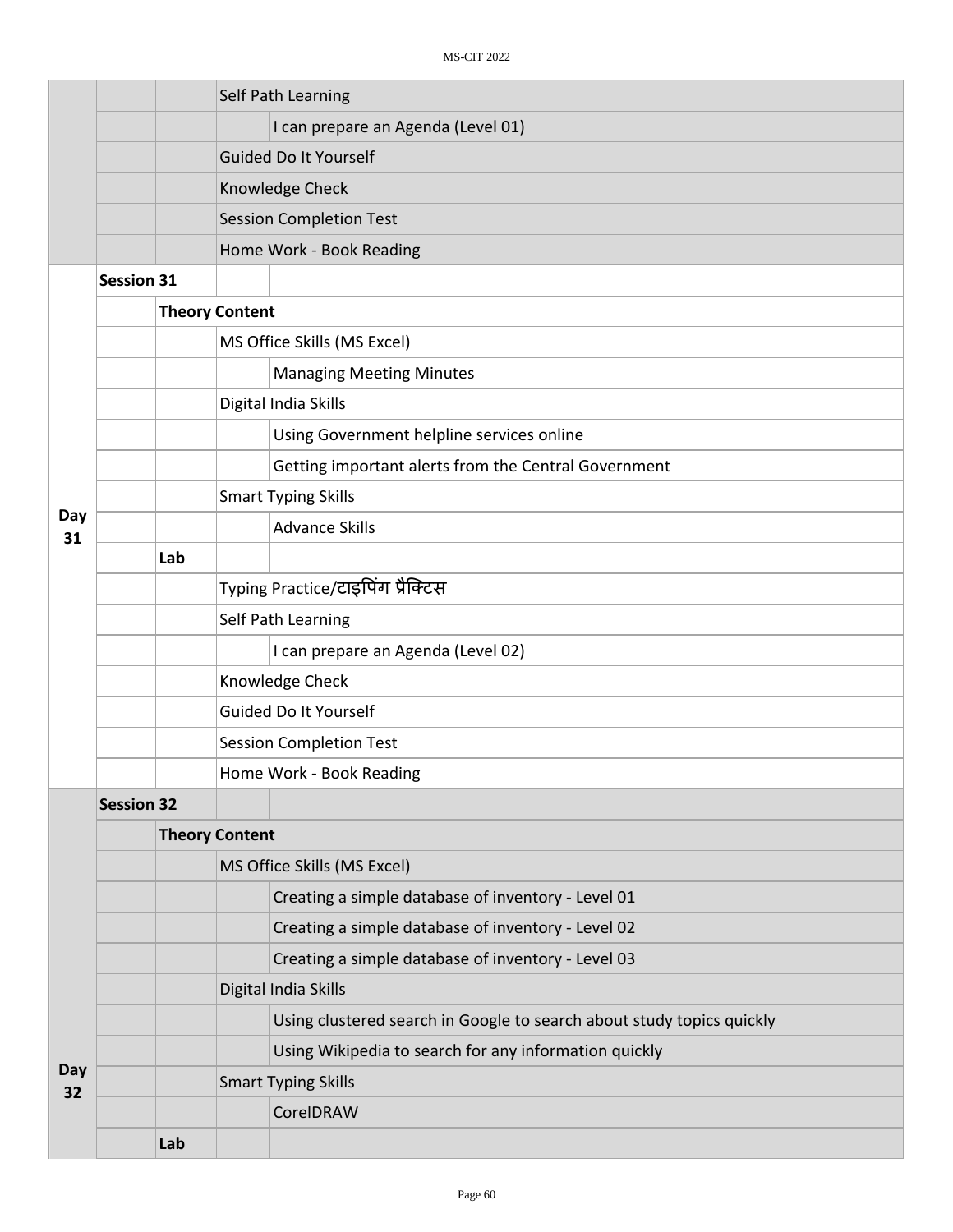| | | | | |
|---|---|---|---|---|
| | | | Self Path Learning | |
| | | | | I can prepare an Agenda (Level 01) |
| | | | Guided Do It Yourself | |
| | | | Knowledge Check | |
| | | | Session Completion Test | |
| | | | Home Work - Book Reading | |
| **Day 31** | **Session 31** | | | |
| | | **Theory Content** | | |
| | | | MS Office Skills (MS Excel) | |
| | | | | Managing Meeting Minutes |
| | | | Digital India Skills | |
| | | | | Using Government helpline services online |
| | | | | Getting important alerts from the Central Government |
| | | | Smart Typing Skills | |
| | | | | Advance Skills |
| | | **Lab** | | |
| | | | Typing Practice/टाइपिंग प्रैक्टिस | |
| | | | Self Path Learning | |
| | | | | I can prepare an Agenda (Level 02) |
| | | | Knowledge Check | |
| | | | Guided Do It Yourself | |
| | | | Session Completion Test | |
| | | | Home Work - Book Reading | |
| **Day 32** | **Session 32** | | | |
| | | **Theory Content** | | |
| | | | MS Office Skills (MS Excel) | |
| | | | | Creating a simple database of inventory - Level 01 |
| | | | | Creating a simple database of inventory - Level 02 |
| | | | | Creating a simple database of inventory - Level 03 |
| | | | Digital India Skills | |
| | | | | Using clustered search in Google to search about study topics quickly |
| | | | | Using Wikipedia to search for any information quickly |
| | | | Smart Typing Skills | |
| | | | | CorelDRAW |
| | | **Lab** | | |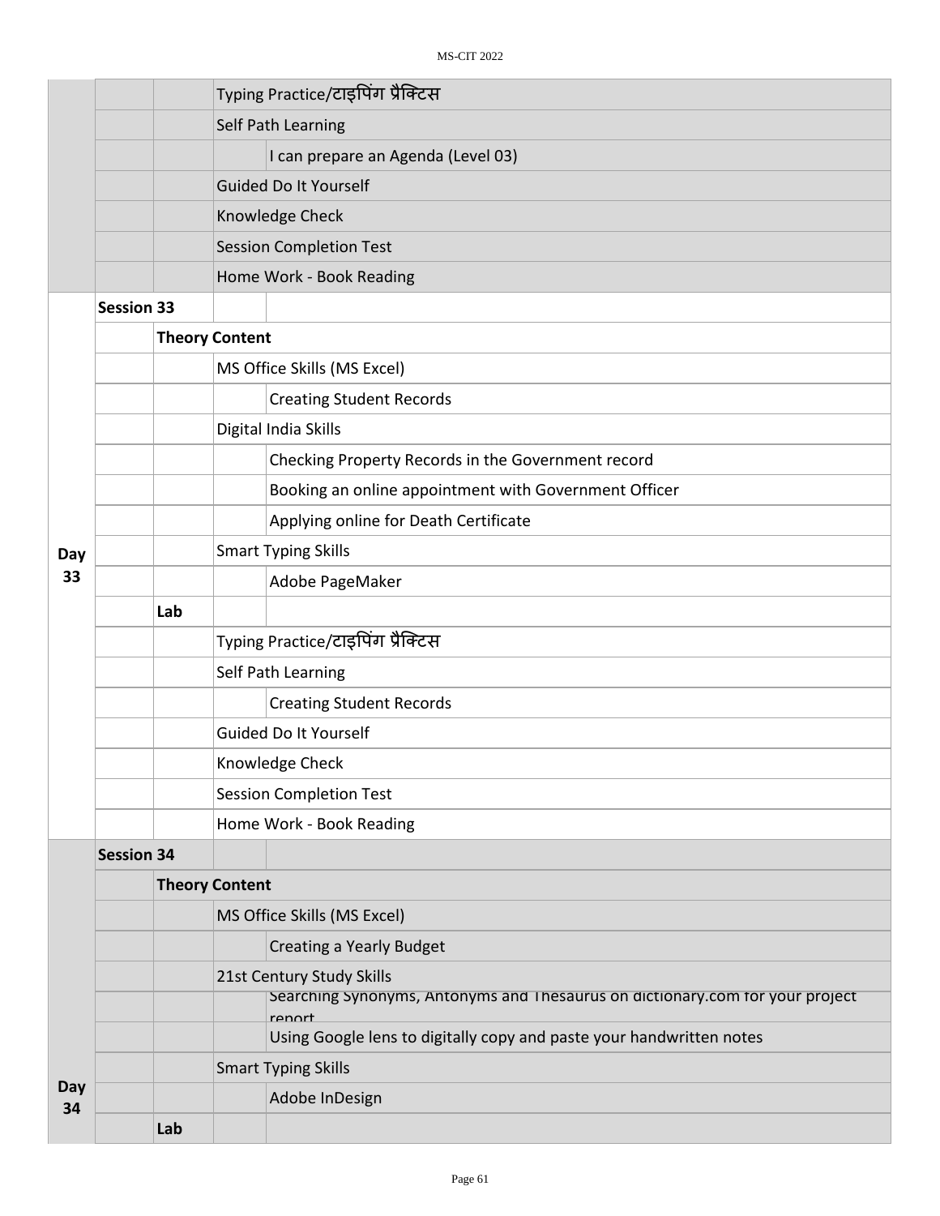| | | | | |
|---|---|---|---|---|
| | | | Typing Practice/टाइपिंग प्रैक्टिस | |
| | | | Self Path Learning | |
| | | | | I can prepare an Agenda (Level 03) |
| | | | Guided Do It Yourself | |
| | | | Knowledge Check | |
| | | | Session Completion Test | |
| | | | Home Work - Book Reading | |
| Day 33 | **Session 33** | | | |
| | | **Theory Content** | | |
| | | | MS Office Skills (MS Excel) | |
| | | | | Creating Student Records |
| | | | Digital India Skills | |
| | | | | Checking Property Records in the Government record |
| | | | | Booking an online appointment with Government Officer |
| | | | | Applying online for Death Certificate |
| | | | Smart Typing Skills | |
| | | | | Adobe PageMaker |
| | | **Lab** | | |
| | | | Typing Practice/टाइपिंग प्रैक्टिस | |
| | | | Self Path Learning | |
| | | | | Creating Student Records |
| | | | Guided Do It Yourself | |
| | | | Knowledge Check | |
| | | | Session Completion Test | |
| | | | Home Work - Book Reading | |
| Day 34 | **Session 34** | | | |
| | | **Theory Content** | | |
| | | | MS Office Skills (MS Excel) | |
| | | | | Creating a Yearly Budget |
| | | | 21st Century Study Skills | |
| | | | | Searching Synonyms, Antonyms and Thesaurus on dictionary.com for your project report |
| | | | | Using Google lens to digitally copy and paste your handwritten notes |
| | | | Smart Typing Skills | |
| | | | | Adobe InDesign |
| | | **Lab** | | |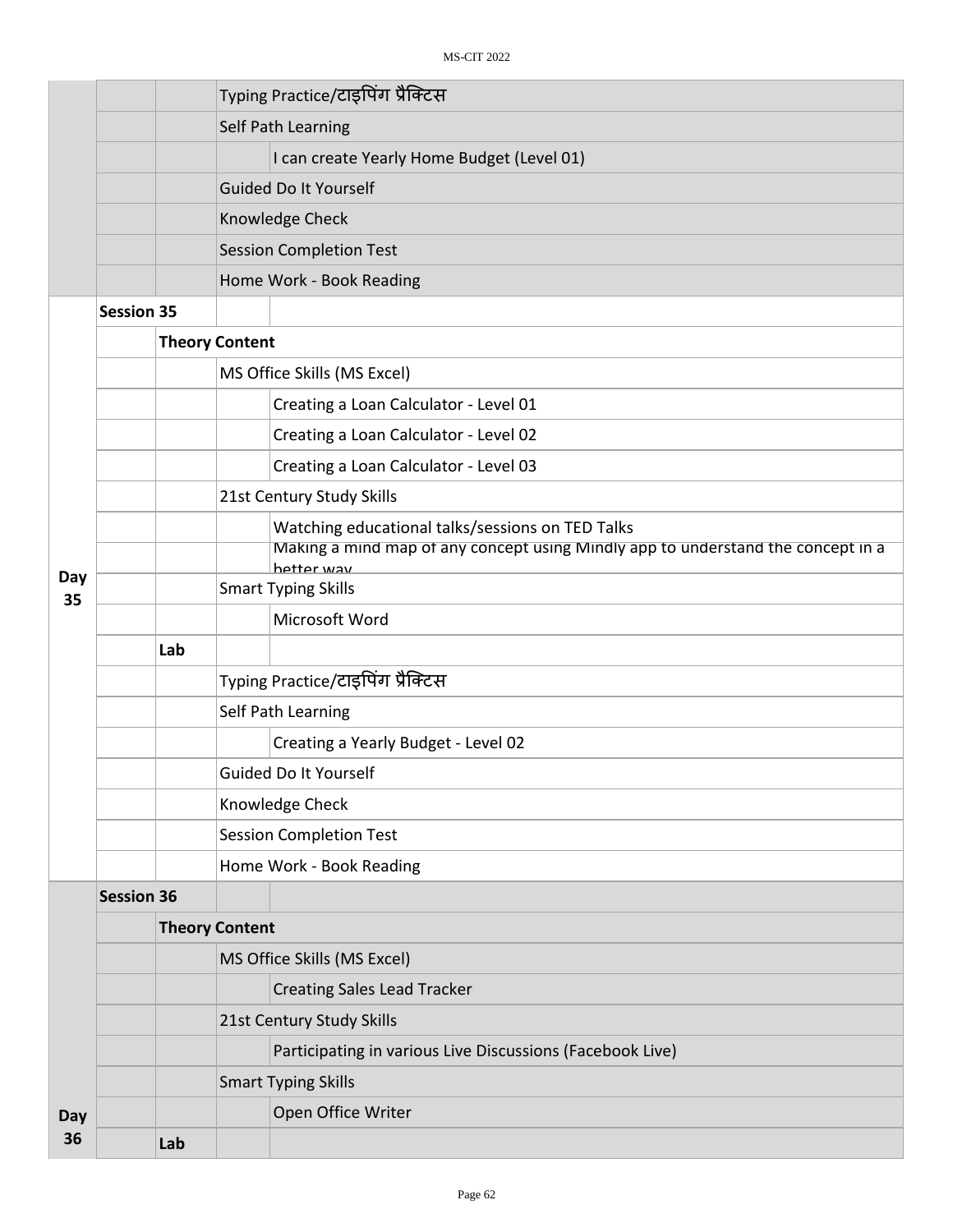| | | | | |
|---|---|---|---|---|
| | | | Typing Practice/टाइपिंग प्रैक्टिस | |
| | | | Self Path Learning | |
| | | | | I can create Yearly Home Budget (Level 01) |
| | | | Guided Do It Yourself | |
| | | | Knowledge Check | |
| | | | Session Completion Test | |
| | | | Home Work - Book Reading | |
| **Day 35** | **Session 35** | | | |
| | | **Theory Content** | | |
| | | | MS Office Skills (MS Excel) | |
| | | | | Creating a Loan Calculator - Level 01 |
| | | | | Creating a Loan Calculator - Level 02 |
| | | | | Creating a Loan Calculator - Level 03 |
| | | | 21st Century Study Skills | |
| | | | | Watching educational talks/sessions on TED Talks |
| | | | | Making a mind map of any concept using Mindly app to understand the concept in a better way |
| | | | Smart Typing Skills | |
| | | | | Microsoft Word |
| | | **Lab** | | |
| | | | Typing Practice/टाइपिंग प्रैक्टिस | |
| | | | Self Path Learning | |
| | | | | Creating a Yearly Budget - Level 02 |
| | | | Guided Do It Yourself | |
| | | | Knowledge Check | |
| | | | Session Completion Test | |
| | | | Home Work - Book Reading | |
| **Day 36** | **Session 36** | | | |
| | | **Theory Content** | | |
| | | | MS Office Skills (MS Excel) | |
| | | | | Creating Sales Lead Tracker |
| | | | 21st Century Study Skills | |
| | | | | Participating in various Live Discussions (Facebook Live) |
| | | | Smart Typing Skills | |
| | | | | Open Office Writer |
| | | **Lab** | | |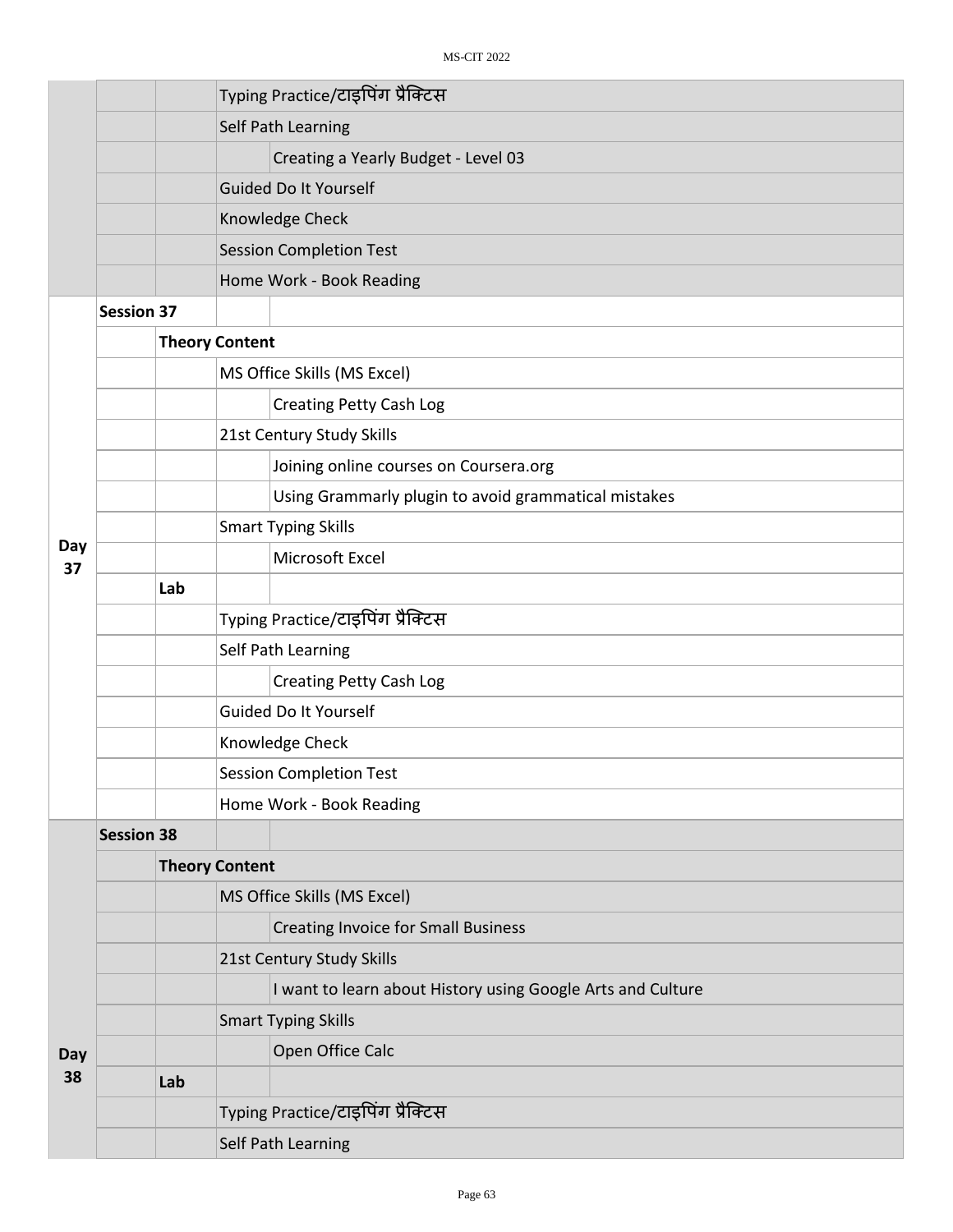| | | | | |
|---|---|---|---|---|
| | | | Typing Practice/टाइपिंग प्रैक्टिस | |
| | | | Self Path Learning | |
| | | | | Creating a Yearly Budget - Level 03 |
| | | | Guided Do It Yourself | |
| | | | Knowledge Check | |
| | | | Session Completion Test | |
| | | | Home Work - Book Reading | |
| Day 37 | **Session 37** | | | |
| | | **Theory Content** | | |
| | | | MS Office Skills (MS Excel) | |
| | | | | Creating Petty Cash Log |
| | | | 21st Century Study Skills | |
| | | | | Joining online courses on Coursera.org |
| | | | | Using Grammarly plugin to avoid grammatical mistakes |
| | | | Smart Typing Skills | |
| | | | | Microsoft Excel |
| | | **Lab** | | |
| | | | Typing Practice/टाइपिंग प्रैक्टिस | |
| | | | Self Path Learning | |
| | | | | Creating Petty Cash Log |
| | | | Guided Do It Yourself | |
| | | | Knowledge Check | |
| | | | Session Completion Test | |
| | | | Home Work - Book Reading | |
| Day 38 | **Session 38** | | | |
| | | **Theory Content** | | |
| | | | MS Office Skills (MS Excel) | |
| | | | | Creating Invoice for Small Business |
| | | | 21st Century Study Skills | |
| | | | | I want to learn about History using Google Arts and Culture |
| | | | Smart Typing Skills | |
| | | | | Open Office Calc |
| | | **Lab** | | |
| | | | Typing Practice/टाइपिंग प्रैक्टिस | |
| | | | Self Path Learning | |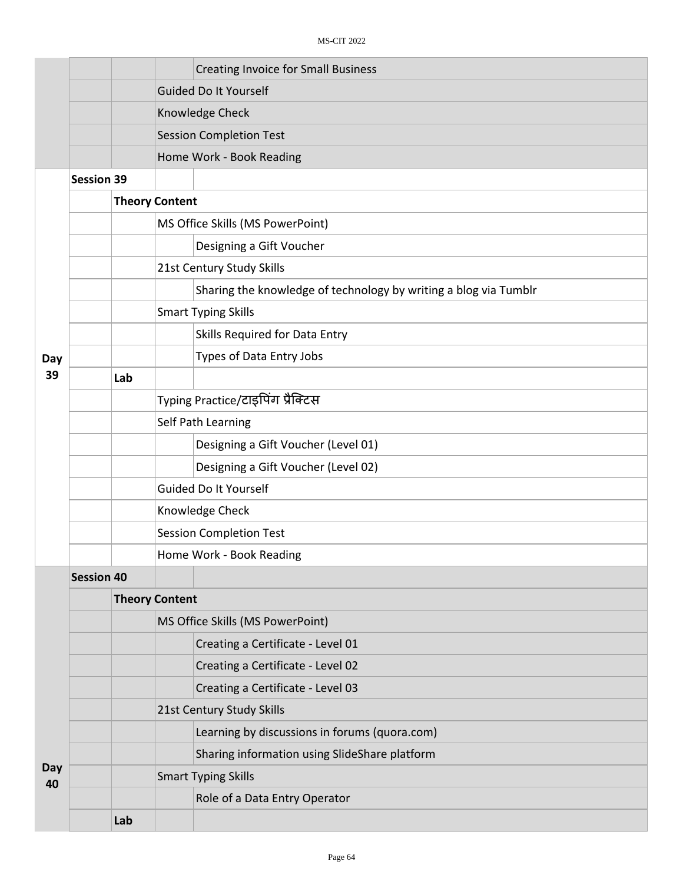| | | | | |
|---|---|---|---|---|
| | | | | Creating Invoice for Small Business |
| | | | Guided Do It Yourself | |
| | | | Knowledge Check | |
| | | | Session Completion Test | |
| | | | Home Work - Book Reading | |
| Day 39 | **Session 39** | | | |
| | | **Theory Content** | | |
| | | | MS Office Skills (MS PowerPoint) | |
| | | | | Designing a Gift Voucher |
| | | | 21st Century Study Skills | |
| | | | | Sharing the knowledge of technology by writing a blog via Tumblr |
| | | | Smart Typing Skills | |
| | | | | Skills Required for Data Entry |
| | | | | Types of Data Entry Jobs |
| | | **Lab** | | |
| | | | Typing Practice/टाइपिंग प्रैक्टिस | |
| | | | Self Path Learning | |
| | | | | Designing a Gift Voucher (Level 01) |
| | | | | Designing a Gift Voucher (Level 02) |
| | | | Guided Do It Yourself | |
| | | | Knowledge Check | |
| | | | Session Completion Test | |
| | | | Home Work - Book Reading | |
| Day 40 | **Session 40** | | | |
| | | **Theory Content** | | |
| | | | MS Office Skills (MS PowerPoint) | |
| | | | | Creating a Certificate - Level 01 |
| | | | | Creating a Certificate - Level 02 |
| | | | | Creating a Certificate - Level 03 |
| | | | 21st Century Study Skills | |
| | | | | Learning by discussions in forums (quora.com) |
| | | | | Sharing information using SlideShare platform |
| | | | Smart Typing Skills | |
| | | | | Role of a Data Entry Operator |
| | | **Lab** | | |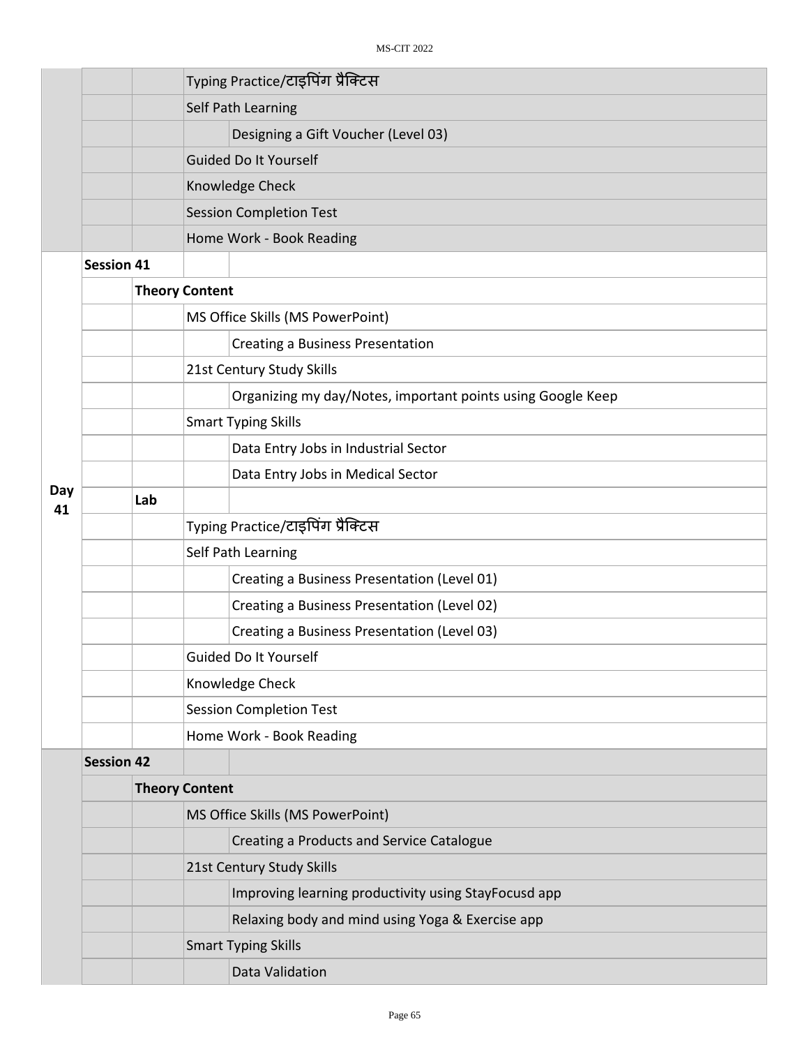| | | | |
|---|---|---|---|
| | | Typing Practice/टाइपिंग प्रैक्टिस | |
| | | Self Path Learning | |
| | | | Designing a Gift Voucher (Level 03) |
| | | Guided Do It Yourself | |
| | | Knowledge Check | |
| | | Session Completion Test | |
| | | Home Work - Book Reading | |
| Day 41 | **Session 41** | | |
| | **Theory Content** | | |
| | | MS Office Skills (MS PowerPoint) | |
| | | | Creating a Business Presentation |
| | | 21st Century Study Skills | |
| | | | Organizing my day/Notes, important points using Google Keep |
| | | Smart Typing Skills | |
| | | | Data Entry Jobs in Industrial Sector |
| | | | Data Entry Jobs in Medical Sector |
| | **Lab** | | |
| | | Typing Practice/टाइपिंग प्रैक्टिस | |
| | | Self Path Learning | |
| | | | Creating a Business Presentation (Level 01) |
| | | | Creating a Business Presentation (Level 02) |
| | | | Creating a Business Presentation (Level 03) |
| | | Guided Do It Yourself | |
| | | Knowledge Check | |
| | | Session Completion Test | |
| | | Home Work - Book Reading | |
| | **Session 42** | | |
| | **Theory Content** | | |
| | | MS Office Skills (MS PowerPoint) | |
| | | | Creating a Products and Service Catalogue |
| | | 21st Century Study Skills | |
| | | | Improving learning productivity using StayFocusd app |
| | | | Relaxing body and mind using Yoga & Exercise app |
| | | Smart Typing Skills | |
| | | | Data Validation |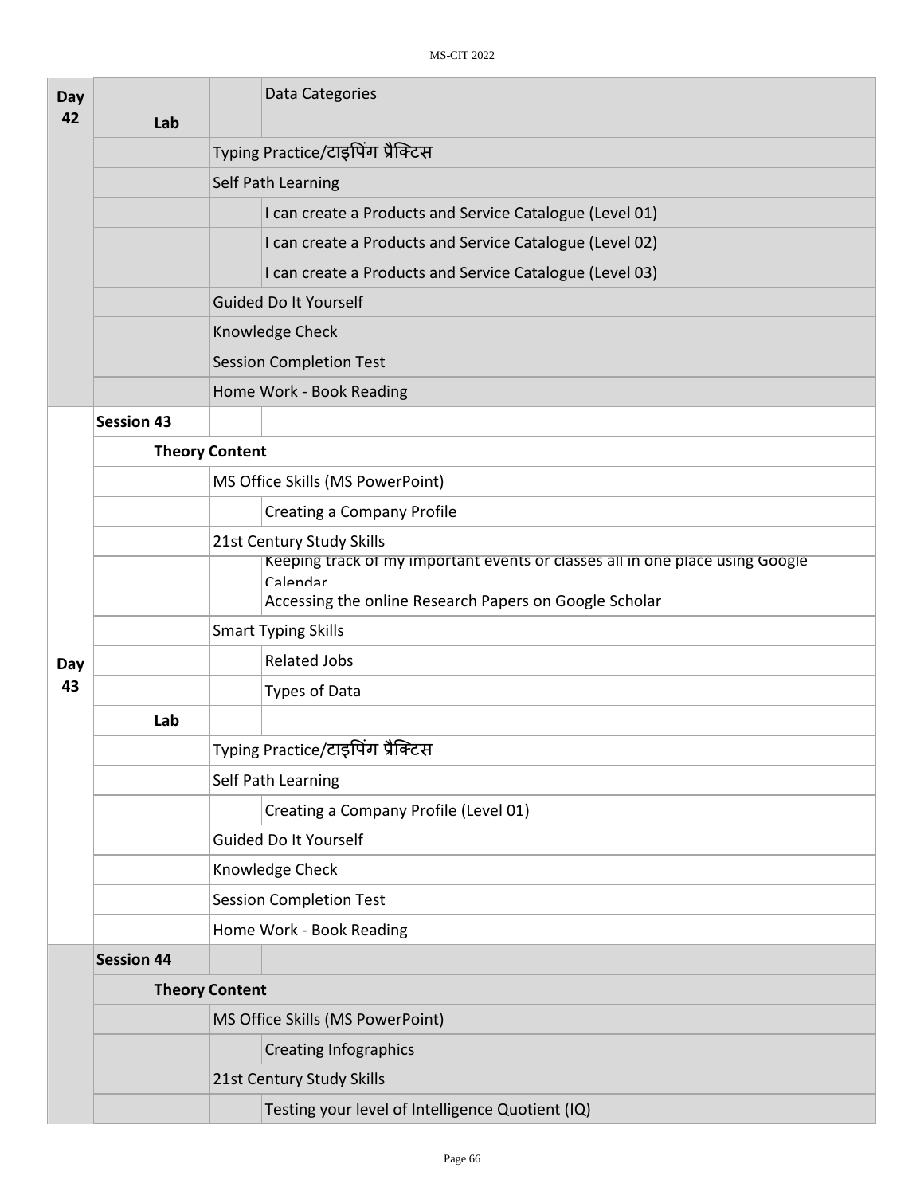| | | | | |
|---|---|---|---|---|
| Day 42 | | | | Data Categories |
| | | Lab | | |
| | | | Typing Practice/टाइपिंग प्रैक्टिस | |
| | | | Self Path Learning | |
| | | | | I can create a Products and Service Catalogue (Level 01) |
| | | | | I can create a Products and Service Catalogue (Level 02) |
| | | | | I can create a Products and Service Catalogue (Level 03) |
| | | | Guided Do It Yourself | |
| | | | Knowledge Check | |
| | | | Session Completion Test | |
| | | | Home Work - Book Reading | |
| Day 43 | Session 43 | | | |
| | | Theory Content | | |
| | | | MS Office Skills (MS PowerPoint) | |
| | | | | Creating a Company Profile |
| | | | 21st Century Study Skills | |
| | | | | Keeping track of my important events or classes all in one place using Google Calendar |
| | | | | Accessing the online Research Papers on Google Scholar |
| | | | Smart Typing Skills | |
| | | | | Related Jobs |
| | | | | Types of Data |
| | | Lab | | |
| | | | Typing Practice/टाइपिंग प्रैक्टिस | |
| | | | Self Path Learning | |
| | | | | Creating a Company Profile (Level 01) |
| | | | Guided Do It Yourself | |
| | | | Knowledge Check | |
| | | | Session Completion Test | |
| | | | Home Work - Book Reading | |
| | Session 44 | | | |
| | | Theory Content | | |
| | | | MS Office Skills (MS PowerPoint) | |
| | | | | Creating Infographics |
| | | | 21st Century Study Skills | |
| | | | | Testing your level of Intelligence Quotient (IQ) |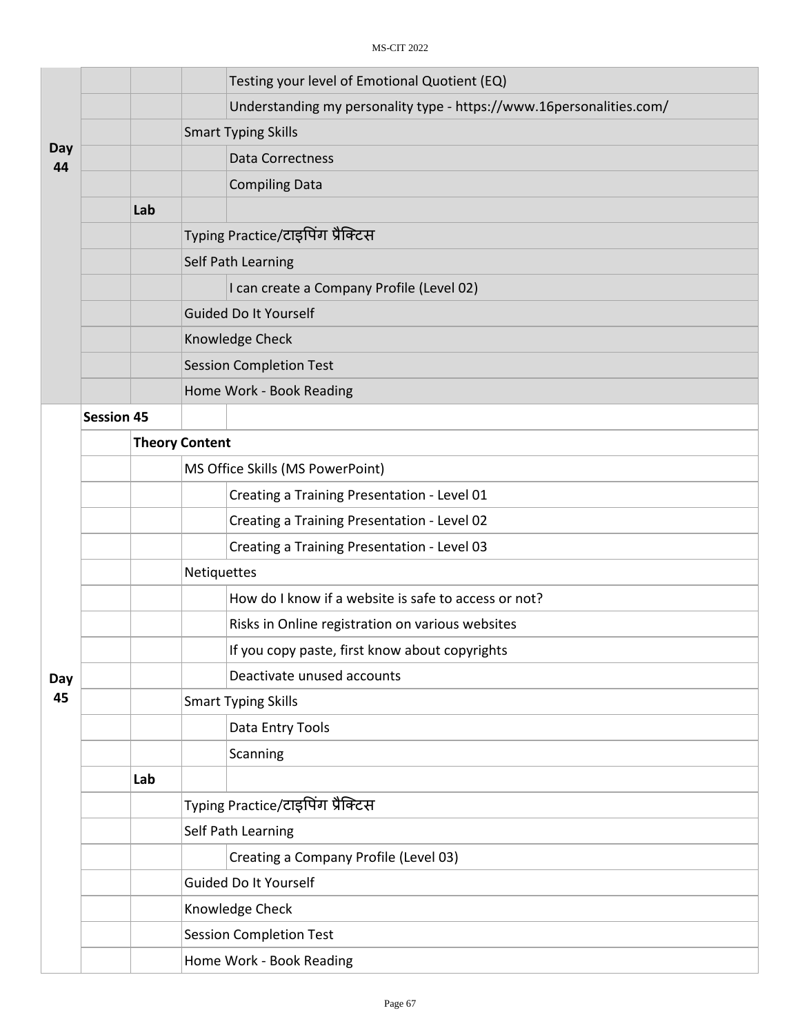| | | | | |
|---|---|---|---|---|
| Day 44 | | | | Testing your level of Emotional Quotient (EQ) |
| | | | | Understanding my personality type - https://www.16personalities.com/ |
| | | | Smart Typing Skills | |
| | | | | Data Correctness |
| | | | | Compiling Data |
| | | **Lab** | | |
| | | | Typing Practice/टाइपिंग प्रैक्टिस | |
| | | | Self Path Learning | |
| | | | | I can create a Company Profile (Level 02) |
| | | | Guided Do It Yourself | |
| | | | Knowledge Check | |
| | | | Session Completion Test | |
| | | | Home Work - Book Reading | |
| Day 45 | **Session 45** | | | |
| | | **Theory Content** | | |
| | | | MS Office Skills (MS PowerPoint) | |
| | | | | Creating a Training Presentation - Level 01 |
| | | | | Creating a Training Presentation - Level 02 |
| | | | | Creating a Training Presentation - Level 03 |
| | | | Netiquettes | |
| | | | | How do I know if a website is safe to access or not? |
| | | | | Risks in Online registration on various websites |
| | | | | If you copy paste, first know about copyrights |
| | | | | Deactivate unused accounts |
| | | | Smart Typing Skills | |
| | | | | Data Entry Tools |
| | | | | Scanning |
| | | **Lab** | | |
| | | | Typing Practice/टाइपिंग प्रैक्टिस | |
| | | | Self Path Learning | |
| | | | | Creating a Company Profile (Level 03) |
| | | | Guided Do It Yourself | |
| | | | Knowledge Check | |
| | | | Session Completion Test | |
| | | | Home Work - Book Reading | |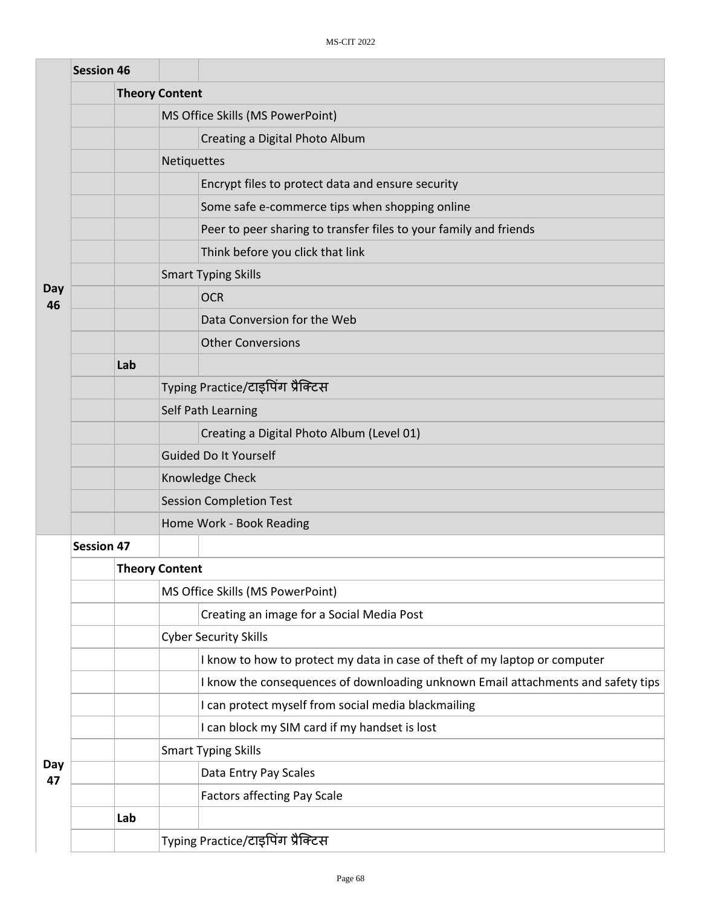| | Session 46 | | | |
|---|---|---|---|---|
| | | Theory Content | | |
| | | | MS Office Skills (MS PowerPoint) | |
| | | | | Creating a Digital Photo Album |
| | | | Netiquettes | |
| | | | | Encrypt files to protect data and ensure security |
| | | | | Some safe e-commerce tips when shopping online |
| | | | | Peer to peer sharing to transfer files to your family and friends |
| | | | | Think before you click that link |
| | | | Smart Typing Skills | |
| **Day 46** | | | | OCR |
| | | | | Data Conversion for the Web |
| | | | | Other Conversions |
| | | Lab | | |
| | | | Typing Practice/टाइपिंग प्रैक्टिस | |
| | | | Self Path Learning | |
| | | | | Creating a Digital Photo Album (Level 01) |
| | | | Guided Do It Yourself | |
| | | | Knowledge Check | |
| | | | Session Completion Test | |
| | | | Home Work - Book Reading | |
| | Session 47 | | | |
| | | Theory Content | | |
| | | | MS Office Skills (MS PowerPoint) | |
| | | | | Creating an image for a Social Media Post |
| | | | Cyber Security Skills | |
| | | | | I know to how to protect my data in case of theft of my laptop or computer |
| | | | | I know the consequences of downloading unknown Email attachments and safety tips |
| | | | | I can protect myself from social media blackmailing |
| | | | | I can block my SIM card if my handset is lost |
| | | | Smart Typing Skills | |
| **Day 47** | | | | Data Entry Pay Scales |
| | | | | Factors affecting Pay Scale |
| | | Lab | | |
| | | | Typing Practice/टाइपिंग प्रैक्टिस | |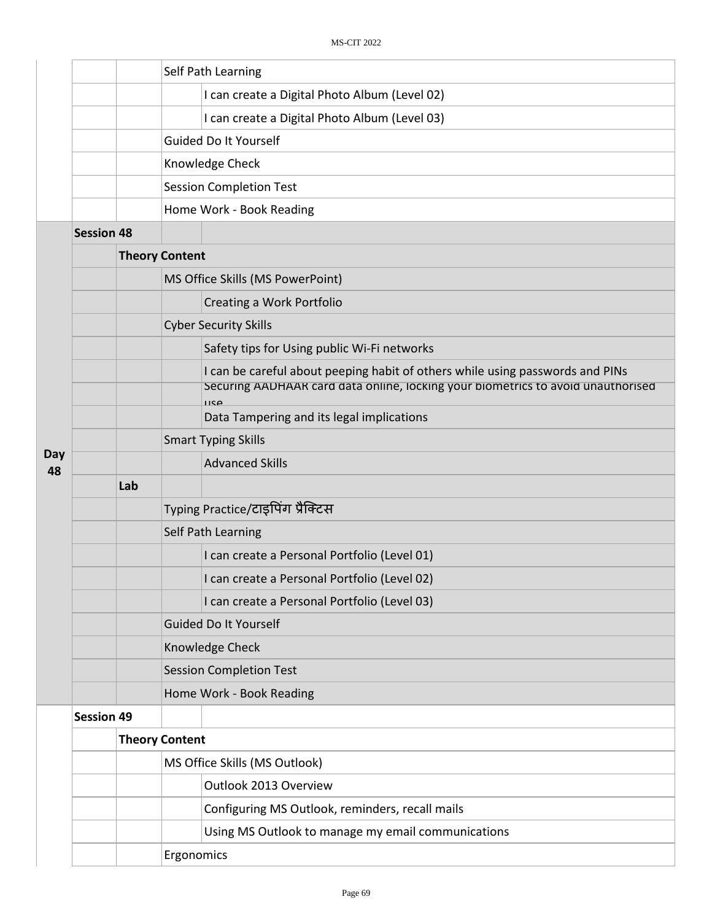| | | | | |
|---|---|---|---|---|
| | | | Self Path Learning | |
| | | | | I can create a Digital Photo Album (Level 02) |
| | | | | I can create a Digital Photo Album (Level 03) |
| | | | Guided Do It Yourself | |
| | | | Knowledge Check | |
| | | | Session Completion Test | |
| | | | Home Work - Book Reading | |
| **Day 48** | **Session 48** | | | |
| | | **Theory Content** | | |
| | | | MS Office Skills (MS PowerPoint) | |
| | | | | Creating a Work Portfolio |
| | | | Cyber Security Skills | |
| | | | | Safety tips for Using public Wi-Fi networks |
| | | | | I can be careful about peeping habit of others while using passwords and PINs |
| | | | | Securing AADHAAR card data online, locking your biometrics to avoid unauthorised use |
| | | | | Data Tampering and its legal implications |
| | | | Smart Typing Skills | |
| | | | | Advanced Skills |
| | | **Lab** | | |
| | | | Typing Practice/टाइपिंग प्रैक्टिस | |
| | | | Self Path Learning | |
| | | | | I can create a Personal Portfolio (Level 01) |
| | | | | I can create a Personal Portfolio (Level 02) |
| | | | | I can create a Personal Portfolio (Level 03) |
| | | | Guided Do It Yourself | |
| | | | Knowledge Check | |
| | | | Session Completion Test | |
| | | | Home Work - Book Reading | |
| | **Session 49** | | | |
| | | **Theory Content** | | |
| | | | MS Office Skills (MS Outlook) | |
| | | | | Outlook 2013 Overview |
| | | | | Configuring MS Outlook, reminders, recall mails |
| | | | | Using MS Outlook to manage my email communications |
| | | | Ergonomics | |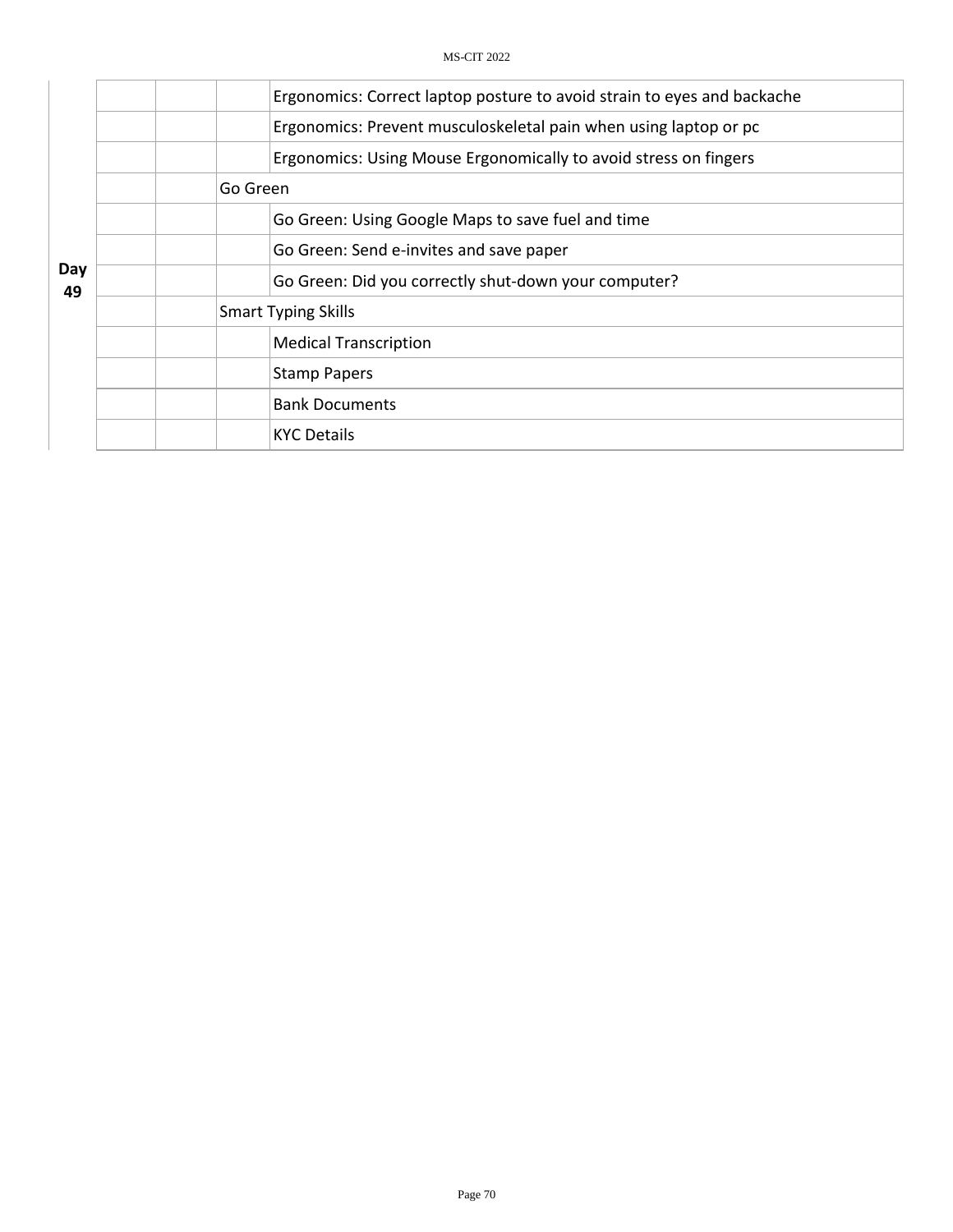| | | | | |
|---|---|---|---|---|
| Day 49 | | | | Ergonomics: Correct laptop posture to avoid strain to eyes and backache |
| | | | | Ergonomics: Prevent musculoskeletal pain when using laptop or pc |
| | | | | Ergonomics: Using Mouse Ergonomically to avoid stress on fingers |
| | | | Go Green | |
| | | | | Go Green: Using Google Maps to save fuel and time |
| | | | | Go Green: Send e-invites and save paper |
| | | | | Go Green: Did you correctly shut-down your computer? |
| | | | Smart Typing Skills | |
| | | | | Medical Transcription |
| | | | | Stamp Papers |
| | | | | Bank Documents |
| | | | | KYC Details |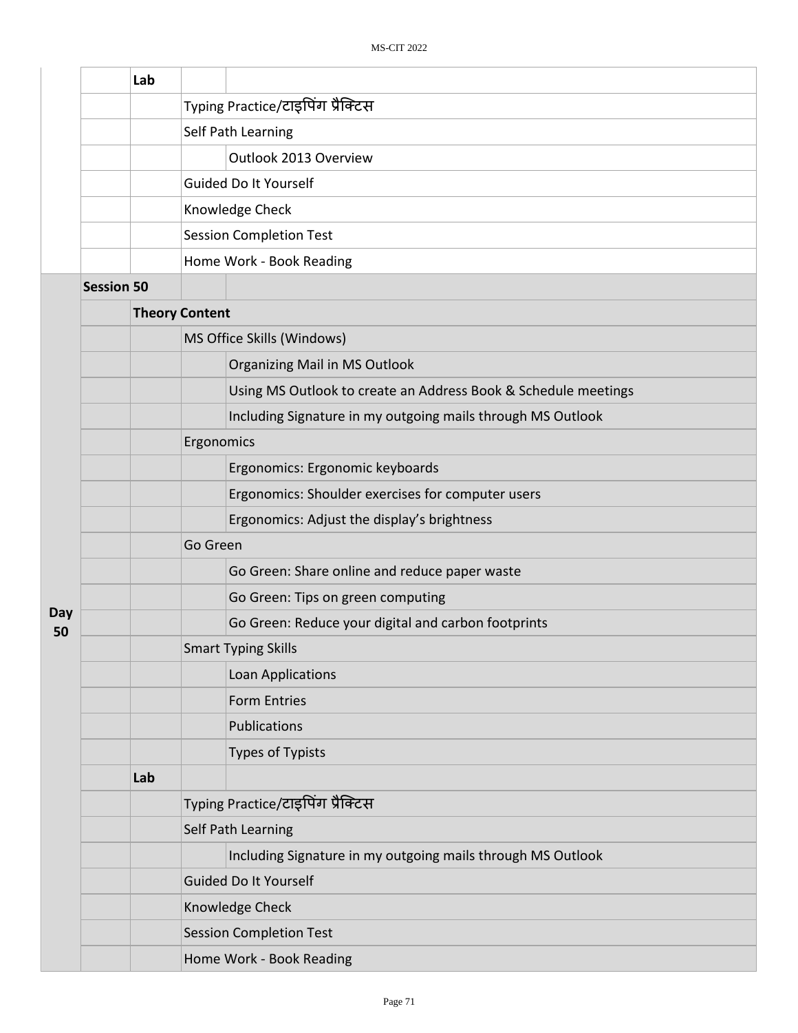|  |  |  |  |  |
|---|---|---|---|---|
|  |  | Lab |  |  |
|  |  |  | Typing Practice/टाइपिंग प्रैक्टिस |  |
|  |  |  | Self Path Learning |  |
|  |  |  |  | Outlook 2013 Overview |
|  |  |  | Guided Do It Yourself |  |
|  |  |  | Knowledge Check |  |
|  |  |  | Session Completion Test |  |
|  |  |  | Home Work - Book Reading |  |
| Day 50 | Session 50 |  |  |  |
|  |  | Theory Content |  |  |
|  |  |  | MS Office Skills (Windows) |  |
|  |  |  |  | Organizing Mail in MS Outlook |
|  |  |  |  | Using MS Outlook to create an Address Book & Schedule meetings |
|  |  |  |  | Including Signature in my outgoing mails through MS Outlook |
|  |  |  | Ergonomics |  |
|  |  |  |  | Ergonomics: Ergonomic keyboards |
|  |  |  |  | Ergonomics: Shoulder exercises for computer users |
|  |  |  |  | Ergonomics: Adjust the display's brightness |
|  |  |  | Go Green |  |
|  |  |  |  | Go Green: Share online and reduce paper waste |
|  |  |  |  | Go Green: Tips on green computing |
|  |  |  |  | Go Green: Reduce your digital and carbon footprints |
|  |  |  | Smart Typing Skills |  |
|  |  |  |  | Loan Applications |
|  |  |  |  | Form Entries |
|  |  |  |  | Publications |
|  |  |  |  | Types of Typists |
|  |  | Lab |  |  |
|  |  |  | Typing Practice/टाइपिंग प्रैक्टिस |  |
|  |  |  | Self Path Learning |  |
|  |  |  |  | Including Signature in my outgoing mails through MS Outlook |
|  |  |  | Guided Do It Yourself |  |
|  |  |  | Knowledge Check |  |
|  |  |  | Session Completion Test |  |
|  |  |  | Home Work - Book Reading |  |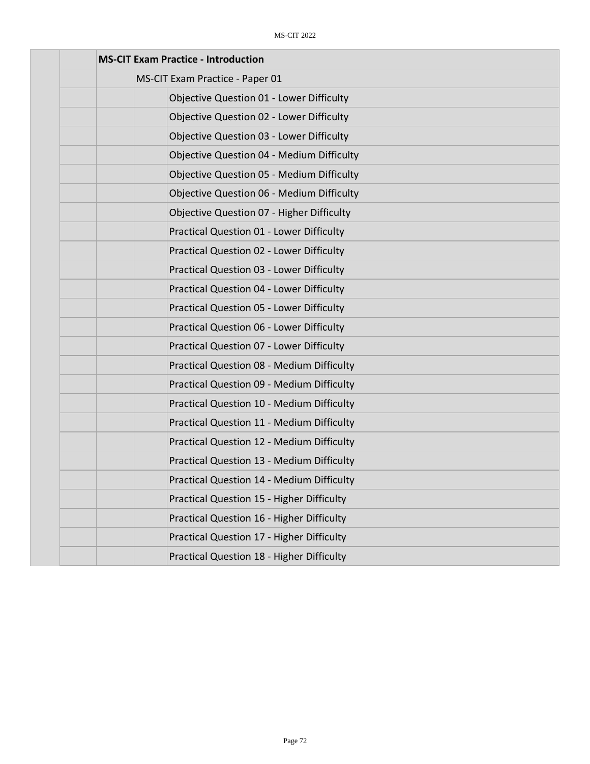| | | | | |
|---|---|---|---|---|
| | **MS-CIT Exam Practice - Introduction** | | | |
| | | MS-CIT Exam Practice - Paper 01 | | |
| | | | Objective Question 01 - Lower Difficulty | |
| | | | Objective Question 02 - Lower Difficulty | |
| | | | Objective Question 03 - Lower Difficulty | |
| | | | Objective Question 04 - Medium Difficulty | |
| | | | Objective Question 05 - Medium Difficulty | |
| | | | Objective Question 06 - Medium Difficulty | |
| | | | Objective Question 07 - Higher Difficulty | |
| | | | Practical Question 01 - Lower Difficulty | |
| | | | Practical Question 02 - Lower Difficulty | |
| | | | Practical Question 03 - Lower Difficulty | |
| | | | Practical Question 04 - Lower Difficulty | |
| | | | Practical Question 05 - Lower Difficulty | |
| | | | Practical Question 06 - Lower Difficulty | |
| | | | Practical Question 07 - Lower Difficulty | |
| | | | Practical Question 08 - Medium Difficulty | |
| | | | Practical Question 09 - Medium Difficulty | |
| | | | Practical Question 10 - Medium Difficulty | |
| | | | Practical Question 11 - Medium Difficulty | |
| | | | Practical Question 12 - Medium Difficulty | |
| | | | Practical Question 13 - Medium Difficulty | |
| | | | Practical Question 14 - Medium Difficulty | |
| | | | Practical Question 15 - Higher Difficulty | |
| | | | Practical Question 16 - Higher Difficulty | |
| | | | Practical Question 17 - Higher Difficulty | |
| | | | Practical Question 18 - Higher Difficulty | |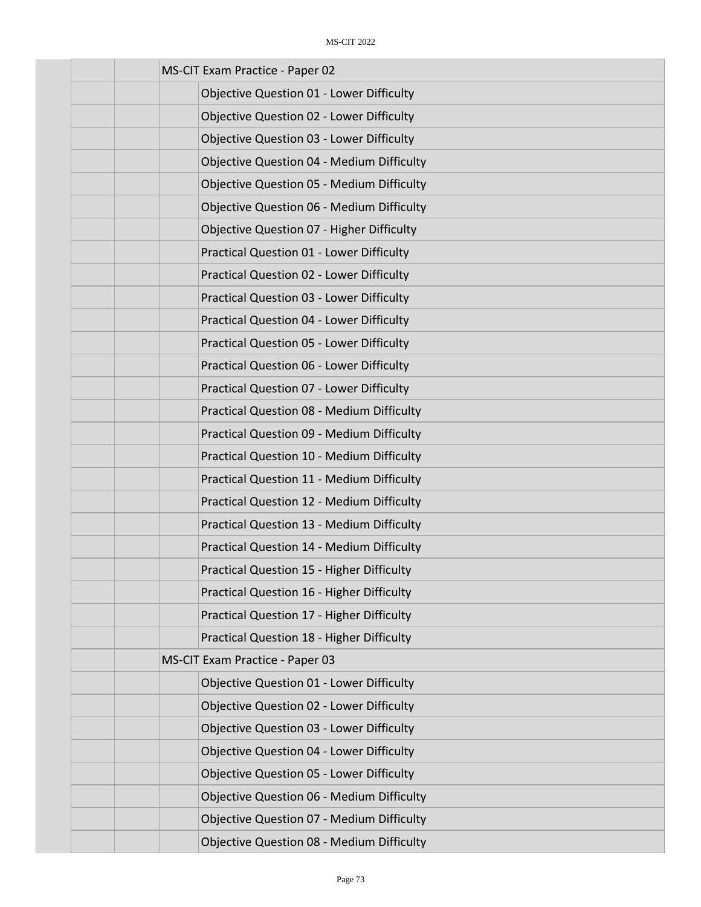- MS-CIT Exam Practice - Paper 02
  - Objective Question 01 - Lower Difficulty
  - Objective Question 02 - Lower Difficulty
  - Objective Question 03 - Lower Difficulty
  - Objective Question 04 - Medium Difficulty
  - Objective Question 05 - Medium Difficulty
  - Objective Question 06 - Medium Difficulty
  - Objective Question 07 - Higher Difficulty
  - Practical Question 01 - Lower Difficulty
  - Practical Question 02 - Lower Difficulty
  - Practical Question 03 - Lower Difficulty
  - Practical Question 04 - Lower Difficulty
  - Practical Question 05 - Lower Difficulty
  - Practical Question 06 - Lower Difficulty
  - Practical Question 07 - Lower Difficulty
  - Practical Question 08 - Medium Difficulty
  - Practical Question 09 - Medium Difficulty
  - Practical Question 10 - Medium Difficulty
  - Practical Question 11 - Medium Difficulty
  - Practical Question 12 - Medium Difficulty
  - Practical Question 13 - Medium Difficulty
  - Practical Question 14 - Medium Difficulty
  - Practical Question 15 - Higher Difficulty
  - Practical Question 16 - Higher Difficulty
  - Practical Question 17 - Higher Difficulty
  - Practical Question 18 - Higher Difficulty
- MS-CIT Exam Practice - Paper 03
  - Objective Question 01 - Lower Difficulty
  - Objective Question 02 - Lower Difficulty
  - Objective Question 03 - Lower Difficulty
  - Objective Question 04 - Lower Difficulty
  - Objective Question 05 - Lower Difficulty
  - Objective Question 06 - Medium Difficulty
  - Objective Question 07 - Medium Difficulty
  - Objective Question 08 - Medium Difficulty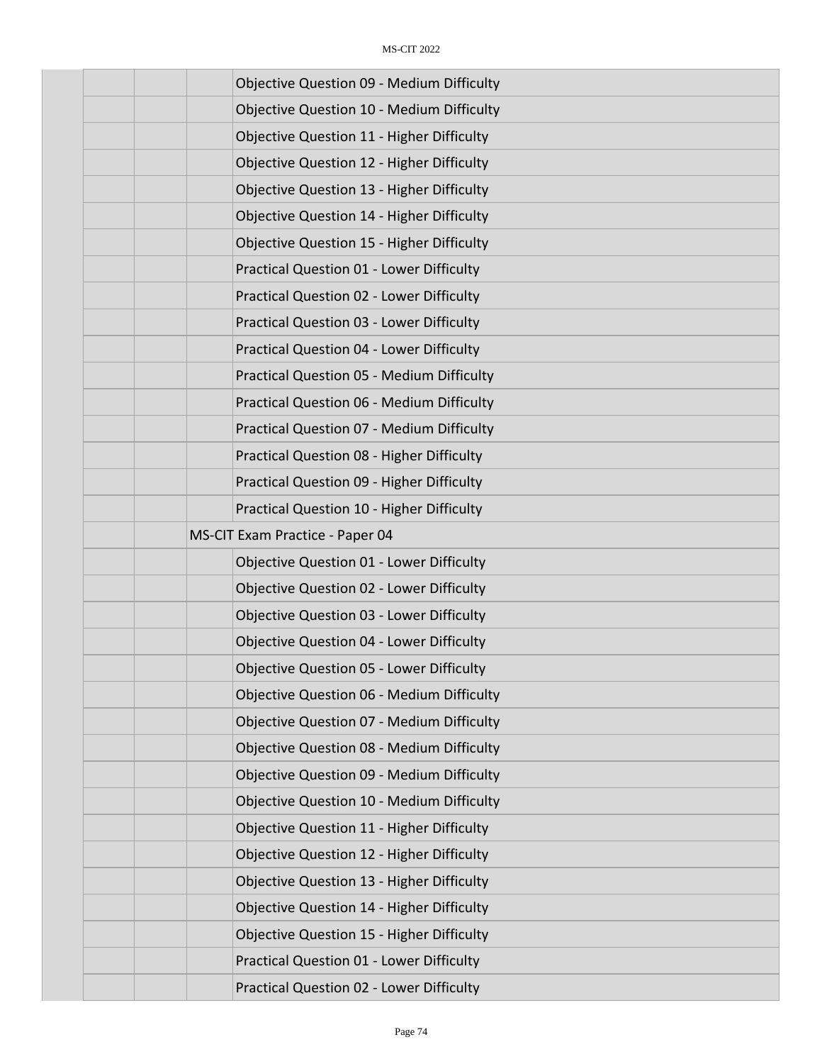| | | | | |
|---|---|---|---|---|
| | | | | Objective Question 09 - Medium Difficulty |
| | | | | Objective Question 10 - Medium Difficulty |
| | | | | Objective Question 11 - Higher Difficulty |
| | | | | Objective Question 12 - Higher Difficulty |
| | | | | Objective Question 13 - Higher Difficulty |
| | | | | Objective Question 14 - Higher Difficulty |
| | | | | Objective Question 15 - Higher Difficulty |
| | | | | Practical Question 01 - Lower Difficulty |
| | | | | Practical Question 02 - Lower Difficulty |
| | | | | Practical Question 03 - Lower Difficulty |
| | | | | Practical Question 04 - Lower Difficulty |
| | | | | Practical Question 05 - Medium Difficulty |
| | | | | Practical Question 06 - Medium Difficulty |
| | | | | Practical Question 07 - Medium Difficulty |
| | | | | Practical Question 08 - Higher Difficulty |
| | | | | Practical Question 09 - Higher Difficulty |
| | | | | Practical Question 10 - Higher Difficulty |
| | | | MS-CIT Exam Practice - Paper 04 | |
| | | | | Objective Question 01 - Lower Difficulty |
| | | | | Objective Question 02 - Lower Difficulty |
| | | | | Objective Question 03 - Lower Difficulty |
| | | | | Objective Question 04 - Lower Difficulty |
| | | | | Objective Question 05 - Lower Difficulty |
| | | | | Objective Question 06 - Medium Difficulty |
| | | | | Objective Question 07 - Medium Difficulty |
| | | | | Objective Question 08 - Medium Difficulty |
| | | | | Objective Question 09 - Medium Difficulty |
| | | | | Objective Question 10 - Medium Difficulty |
| | | | | Objective Question 11 - Higher Difficulty |
| | | | | Objective Question 12 - Higher Difficulty |
| | | | | Objective Question 13 - Higher Difficulty |
| | | | | Objective Question 14 - Higher Difficulty |
| | | | | Objective Question 15 - Higher Difficulty |
| | | | | Practical Question 01 - Lower Difficulty |
| | | | | Practical Question 02 - Lower Difficulty |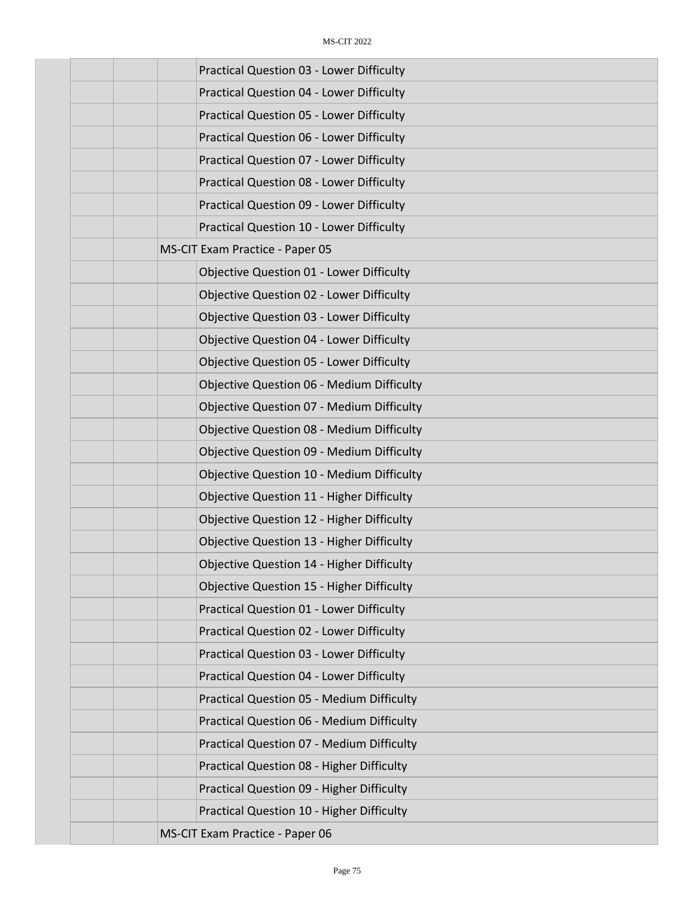| | | | | |
|---|---|---|---|---|
| | | | | Practical Question 03 - Lower Difficulty |
| | | | | Practical Question 04 - Lower Difficulty |
| | | | | Practical Question 05 - Lower Difficulty |
| | | | | Practical Question 06 - Lower Difficulty |
| | | | | Practical Question 07 - Lower Difficulty |
| | | | | Practical Question 08 - Lower Difficulty |
| | | | | Practical Question 09 - Lower Difficulty |
| | | | | Practical Question 10 - Lower Difficulty |
| | | | MS-CIT Exam Practice - Paper 05 | |
| | | | | Objective Question 01 - Lower Difficulty |
| | | | | Objective Question 02 - Lower Difficulty |
| | | | | Objective Question 03 - Lower Difficulty |
| | | | | Objective Question 04 - Lower Difficulty |
| | | | | Objective Question 05 - Lower Difficulty |
| | | | | Objective Question 06 - Medium Difficulty |
| | | | | Objective Question 07 - Medium Difficulty |
| | | | | Objective Question 08 - Medium Difficulty |
| | | | | Objective Question 09 - Medium Difficulty |
| | | | | Objective Question 10 - Medium Difficulty |
| | | | | Objective Question 11 - Higher Difficulty |
| | | | | Objective Question 12 - Higher Difficulty |
| | | | | Objective Question 13 - Higher Difficulty |
| | | | | Objective Question 14 - Higher Difficulty |
| | | | | Objective Question 15 - Higher Difficulty |
| | | | | Practical Question 01 - Lower Difficulty |
| | | | | Practical Question 02 - Lower Difficulty |
| | | | | Practical Question 03 - Lower Difficulty |
| | | | | Practical Question 04 - Lower Difficulty |
| | | | | Practical Question 05 - Medium Difficulty |
| | | | | Practical Question 06 - Medium Difficulty |
| | | | | Practical Question 07 - Medium Difficulty |
| | | | | Practical Question 08 - Higher Difficulty |
| | | | | Practical Question 09 - Higher Difficulty |
| | | | | Practical Question 10 - Higher Difficulty |
| | | | MS-CIT Exam Practice - Paper 06 | |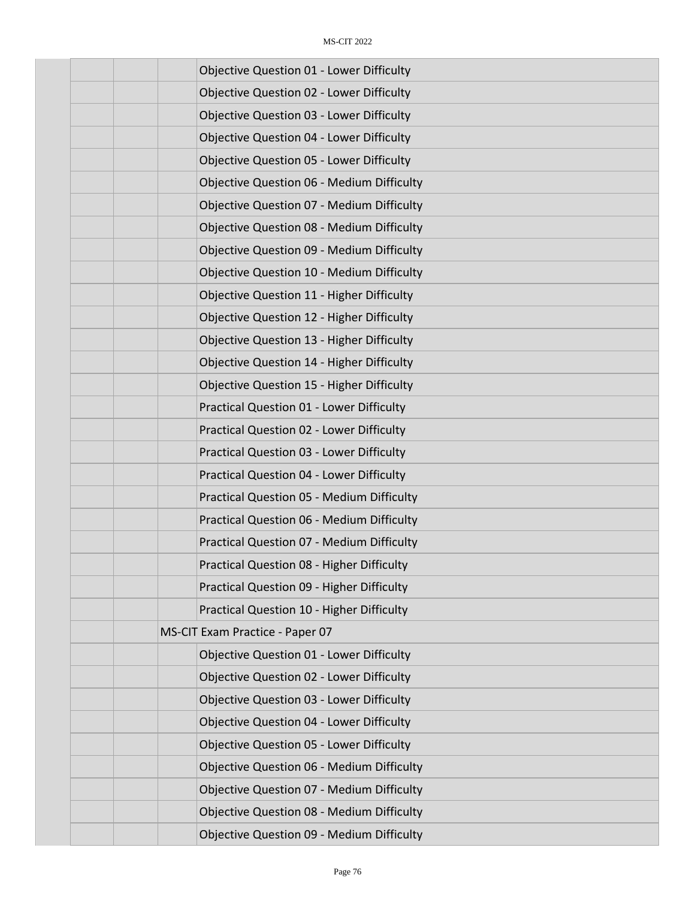| | | | | |
|---|---|---|---|---|
| | | | | Objective Question 01 - Lower Difficulty |
| | | | | Objective Question 02 - Lower Difficulty |
| | | | | Objective Question 03 - Lower Difficulty |
| | | | | Objective Question 04 - Lower Difficulty |
| | | | | Objective Question 05 - Lower Difficulty |
| | | | | Objective Question 06 - Medium Difficulty |
| | | | | Objective Question 07 - Medium Difficulty |
| | | | | Objective Question 08 - Medium Difficulty |
| | | | | Objective Question 09 - Medium Difficulty |
| | | | | Objective Question 10 - Medium Difficulty |
| | | | | Objective Question 11 - Higher Difficulty |
| | | | | Objective Question 12 - Higher Difficulty |
| | | | | Objective Question 13 - Higher Difficulty |
| | | | | Objective Question 14 - Higher Difficulty |
| | | | | Objective Question 15 - Higher Difficulty |
| | | | | Practical Question 01 - Lower Difficulty |
| | | | | Practical Question 02 - Lower Difficulty |
| | | | | Practical Question 03 - Lower Difficulty |
| | | | | Practical Question 04 - Lower Difficulty |
| | | | | Practical Question 05 - Medium Difficulty |
| | | | | Practical Question 06 - Medium Difficulty |
| | | | | Practical Question 07 - Medium Difficulty |
| | | | | Practical Question 08 - Higher Difficulty |
| | | | | Practical Question 09 - Higher Difficulty |
| | | | | Practical Question 10 - Higher Difficulty |
| | | | MS-CIT Exam Practice - Paper 07 | |
| | | | | Objective Question 01 - Lower Difficulty |
| | | | | Objective Question 02 - Lower Difficulty |
| | | | | Objective Question 03 - Lower Difficulty |
| | | | | Objective Question 04 - Lower Difficulty |
| | | | | Objective Question 05 - Lower Difficulty |
| | | | | Objective Question 06 - Medium Difficulty |
| | | | | Objective Question 07 - Medium Difficulty |
| | | | | Objective Question 08 - Medium Difficulty |
| | | | | Objective Question 09 - Medium Difficulty |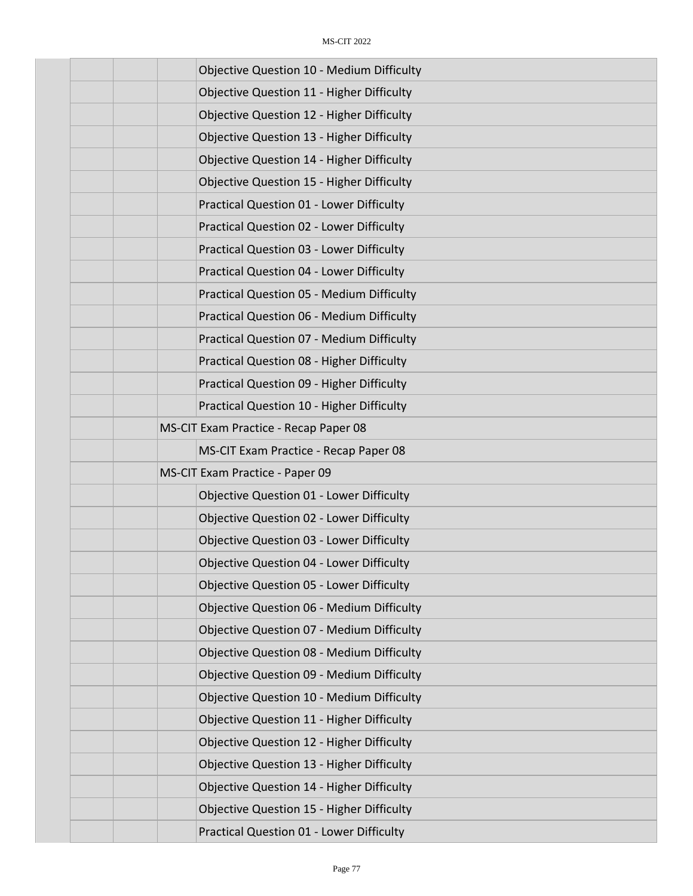| | | | | |
|---|---|---|---|---|
| | | | | Objective Question 10 - Medium Difficulty |
| | | | | Objective Question 11 - Higher Difficulty |
| | | | | Objective Question 12 - Higher Difficulty |
| | | | | Objective Question 13 - Higher Difficulty |
| | | | | Objective Question 14 - Higher Difficulty |
| | | | | Objective Question 15 - Higher Difficulty |
| | | | | Practical Question 01 - Lower Difficulty |
| | | | | Practical Question 02 - Lower Difficulty |
| | | | | Practical Question 03 - Lower Difficulty |
| | | | | Practical Question 04 - Lower Difficulty |
| | | | | Practical Question 05 - Medium Difficulty |
| | | | | Practical Question 06 - Medium Difficulty |
| | | | | Practical Question 07 - Medium Difficulty |
| | | | | Practical Question 08 - Higher Difficulty |
| | | | | Practical Question 09 - Higher Difficulty |
| | | | | Practical Question 10 - Higher Difficulty |
| | | | MS-CIT Exam Practice - Recap Paper 08 | |
| | | | | MS-CIT Exam Practice - Recap Paper 08 |
| | | | MS-CIT Exam Practice - Paper 09 | |
| | | | | Objective Question 01 - Lower Difficulty |
| | | | | Objective Question 02 - Lower Difficulty |
| | | | | Objective Question 03 - Lower Difficulty |
| | | | | Objective Question 04 - Lower Difficulty |
| | | | | Objective Question 05 - Lower Difficulty |
| | | | | Objective Question 06 - Medium Difficulty |
| | | | | Objective Question 07 - Medium Difficulty |
| | | | | Objective Question 08 - Medium Difficulty |
| | | | | Objective Question 09 - Medium Difficulty |
| | | | | Objective Question 10 - Medium Difficulty |
| | | | | Objective Question 11 - Higher Difficulty |
| | | | | Objective Question 12 - Higher Difficulty |
| | | | | Objective Question 13 - Higher Difficulty |
| | | | | Objective Question 14 - Higher Difficulty |
| | | | | Objective Question 15 - Higher Difficulty |
| | | | | Practical Question 01 - Lower Difficulty |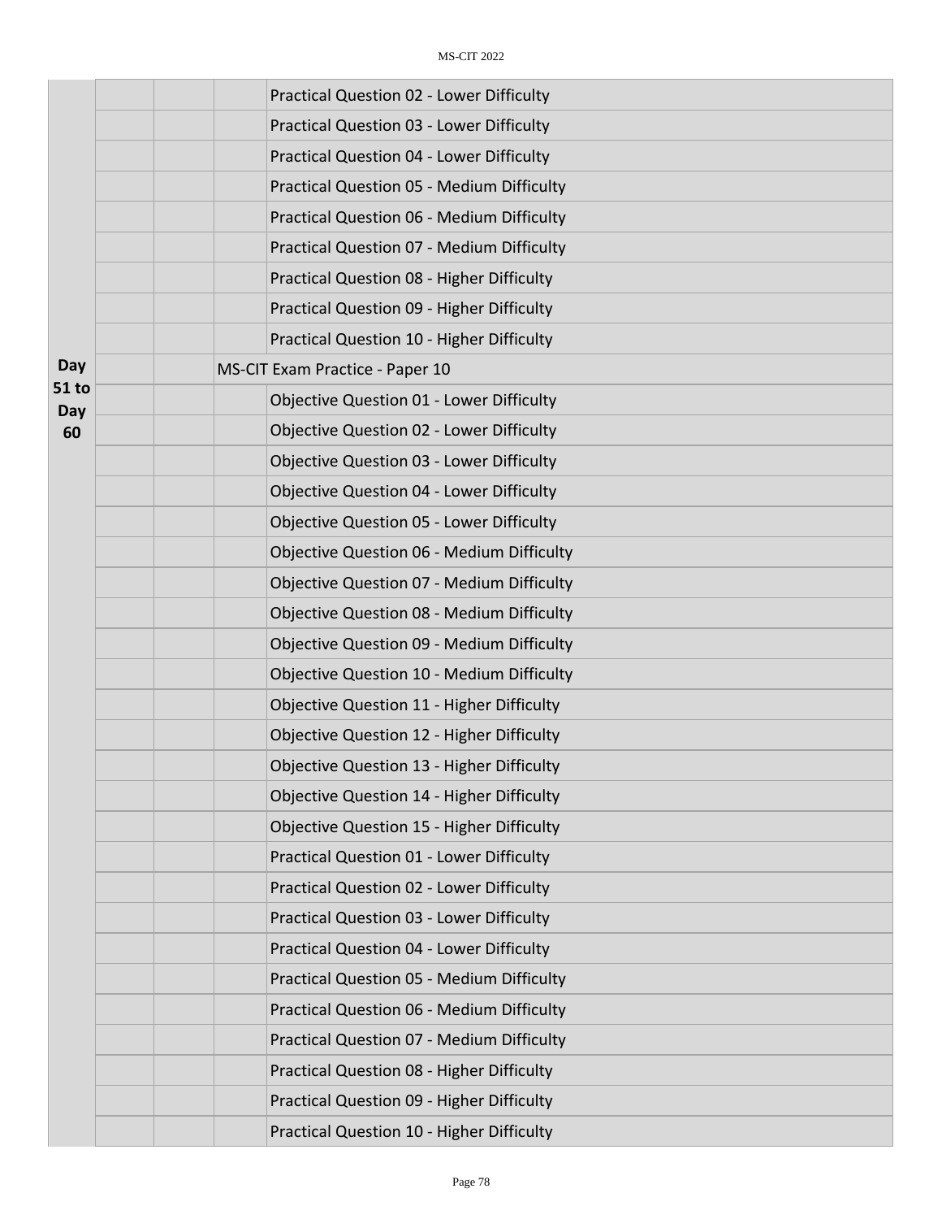| | | | | |
|---|---|---|---|---|
| Day 51 to Day 60 | | | | Practical Question 02 - Lower Difficulty |
| | | | | Practical Question 03 - Lower Difficulty |
| | | | | Practical Question 04 - Lower Difficulty |
| | | | | Practical Question 05 - Medium Difficulty |
| | | | | Practical Question 06 - Medium Difficulty |
| | | | | Practical Question 07 - Medium Difficulty |
| | | | | Practical Question 08 - Higher Difficulty |
| | | | | Practical Question 09 - Higher Difficulty |
| | | | | Practical Question 10 - Higher Difficulty |
| | | | MS-CIT Exam Practice - Paper 10 | |
| | | | | Objective Question 01 - Lower Difficulty |
| | | | | Objective Question 02 - Lower Difficulty |
| | | | | Objective Question 03 - Lower Difficulty |
| | | | | Objective Question 04 - Lower Difficulty |
| | | | | Objective Question 05 - Lower Difficulty |
| | | | | Objective Question 06 - Medium Difficulty |
| | | | | Objective Question 07 - Medium Difficulty |
| | | | | Objective Question 08 - Medium Difficulty |
| | | | | Objective Question 09 - Medium Difficulty |
| | | | | Objective Question 10 - Medium Difficulty |
| | | | | Objective Question 11 - Higher Difficulty |
| | | | | Objective Question 12 - Higher Difficulty |
| | | | | Objective Question 13 - Higher Difficulty |
| | | | | Objective Question 14 - Higher Difficulty |
| | | | | Objective Question 15 - Higher Difficulty |
| | | | | Practical Question 01 - Lower Difficulty |
| | | | | Practical Question 02 - Lower Difficulty |
| | | | | Practical Question 03 - Lower Difficulty |
| | | | | Practical Question 04 - Lower Difficulty |
| | | | | Practical Question 05 - Medium Difficulty |
| | | | | Practical Question 06 - Medium Difficulty |
| | | | | Practical Question 07 - Medium Difficulty |
| | | | | Practical Question 08 - Higher Difficulty |
| | | | | Practical Question 09 - Higher Difficulty |
| | | | | Practical Question 10 - Higher Difficulty |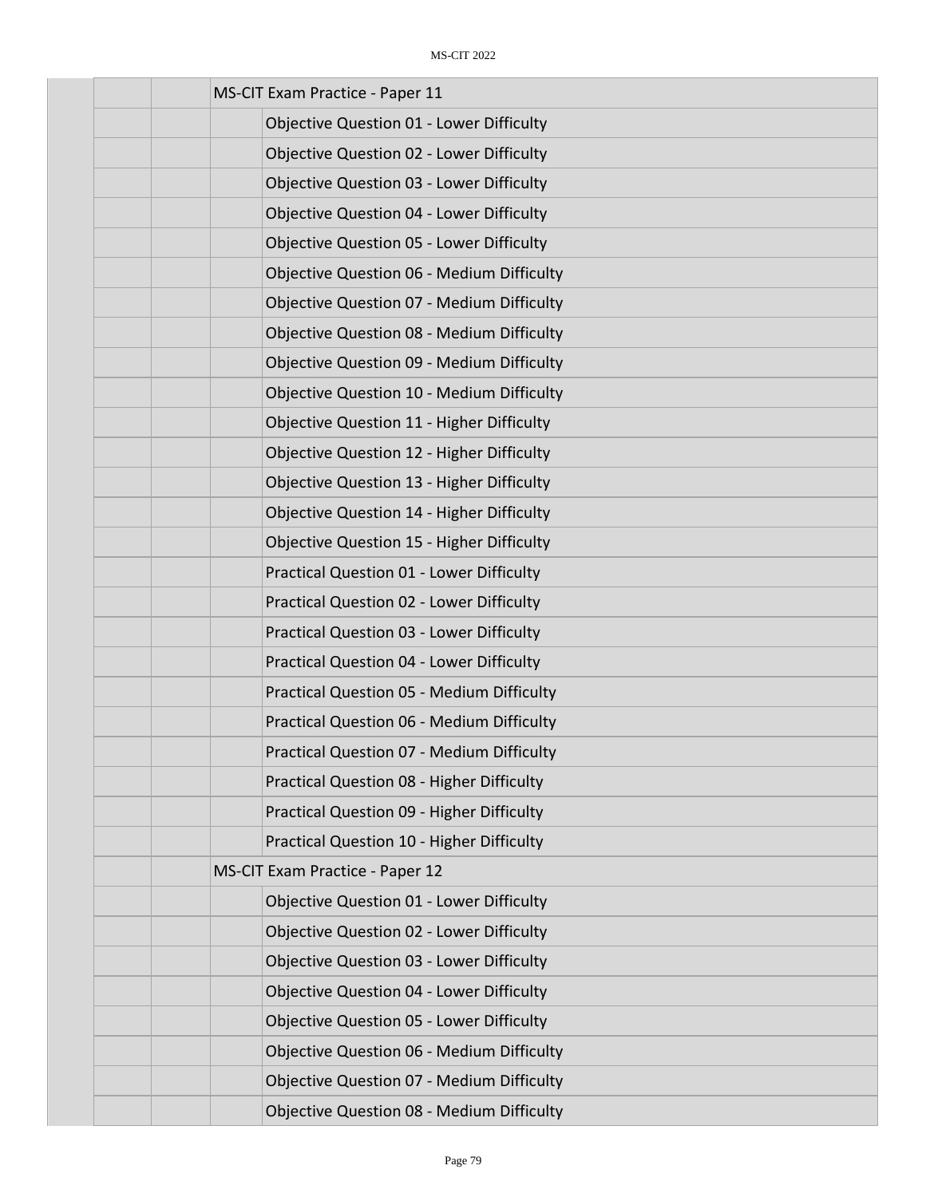| | | | |
|---|---|---|---|
| | | MS-CIT Exam Practice - Paper 11 | |
| | | | Objective Question 01 - Lower Difficulty |
| | | | Objective Question 02 - Lower Difficulty |
| | | | Objective Question 03 - Lower Difficulty |
| | | | Objective Question 04 - Lower Difficulty |
| | | | Objective Question 05 - Lower Difficulty |
| | | | Objective Question 06 - Medium Difficulty |
| | | | Objective Question 07 - Medium Difficulty |
| | | | Objective Question 08 - Medium Difficulty |
| | | | Objective Question 09 - Medium Difficulty |
| | | | Objective Question 10 - Medium Difficulty |
| | | | Objective Question 11 - Higher Difficulty |
| | | | Objective Question 12 - Higher Difficulty |
| | | | Objective Question 13 - Higher Difficulty |
| | | | Objective Question 14 - Higher Difficulty |
| | | | Objective Question 15 - Higher Difficulty |
| | | | Practical Question 01 - Lower Difficulty |
| | | | Practical Question 02 - Lower Difficulty |
| | | | Practical Question 03 - Lower Difficulty |
| | | | Practical Question 04 - Lower Difficulty |
| | | | Practical Question 05 - Medium Difficulty |
| | | | Practical Question 06 - Medium Difficulty |
| | | | Practical Question 07 - Medium Difficulty |
| | | | Practical Question 08 - Higher Difficulty |
| | | | Practical Question 09 - Higher Difficulty |
| | | | Practical Question 10 - Higher Difficulty |
| | | MS-CIT Exam Practice - Paper 12 | |
| | | | Objective Question 01 - Lower Difficulty |
| | | | Objective Question 02 - Lower Difficulty |
| | | | Objective Question 03 - Lower Difficulty |
| | | | Objective Question 04 - Lower Difficulty |
| | | | Objective Question 05 - Lower Difficulty |
| | | | Objective Question 06 - Medium Difficulty |
| | | | Objective Question 07 - Medium Difficulty |
| | | | Objective Question 08 - Medium Difficulty |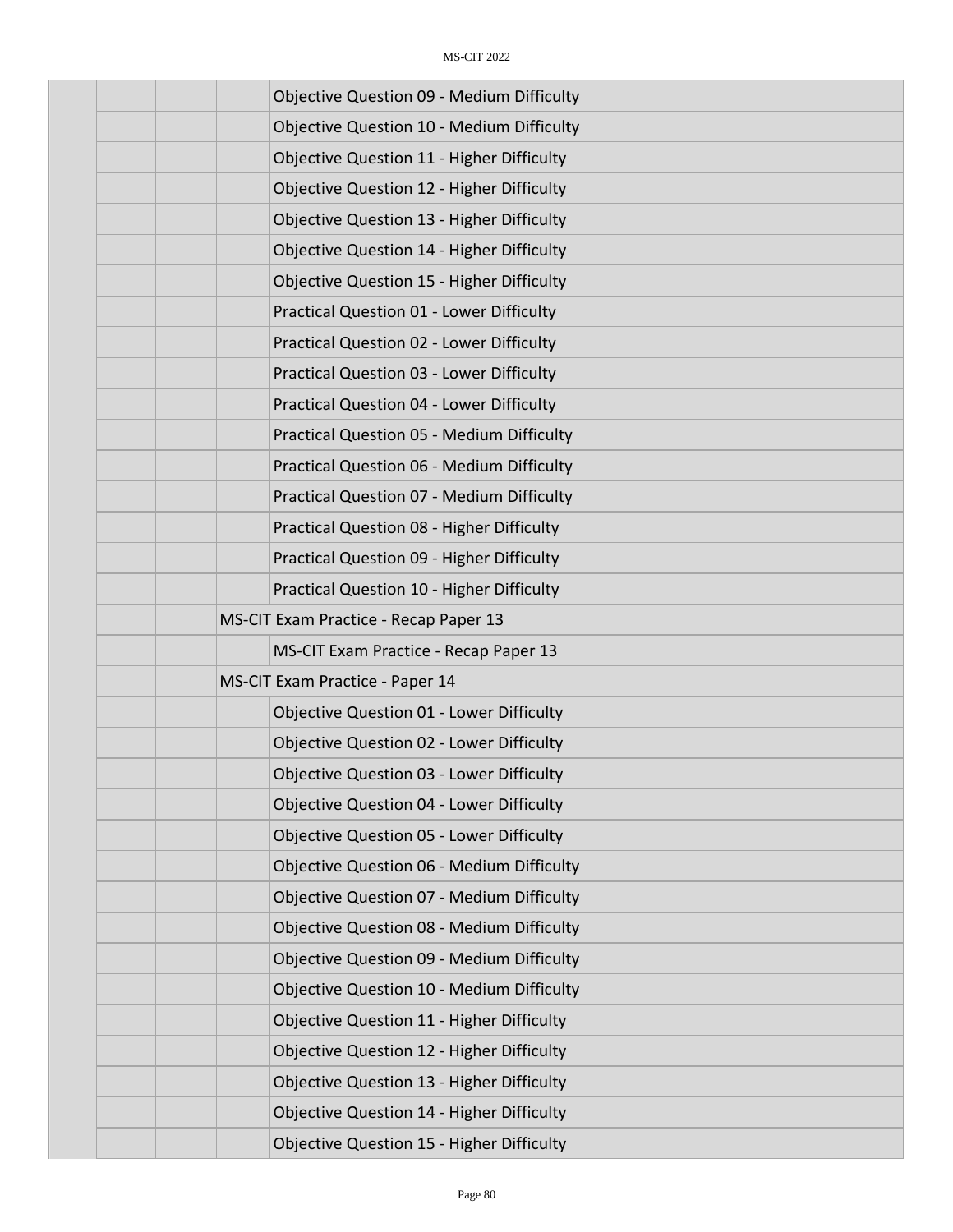| | | | | |
|---|---|---|---|---|
| | | | | Objective Question 09 - Medium Difficulty |
| | | | | Objective Question 10 - Medium Difficulty |
| | | | | Objective Question 11 - Higher Difficulty |
| | | | | Objective Question 12 - Higher Difficulty |
| | | | | Objective Question 13 - Higher Difficulty |
| | | | | Objective Question 14 - Higher Difficulty |
| | | | | Objective Question 15 - Higher Difficulty |
| | | | | Practical Question 01 - Lower Difficulty |
| | | | | Practical Question 02 - Lower Difficulty |
| | | | | Practical Question 03 - Lower Difficulty |
| | | | | Practical Question 04 - Lower Difficulty |
| | | | | Practical Question 05 - Medium Difficulty |
| | | | | Practical Question 06 - Medium Difficulty |
| | | | | Practical Question 07 - Medium Difficulty |
| | | | | Practical Question 08 - Higher Difficulty |
| | | | | Practical Question 09 - Higher Difficulty |
| | | | | Practical Question 10 - Higher Difficulty |
| | | | MS-CIT Exam Practice - Recap Paper 13 | |
| | | | | MS-CIT Exam Practice - Recap Paper 13 |
| | | | MS-CIT Exam Practice - Paper 14 | |
| | | | | Objective Question 01 - Lower Difficulty |
| | | | | Objective Question 02 - Lower Difficulty |
| | | | | Objective Question 03 - Lower Difficulty |
| | | | | Objective Question 04 - Lower Difficulty |
| | | | | Objective Question 05 - Lower Difficulty |
| | | | | Objective Question 06 - Medium Difficulty |
| | | | | Objective Question 07 - Medium Difficulty |
| | | | | Objective Question 08 - Medium Difficulty |
| | | | | Objective Question 09 - Medium Difficulty |
| | | | | Objective Question 10 - Medium Difficulty |
| | | | | Objective Question 11 - Higher Difficulty |
| | | | | Objective Question 12 - Higher Difficulty |
| | | | | Objective Question 13 - Higher Difficulty |
| | | | | Objective Question 14 - Higher Difficulty |
| | | | | Objective Question 15 - Higher Difficulty |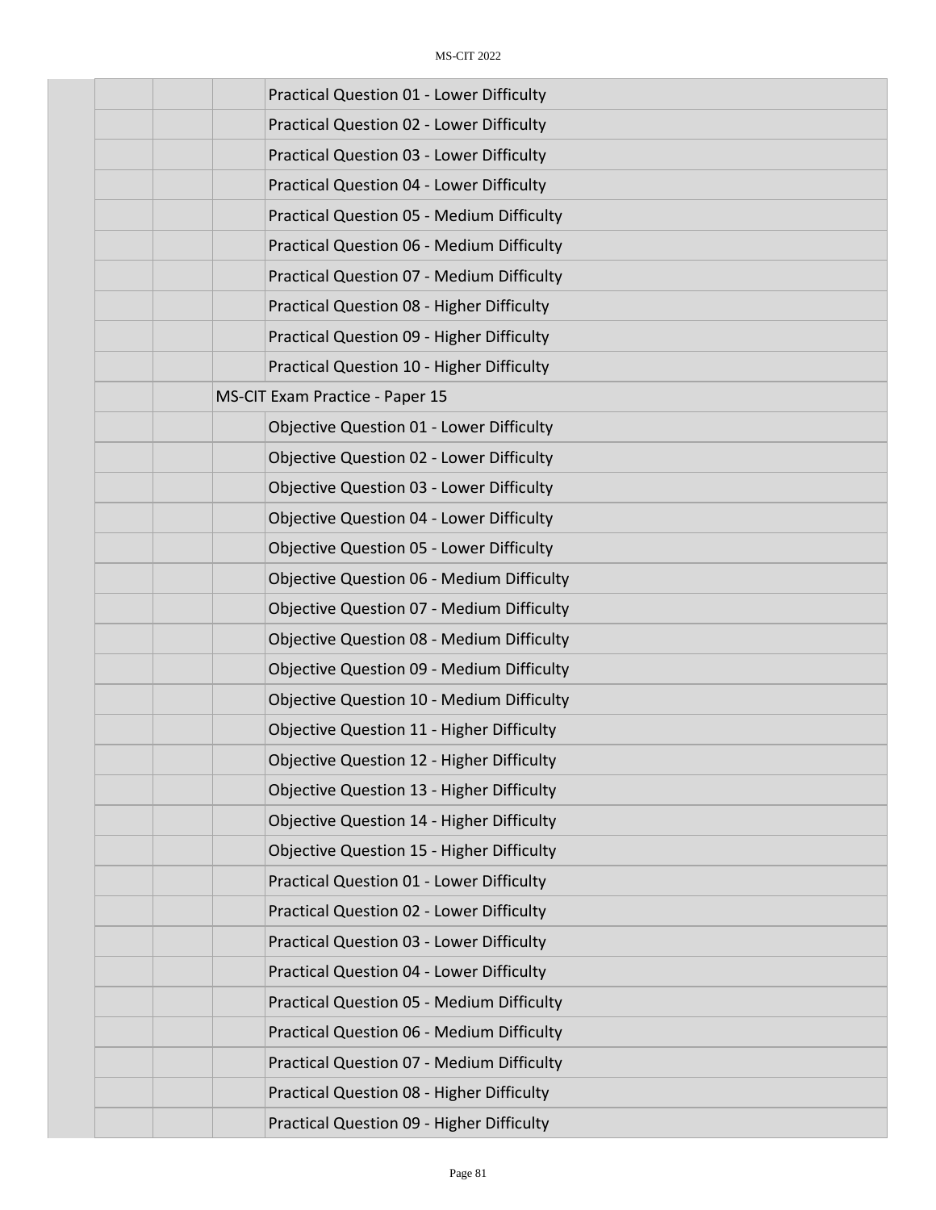| | | | |
|---|---|---|---|
| | | | Practical Question 01 - Lower Difficulty |
| | | | Practical Question 02 - Lower Difficulty |
| | | | Practical Question 03 - Lower Difficulty |
| | | | Practical Question 04 - Lower Difficulty |
| | | | Practical Question 05 - Medium Difficulty |
| | | | Practical Question 06 - Medium Difficulty |
| | | | Practical Question 07 - Medium Difficulty |
| | | | Practical Question 08 - Higher Difficulty |
| | | | Practical Question 09 - Higher Difficulty |
| | | | Practical Question 10 - Higher Difficulty |
| | | MS-CIT Exam Practice - Paper 15 | |
| | | | Objective Question 01 - Lower Difficulty |
| | | | Objective Question 02 - Lower Difficulty |
| | | | Objective Question 03 - Lower Difficulty |
| | | | Objective Question 04 - Lower Difficulty |
| | | | Objective Question 05 - Lower Difficulty |
| | | | Objective Question 06 - Medium Difficulty |
| | | | Objective Question 07 - Medium Difficulty |
| | | | Objective Question 08 - Medium Difficulty |
| | | | Objective Question 09 - Medium Difficulty |
| | | | Objective Question 10 - Medium Difficulty |
| | | | Objective Question 11 - Higher Difficulty |
| | | | Objective Question 12 - Higher Difficulty |
| | | | Objective Question 13 - Higher Difficulty |
| | | | Objective Question 14 - Higher Difficulty |
| | | | Objective Question 15 - Higher Difficulty |
| | | | Practical Question 01 - Lower Difficulty |
| | | | Practical Question 02 - Lower Difficulty |
| | | | Practical Question 03 - Lower Difficulty |
| | | | Practical Question 04 - Lower Difficulty |
| | | | Practical Question 05 - Medium Difficulty |
| | | | Practical Question 06 - Medium Difficulty |
| | | | Practical Question 07 - Medium Difficulty |
| | | | Practical Question 08 - Higher Difficulty |
| | | | Practical Question 09 - Higher Difficulty |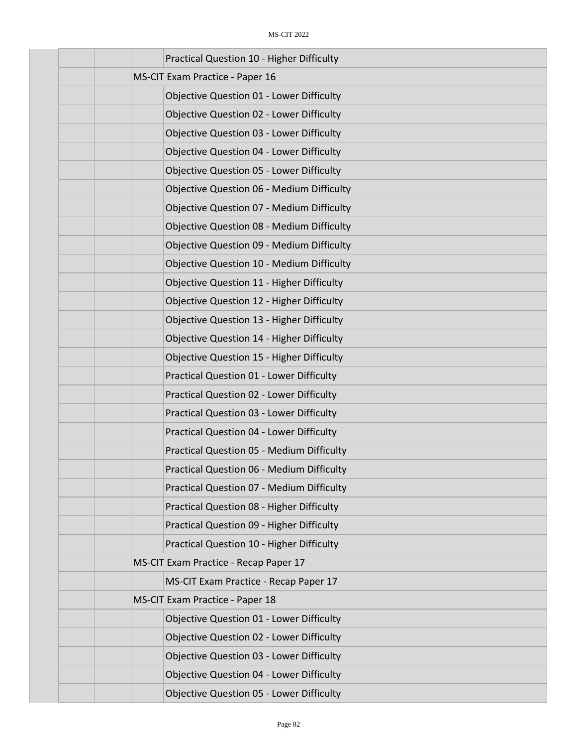| | | | | |
|---|---|---|---|---|
| | | | | Practical Question 10 - Higher Difficulty |
| | | MS-CIT Exam Practice - Paper 16 | | |
| | | | | Objective Question 01 - Lower Difficulty |
| | | | | Objective Question 02 - Lower Difficulty |
| | | | | Objective Question 03 - Lower Difficulty |
| | | | | Objective Question 04 - Lower Difficulty |
| | | | | Objective Question 05 - Lower Difficulty |
| | | | | Objective Question 06 - Medium Difficulty |
| | | | | Objective Question 07 - Medium Difficulty |
| | | | | Objective Question 08 - Medium Difficulty |
| | | | | Objective Question 09 - Medium Difficulty |
| | | | | Objective Question 10 - Medium Difficulty |
| | | | | Objective Question 11 - Higher Difficulty |
| | | | | Objective Question 12 - Higher Difficulty |
| | | | | Objective Question 13 - Higher Difficulty |
| | | | | Objective Question 14 - Higher Difficulty |
| | | | | Objective Question 15 - Higher Difficulty |
| | | | | Practical Question 01 - Lower Difficulty |
| | | | | Practical Question 02 - Lower Difficulty |
| | | | | Practical Question 03 - Lower Difficulty |
| | | | | Practical Question 04 - Lower Difficulty |
| | | | | Practical Question 05 - Medium Difficulty |
| | | | | Practical Question 06 - Medium Difficulty |
| | | | | Practical Question 07 - Medium Difficulty |
| | | | | Practical Question 08 - Higher Difficulty |
| | | | | Practical Question 09 - Higher Difficulty |
| | | | | Practical Question 10 - Higher Difficulty |
| | | MS-CIT Exam Practice - Recap Paper 17 | | |
| | | | | MS-CIT Exam Practice - Recap Paper 17 |
| | | MS-CIT Exam Practice - Paper 18 | | |
| | | | | Objective Question 01 - Lower Difficulty |
| | | | | Objective Question 02 - Lower Difficulty |
| | | | | Objective Question 03 - Lower Difficulty |
| | | | | Objective Question 04 - Lower Difficulty |
| | | | | Objective Question 05 - Lower Difficulty |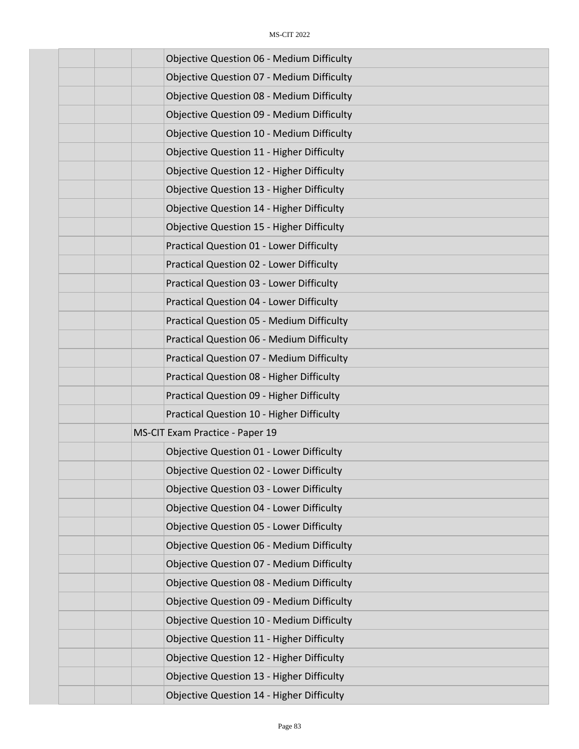| | | | | |
|---|---|---|---|---|
| | | | | Objective Question 06 - Medium Difficulty |
| | | | | Objective Question 07 - Medium Difficulty |
| | | | | Objective Question 08 - Medium Difficulty |
| | | | | Objective Question 09 - Medium Difficulty |
| | | | | Objective Question 10 - Medium Difficulty |
| | | | | Objective Question 11 - Higher Difficulty |
| | | | | Objective Question 12 - Higher Difficulty |
| | | | | Objective Question 13 - Higher Difficulty |
| | | | | Objective Question 14 - Higher Difficulty |
| | | | | Objective Question 15 - Higher Difficulty |
| | | | | Practical Question 01 - Lower Difficulty |
| | | | | Practical Question 02 - Lower Difficulty |
| | | | | Practical Question 03 - Lower Difficulty |
| | | | | Practical Question 04 - Lower Difficulty |
| | | | | Practical Question 05 - Medium Difficulty |
| | | | | Practical Question 06 - Medium Difficulty |
| | | | | Practical Question 07 - Medium Difficulty |
| | | | | Practical Question 08 - Higher Difficulty |
| | | | | Practical Question 09 - Higher Difficulty |
| | | | | Practical Question 10 - Higher Difficulty |
| | | | MS-CIT Exam Practice - Paper 19 | |
| | | | | Objective Question 01 - Lower Difficulty |
| | | | | Objective Question 02 - Lower Difficulty |
| | | | | Objective Question 03 - Lower Difficulty |
| | | | | Objective Question 04 - Lower Difficulty |
| | | | | Objective Question 05 - Lower Difficulty |
| | | | | Objective Question 06 - Medium Difficulty |
| | | | | Objective Question 07 - Medium Difficulty |
| | | | | Objective Question 08 - Medium Difficulty |
| | | | | Objective Question 09 - Medium Difficulty |
| | | | | Objective Question 10 - Medium Difficulty |
| | | | | Objective Question 11 - Higher Difficulty |
| | | | | Objective Question 12 - Higher Difficulty |
| | | | | Objective Question 13 - Higher Difficulty |
| | | | | Objective Question 14 - Higher Difficulty |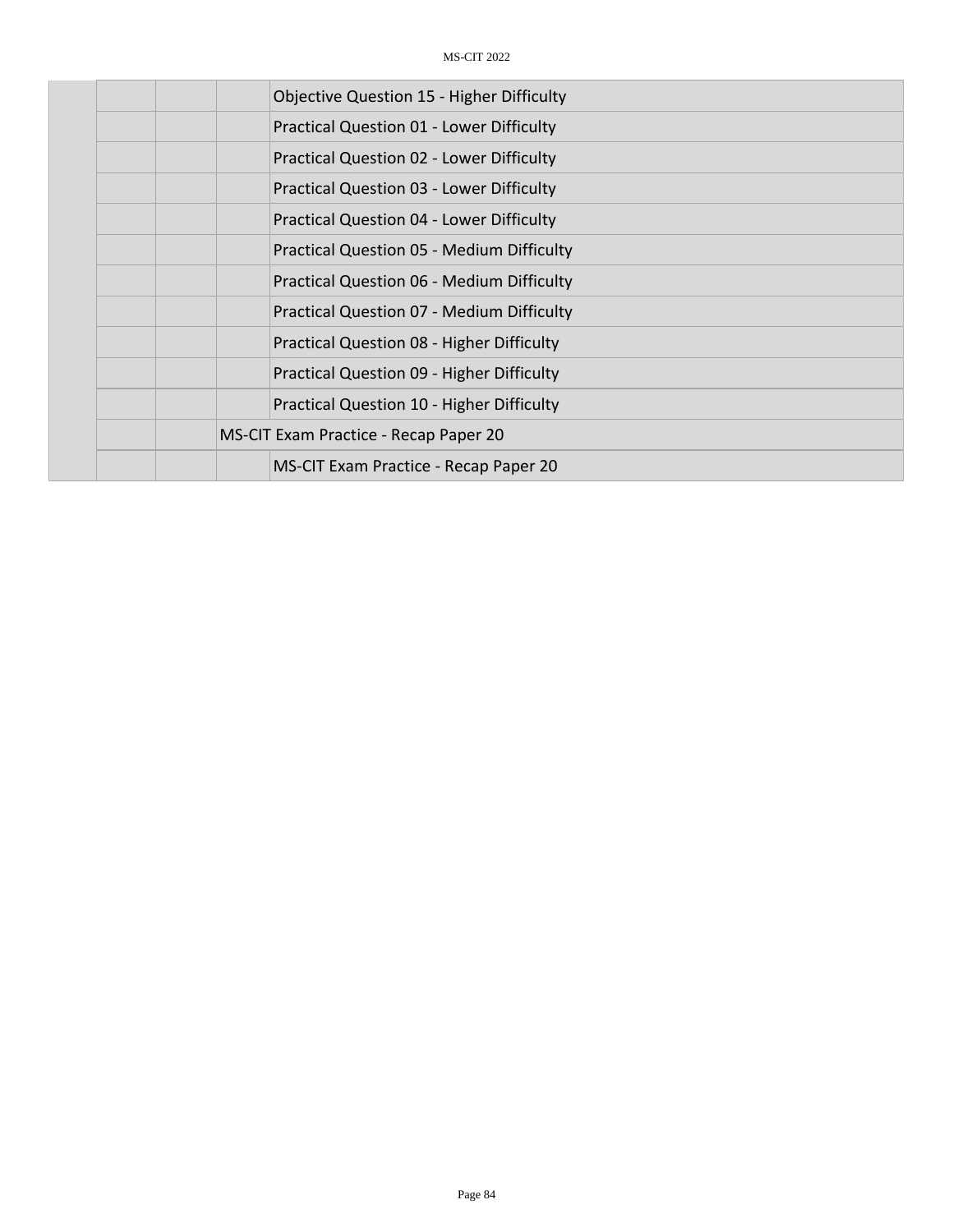| | | | | |
|---|---|---|---|---|
| | | | | Objective Question 15 - Higher Difficulty |
| | | | | Practical Question 01 - Lower Difficulty |
| | | | | Practical Question 02 - Lower Difficulty |
| | | | | Practical Question 03 - Lower Difficulty |
| | | | | Practical Question 04 - Lower Difficulty |
| | | | | Practical Question 05 - Medium Difficulty |
| | | | | Practical Question 06 - Medium Difficulty |
| | | | | Practical Question 07 - Medium Difficulty |
| | | | | Practical Question 08 - Higher Difficulty |
| | | | | Practical Question 09 - Higher Difficulty |
| | | | | Practical Question 10 - Higher Difficulty |
| | | | MS-CIT Exam Practice - Recap Paper 20 | |
| | | | | MS-CIT Exam Practice - Recap Paper 20 |